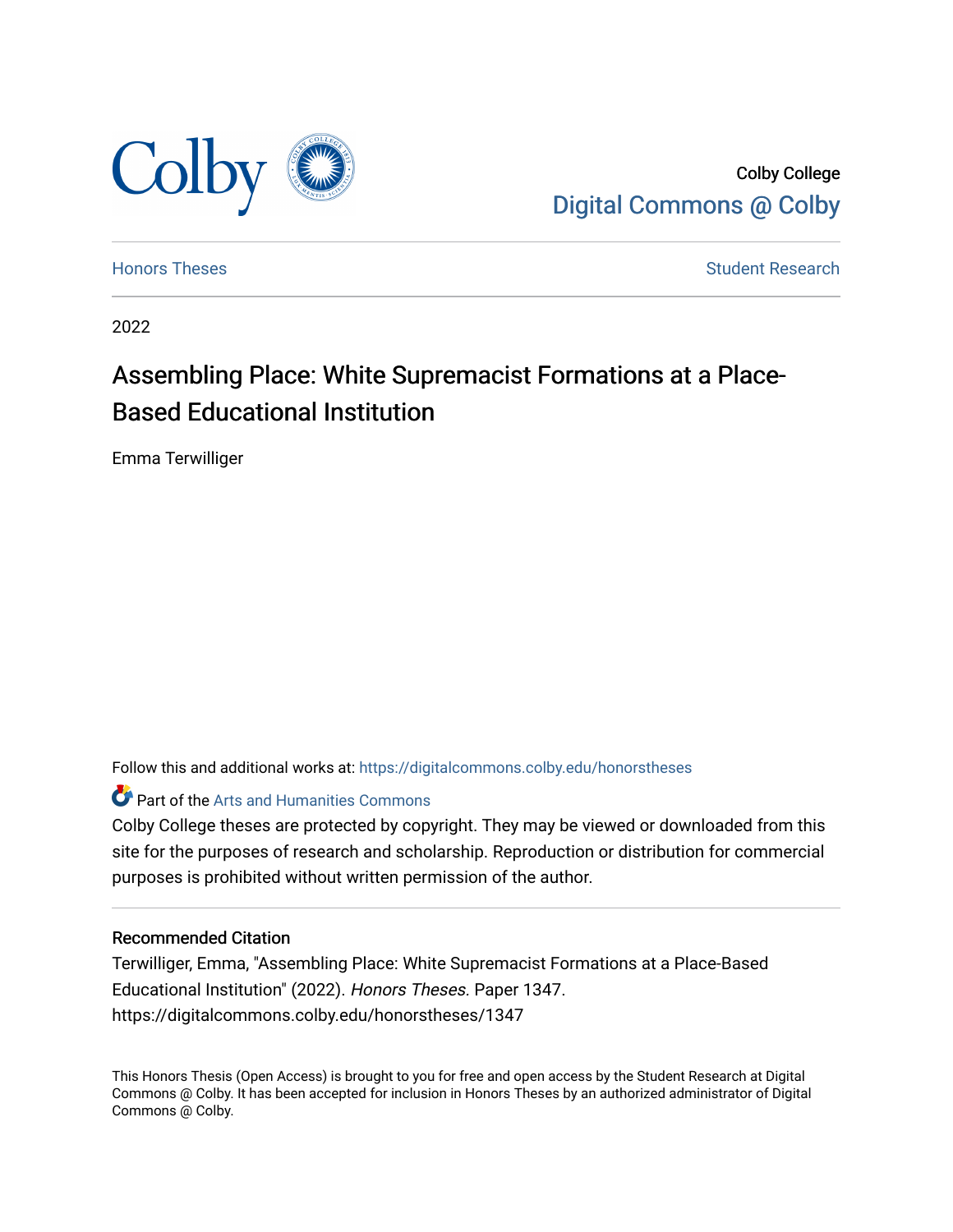Colby College

Digital Commons @ Colby

Honors Theses | Student Research

2022

# Assembling Place: White Supremacist Formations at a Place-Based Educational Institution

Emma Terwilliger

Follow this and additional works at: https://digitalcommons.colby.edu/honorstheses

Part of the Arts and Humanities Commons

Colby College theses are protected by copyright. They may be viewed or downloaded from this site for the purposes of research and scholarship. Reproduction or distribution for commercial purposes is prohibited without written permission of the author.

## Recommended Citation

Terwilliger, Emma, "Assembling Place: White Supremacist Formations at a Place-Based Educational Institution" (2022). *Honors Theses*. Paper 1347.
https://digitalcommons.colby.edu/honorstheses/1347

This Honors Thesis (Open Access) is brought to you for free and open access by the Student Research at Digital Commons @ Colby. It has been accepted for inclusion in Honors Theses by an authorized administrator of Digital Commons @ Colby.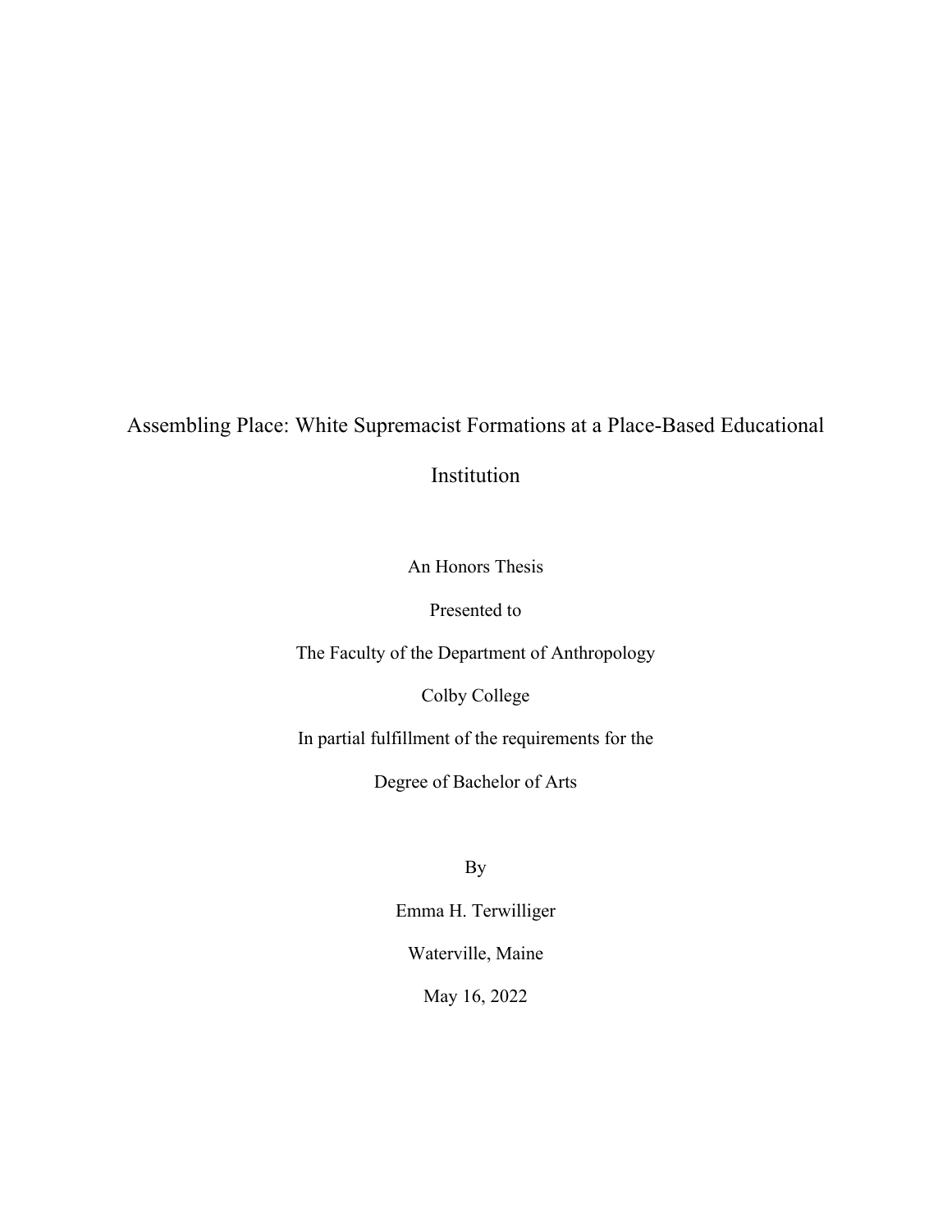# Assembling Place: White Supremacist Formations at a Place-Based Educational Institution

An Honors Thesis

Presented to

The Faculty of the Department of Anthropology

Colby College

In partial fulfillment of the requirements for the

Degree of Bachelor of Arts

By

Emma H. Terwilliger

Waterville, Maine

May 16, 2022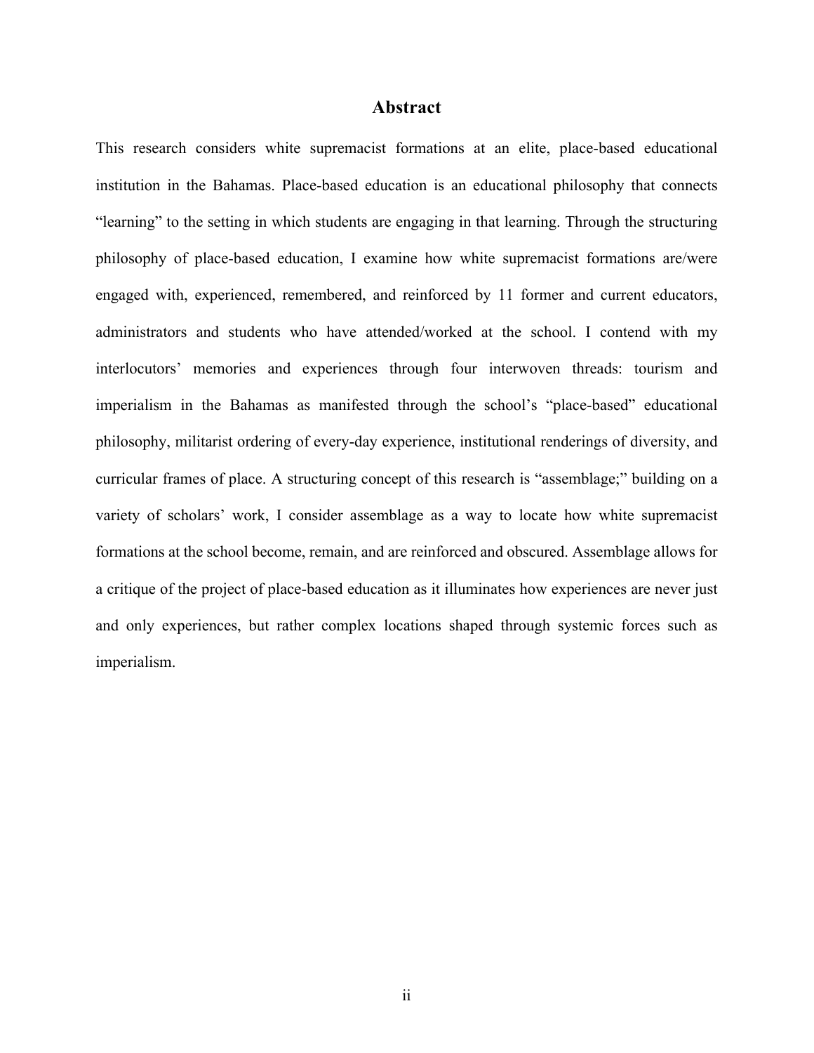# Abstract

This research considers white supremacist formations at an elite, place-based educational institution in the Bahamas. Place-based education is an educational philosophy that connects “learning” to the setting in which students are engaging in that learning. Through the structuring philosophy of place-based education, I examine how white supremacist formations are/were engaged with, experienced, remembered, and reinforced by 11 former and current educators, administrators and students who have attended/worked at the school. I contend with my interlocutors’ memories and experiences through four interwoven threads: tourism and imperialism in the Bahamas as manifested through the school’s “place-based” educational philosophy, militarist ordering of every-day experience, institutional renderings of diversity, and curricular frames of place. A structuring concept of this research is “assemblage;” building on a variety of scholars’ work, I consider assemblage as a way to locate how white supremacist formations at the school become, remain, and are reinforced and obscured. Assemblage allows for a critique of the project of place-based education as it illuminates how experiences are never just and only experiences, but rather complex locations shaped through systemic forces such as imperialism.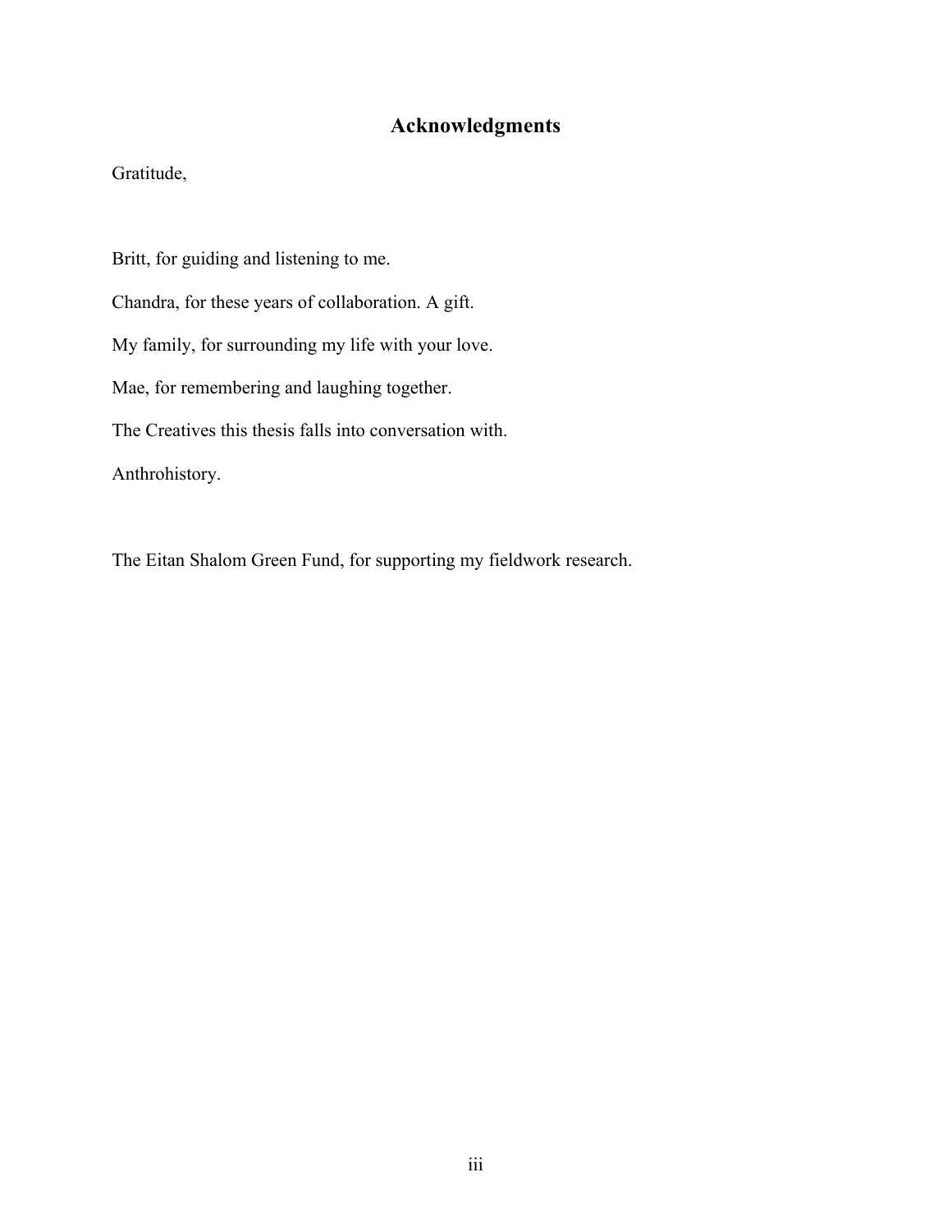## Acknowledgments

Gratitude,

Britt, for guiding and listening to me.

Chandra, for these years of collaboration. A gift.

My family, for surrounding my life with your love.

Mae, for remembering and laughing together.

The Creatives this thesis falls into conversation with.

Anthrohistory.

The Eitan Shalom Green Fund, for supporting my fieldwork research.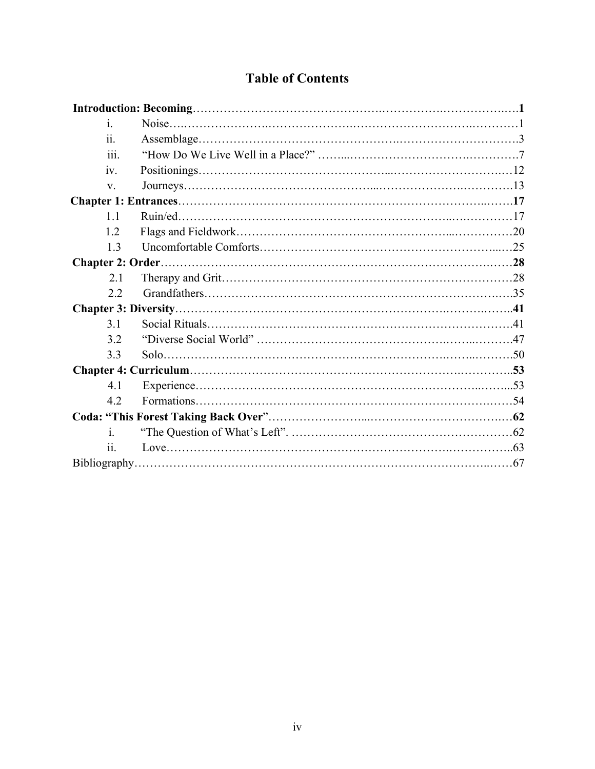# Table of Contents

**Introduction: Becoming** .......... **1**

- i. Noise .......... 1
- ii. Assemblage .......... 3
- iii. "How Do We Live Well in a Place?" .......... 7
- iv. Positionings .......... 12
- v. Journeys .......... 13

**Chapter 1: Entrances** .......... **17**

- 1.1 Ruin/ed .......... 17
- 1.2 Flags and Fieldwork .......... 20
- 1.3 Uncomfortable Comforts .......... 25

**Chapter 2: Order** .......... **28**

- 2.1 Therapy and Grit .......... 28
- 2.2 Grandfathers .......... 35

**Chapter 3: Diversity** .......... **41**

- 3.1 Social Rituals .......... 41
- 3.2 "Diverse Social World" .......... 47
- 3.3 Solo .......... 50

**Chapter 4: Curriculum** .......... **53**

- 4.1 Experience .......... 53
- 4.2 Formations .......... 54

**Coda: "This Forest Taking Back Over"** .......... **62**

- i. "The Question of What's Left" .......... 62
- ii. Love .......... 63

Bibliography .......... 67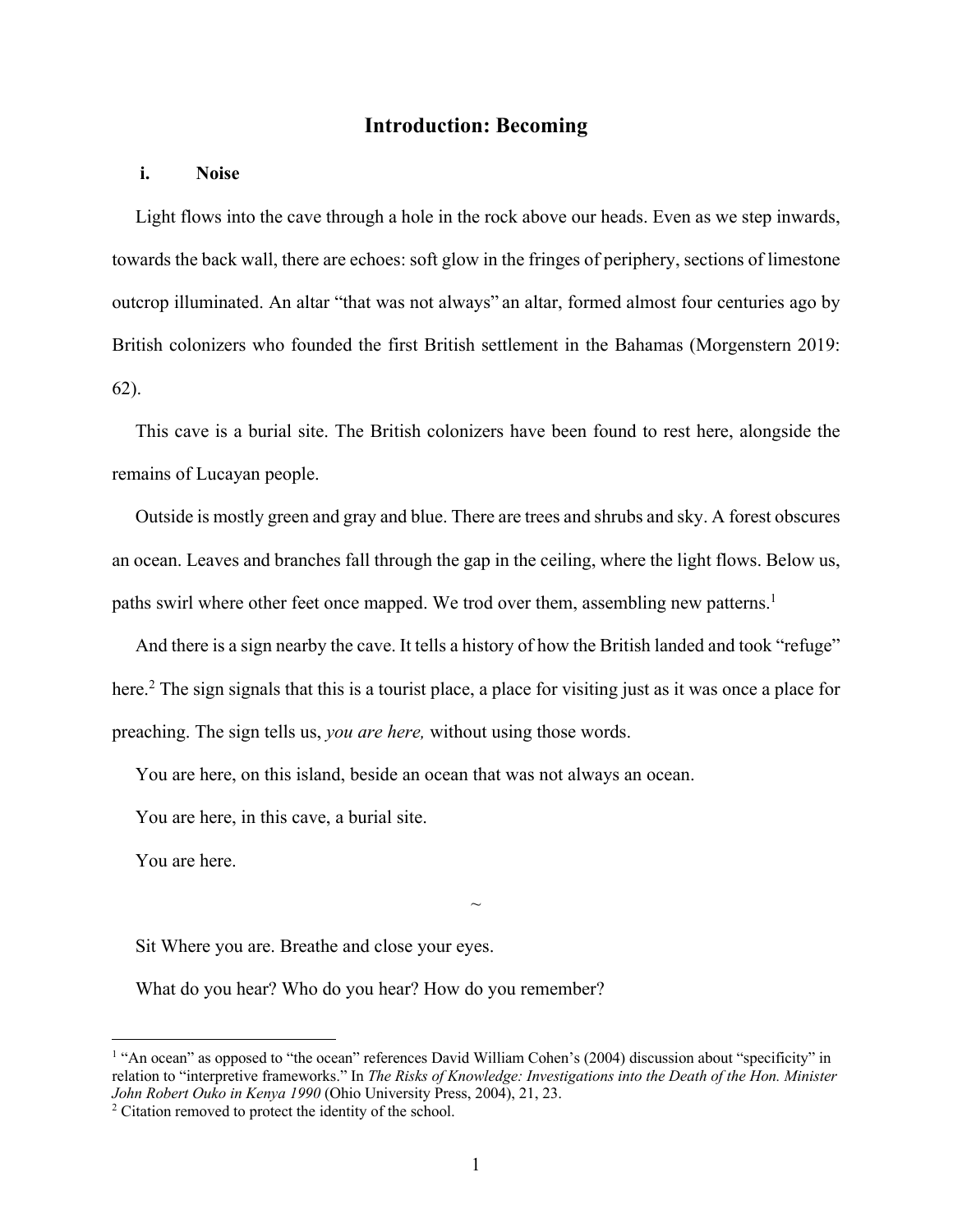## Introduction: Becoming

### i. Noise

Light flows into the cave through a hole in the rock above our heads. Even as we step inwards, towards the back wall, there are echoes: soft glow in the fringes of periphery, sections of limestone outcrop illuminated. An altar "that was not always" an altar, formed almost four centuries ago by British colonizers who founded the first British settlement in the Bahamas (Morgenstern 2019: 62).

This cave is a burial site. The British colonizers have been found to rest here, alongside the remains of Lucayan people.

Outside is mostly green and gray and blue. There are trees and shrubs and sky. A forest obscures an ocean. Leaves and branches fall through the gap in the ceiling, where the light flows. Below us, paths swirl where other feet once mapped. We trod over them, assembling new patterns.[1]

And there is a sign nearby the cave. It tells a history of how the British landed and took "refuge" here.[2] The sign signals that this is a tourist place, a place for visiting just as it was once a place for preaching. The sign tells us, *you are here,* without using those words.

You are here, on this island, beside an ocean that was not always an ocean.

You are here, in this cave, a burial site.

You are here.

~

Sit Where you are. Breathe and close your eyes.

What do you hear? Who do you hear? How do you remember?

---

[1] "An ocean" as opposed to "the ocean" references David William Cohen's (2004) discussion about "specificity" in relation to "interpretive frameworks." In *The Risks of Knowledge: Investigations into the Death of the Hon. Minister John Robert Ouko in Kenya 1990* (Ohio University Press, 2004), 21, 23.

[2] Citation removed to protect the identity of the school.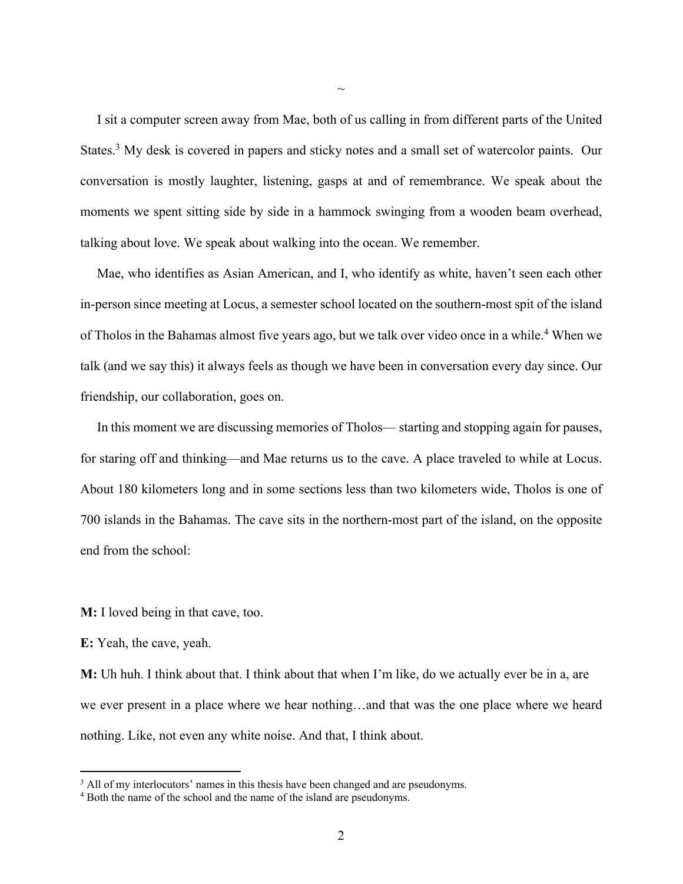~

I sit a computer screen away from Mae, both of us calling in from different parts of the United States.[3] My desk is covered in papers and sticky notes and a small set of watercolor paints. Our conversation is mostly laughter, listening, gasps at and of remembrance. We speak about the moments we spent sitting side by side in a hammock swinging from a wooden beam overhead, talking about love. We speak about walking into the ocean. We remember.

Mae, who identifies as Asian American, and I, who identify as white, haven't seen each other in-person since meeting at Locus, a semester school located on the southern-most spit of the island of Tholos in the Bahamas almost five years ago, but we talk over video once in a while.[4] When we talk (and we say this) it always feels as though we have been in conversation every day since. Our friendship, our collaboration, goes on.

In this moment we are discussing memories of Tholos— starting and stopping again for pauses, for staring off and thinking—and Mae returns us to the cave. A place traveled to while at Locus. About 180 kilometers long and in some sections less than two kilometers wide, Tholos is one of 700 islands in the Bahamas. The cave sits in the northern-most part of the island, on the opposite end from the school:

**M:** I loved being in that cave, too.

**E:** Yeah, the cave, yeah.

**M:** Uh huh. I think about that. I think about that when I'm like, do we actually ever be in a, are we ever present in a place where we hear nothing…and that was the one place where we heard nothing. Like, not even any white noise. And that, I think about.

[3] All of my interlocutors' names in this thesis have been changed and are pseudonyms.

[4] Both the name of the school and the name of the island are pseudonyms.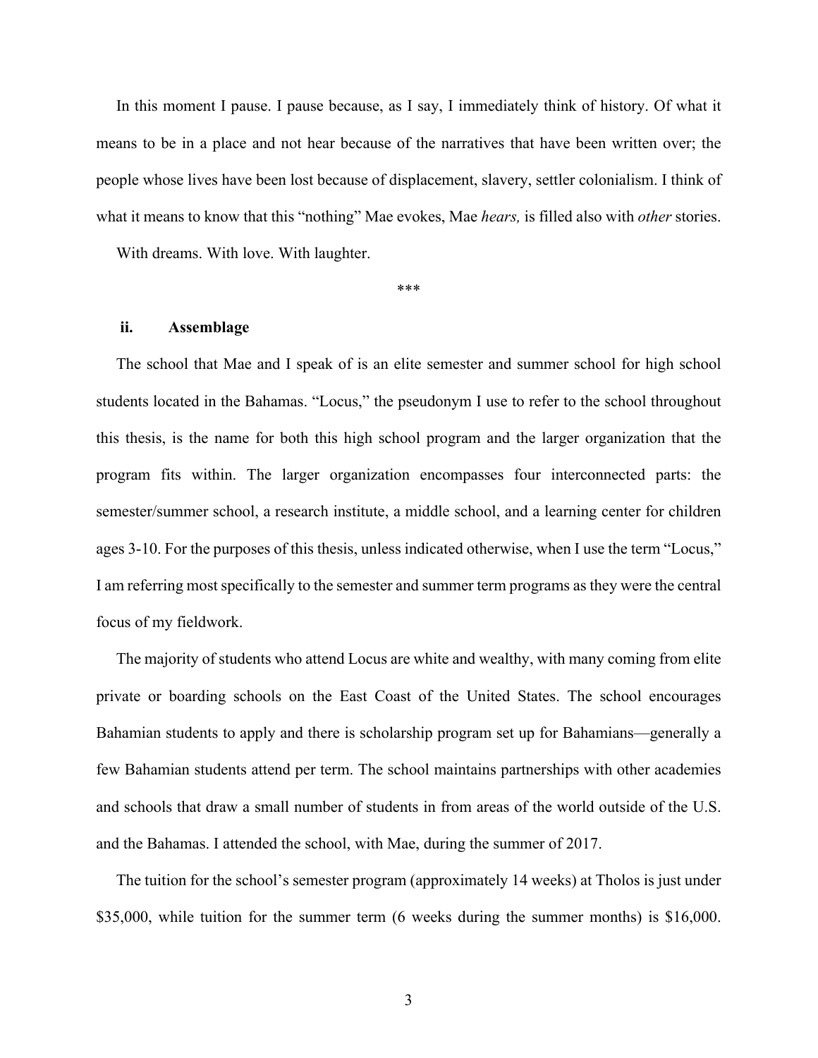In this moment I pause. I pause because, as I say, I immediately think of history. Of what it means to be in a place and not hear because of the narratives that have been written over; the people whose lives have been lost because of displacement, slavery, settler colonialism. I think of what it means to know that this "nothing" Mae evokes, Mae *hears,* is filled also with *other* stories.

With dreams. With love. With laughter.

***

### ii. Assemblage

The school that Mae and I speak of is an elite semester and summer school for high school students located in the Bahamas. "Locus," the pseudonym I use to refer to the school throughout this thesis, is the name for both this high school program and the larger organization that the program fits within. The larger organization encompasses four interconnected parts: the semester/summer school, a research institute, a middle school, and a learning center for children ages 3-10. For the purposes of this thesis, unless indicated otherwise, when I use the term "Locus," I am referring most specifically to the semester and summer term programs as they were the central focus of my fieldwork.

The majority of students who attend Locus are white and wealthy, with many coming from elite private or boarding schools on the East Coast of the United States. The school encourages Bahamian students to apply and there is scholarship program set up for Bahamians—generally a few Bahamian students attend per term. The school maintains partnerships with other academies and schools that draw a small number of students in from areas of the world outside of the U.S. and the Bahamas. I attended the school, with Mae, during the summer of 2017.

The tuition for the school's semester program (approximately 14 weeks) at Tholos is just under $35,000, while tuition for the summer term (6 weeks during the summer months) is $16,000.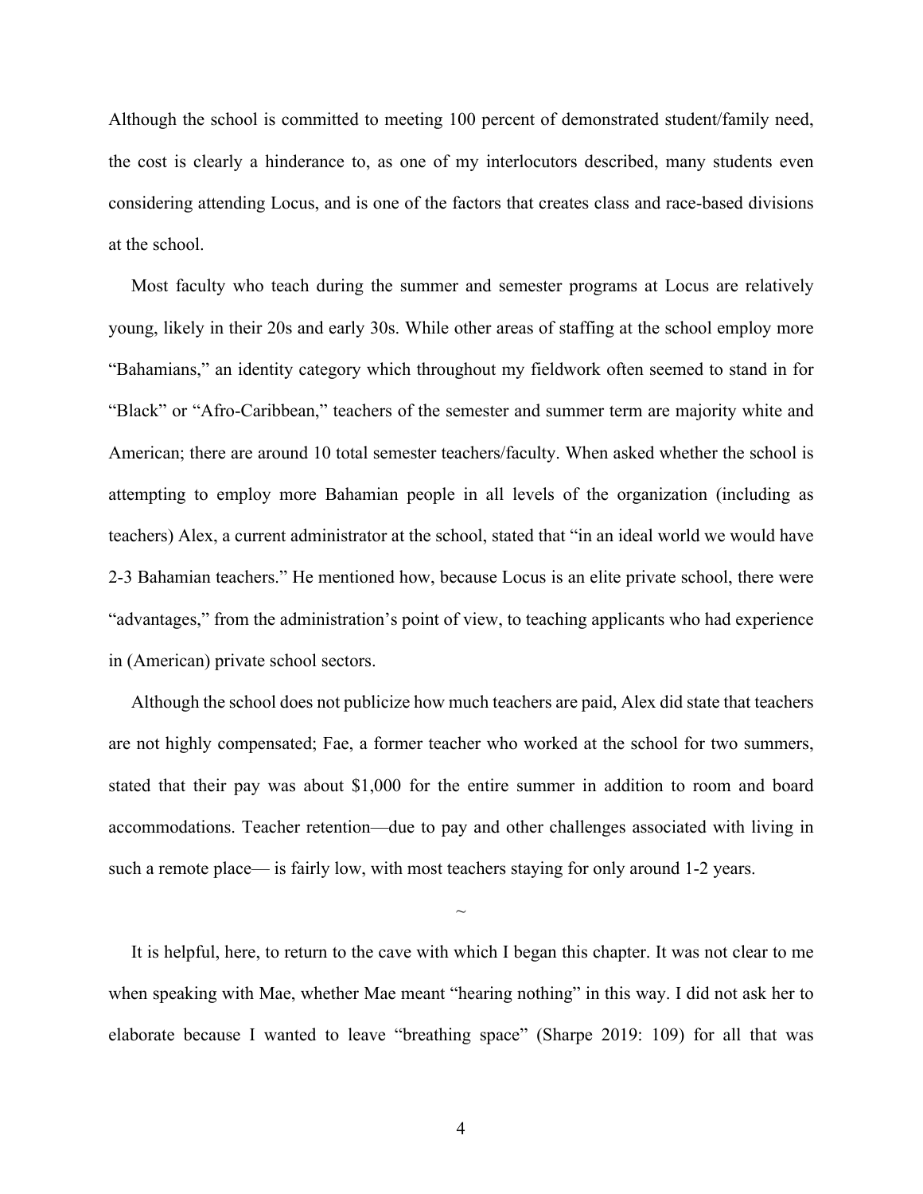Although the school is committed to meeting 100 percent of demonstrated student/family need, the cost is clearly a hinderance to, as one of my interlocutors described, many students even considering attending Locus, and is one of the factors that creates class and race-based divisions at the school.

Most faculty who teach during the summer and semester programs at Locus are relatively young, likely in their 20s and early 30s. While other areas of staffing at the school employ more "Bahamians," an identity category which throughout my fieldwork often seemed to stand in for "Black" or "Afro-Caribbean," teachers of the semester and summer term are majority white and American; there are around 10 total semester teachers/faculty. When asked whether the school is attempting to employ more Bahamian people in all levels of the organization (including as teachers) Alex, a current administrator at the school, stated that "in an ideal world we would have 2-3 Bahamian teachers." He mentioned how, because Locus is an elite private school, there were "advantages," from the administration's point of view, to teaching applicants who had experience in (American) private school sectors.

Although the school does not publicize how much teachers are paid, Alex did state that teachers are not highly compensated; Fae, a former teacher who worked at the school for two summers, stated that their pay was about $1,000 for the entire summer in addition to room and board accommodations. Teacher retention—due to pay and other challenges associated with living in such a remote place— is fairly low, with most teachers staying for only around 1-2 years.

~

It is helpful, here, to return to the cave with which I began this chapter. It was not clear to me when speaking with Mae, whether Mae meant "hearing nothing" in this way. I did not ask her to elaborate because I wanted to leave "breathing space" (Sharpe 2019: 109) for all that was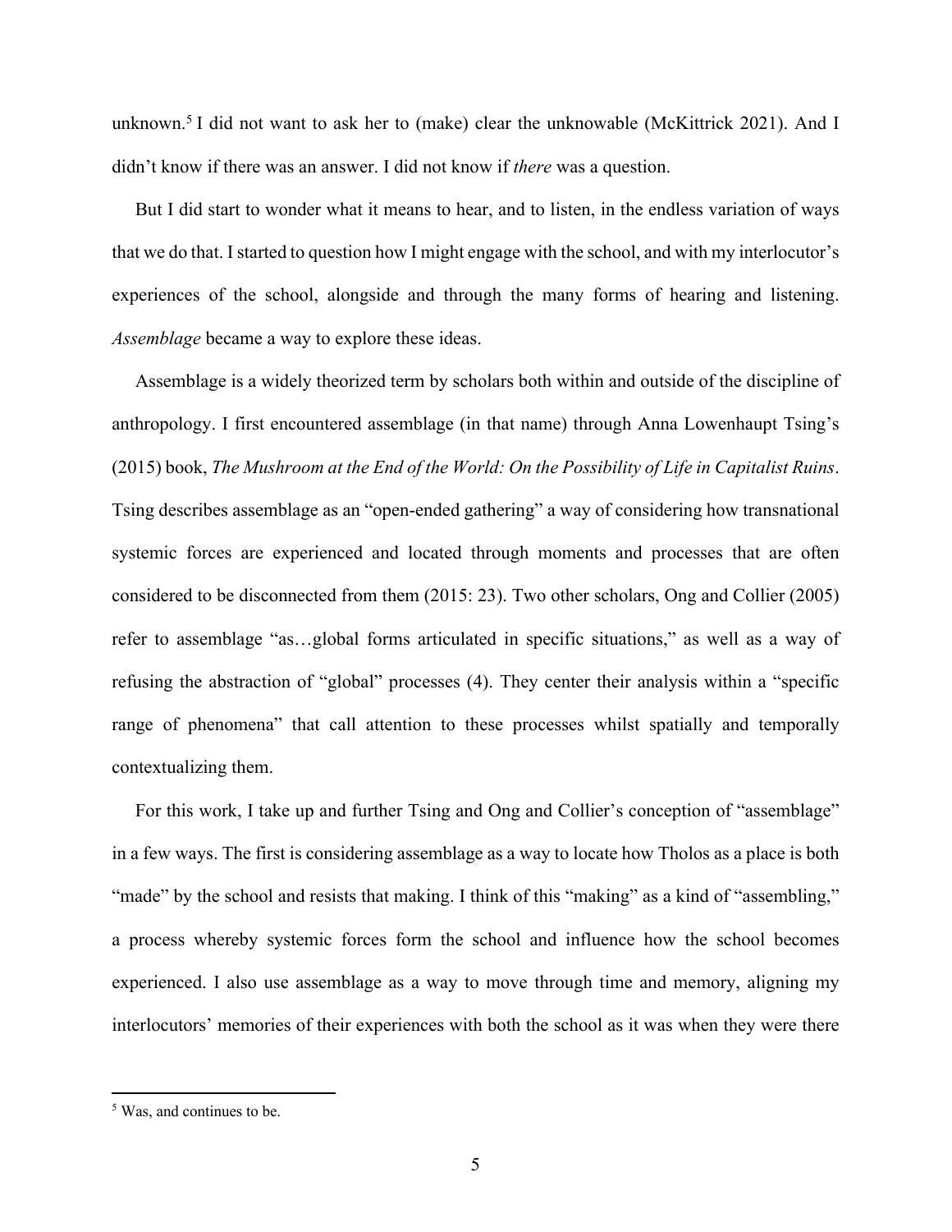unknown.[5] I did not want to ask her to (make) clear the unknowable (McKittrick 2021). And I didn't know if there was an answer. I did not know if *there* was a question.

But I did start to wonder what it means to hear, and to listen, in the endless variation of ways that we do that. I started to question how I might engage with the school, and with my interlocutor's experiences of the school, alongside and through the many forms of hearing and listening. *Assemblage* became a way to explore these ideas.

Assemblage is a widely theorized term by scholars both within and outside of the discipline of anthropology. I first encountered assemblage (in that name) through Anna Lowenhaupt Tsing's (2015) book, *The Mushroom at the End of the World: On the Possibility of Life in Capitalist Ruins*. Tsing describes assemblage as an "open-ended gathering" a way of considering how transnational systemic forces are experienced and located through moments and processes that are often considered to be disconnected from them (2015: 23). Two other scholars, Ong and Collier (2005) refer to assemblage "as…global forms articulated in specific situations," as well as a way of refusing the abstraction of "global" processes (4). They center their analysis within a "specific range of phenomena" that call attention to these processes whilst spatially and temporally contextualizing them.

For this work, I take up and further Tsing and Ong and Collier's conception of "assemblage" in a few ways. The first is considering assemblage as a way to locate how Tholos as a place is both "made" by the school and resists that making. I think of this "making" as a kind of "assembling," a process whereby systemic forces form the school and influence how the school becomes experienced. I also use assemblage as a way to move through time and memory, aligning my interlocutors' memories of their experiences with both the school as it was when they were there

[5] Was, and continues to be.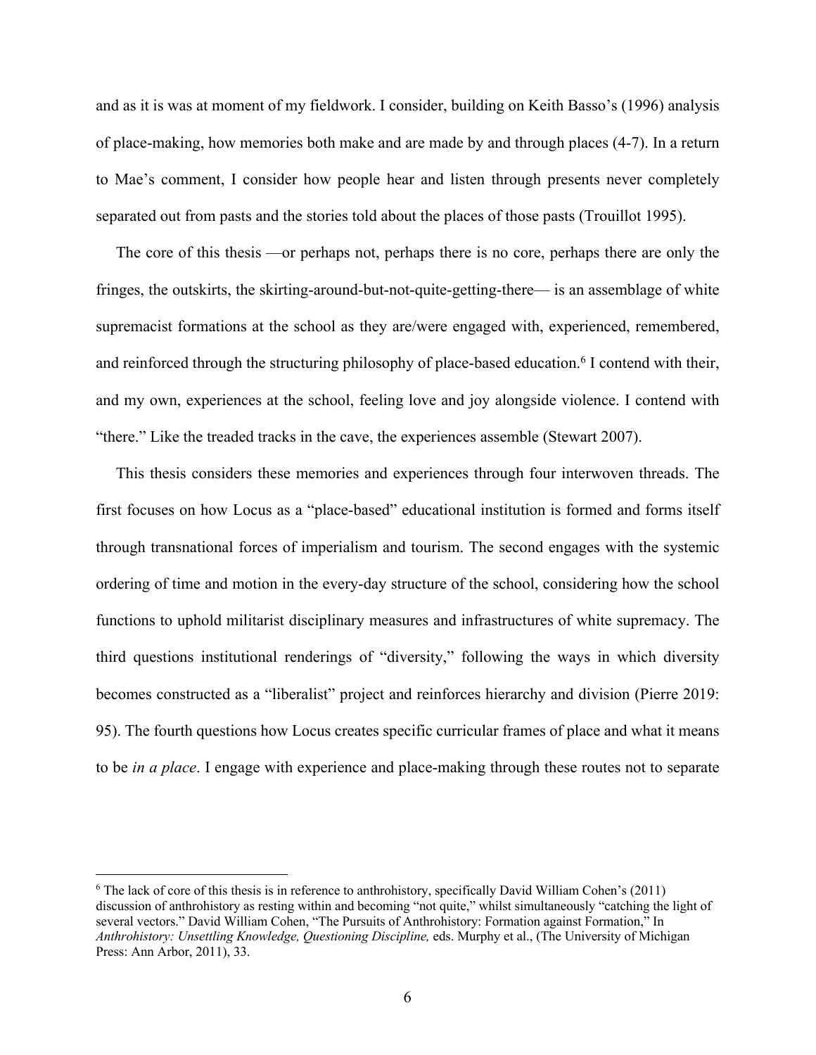and as it is was at moment of my fieldwork. I consider, building on Keith Basso's (1996) analysis of place-making, how memories both make and are made by and through places (4-7). In a return to Mae's comment, I consider how people hear and listen through presents never completely separated out from pasts and the stories told about the places of those pasts (Trouillot 1995).

The core of this thesis —or perhaps not, perhaps there is no core, perhaps there are only the fringes, the outskirts, the skirting-around-but-not-quite-getting-there— is an assemblage of white supremacist formations at the school as they are/were engaged with, experienced, remembered, and reinforced through the structuring philosophy of place-based education.[6] I contend with their, and my own, experiences at the school, feeling love and joy alongside violence. I contend with "there." Like the treaded tracks in the cave, the experiences assemble (Stewart 2007).

This thesis considers these memories and experiences through four interwoven threads. The first focuses on how Locus as a "place-based" educational institution is formed and forms itself through transnational forces of imperialism and tourism. The second engages with the systemic ordering of time and motion in the every-day structure of the school, considering how the school functions to uphold militarist disciplinary measures and infrastructures of white supremacy. The third questions institutional renderings of "diversity," following the ways in which diversity becomes constructed as a "liberalist" project and reinforces hierarchy and division (Pierre 2019: 95). The fourth questions how Locus creates specific curricular frames of place and what it means to be *in a place*. I engage with experience and place-making through these routes not to separate

---

[6] The lack of core of this thesis is in reference to anthrohistory, specifically David William Cohen's (2011) discussion of anthrohistory as resting within and becoming "not quite," whilst simultaneously "catching the light of several vectors." David William Cohen, "The Pursuits of Anthrohistory: Formation against Formation," In *Anthrohistory: Unsettling Knowledge, Questioning Discipline,* eds. Murphy et al., (The University of Michigan Press: Ann Arbor, 2011), 33.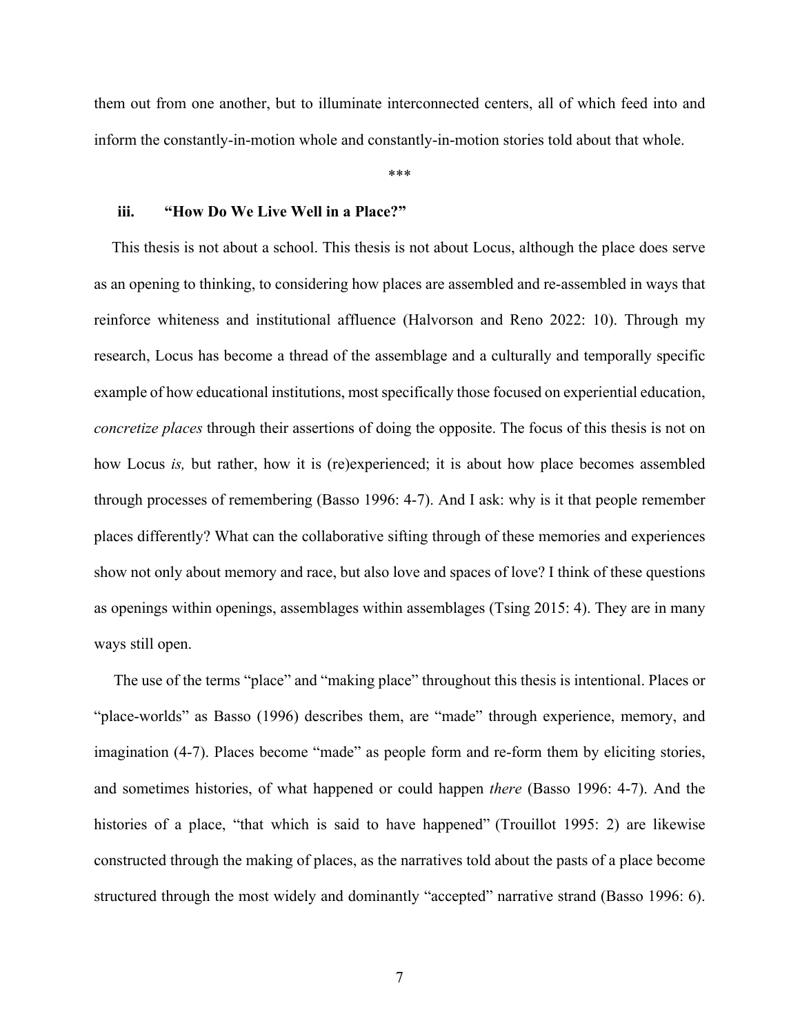them out from one another, but to illuminate interconnected centers, all of which feed into and inform the constantly-in-motion whole and constantly-in-motion stories told about that whole.

***

### iii. "How Do We Live Well in a Place?"

This thesis is not about a school. This thesis is not about Locus, although the place does serve as an opening to thinking, to considering how places are assembled and re-assembled in ways that reinforce whiteness and institutional affluence (Halvorson and Reno 2022: 10). Through my research, Locus has become a thread of the assemblage and a culturally and temporally specific example of how educational institutions, most specifically those focused on experiential education, *concretize places* through their assertions of doing the opposite. The focus of this thesis is not on how Locus *is,* but rather, how it is (re)experienced; it is about how place becomes assembled through processes of remembering (Basso 1996: 4-7). And I ask: why is it that people remember places differently? What can the collaborative sifting through of these memories and experiences show not only about memory and race, but also love and spaces of love? I think of these questions as openings within openings, assemblages within assemblages (Tsing 2015: 4). They are in many ways still open.

The use of the terms "place" and "making place" throughout this thesis is intentional. Places or "place-worlds" as Basso (1996) describes them, are "made" through experience, memory, and imagination (4-7). Places become "made" as people form and re-form them by eliciting stories, and sometimes histories, of what happened or could happen *there* (Basso 1996: 4-7). And the histories of a place, "that which is said to have happened" (Trouillot 1995: 2) are likewise constructed through the making of places, as the narratives told about the pasts of a place become structured through the most widely and dominantly "accepted" narrative strand (Basso 1996: 6).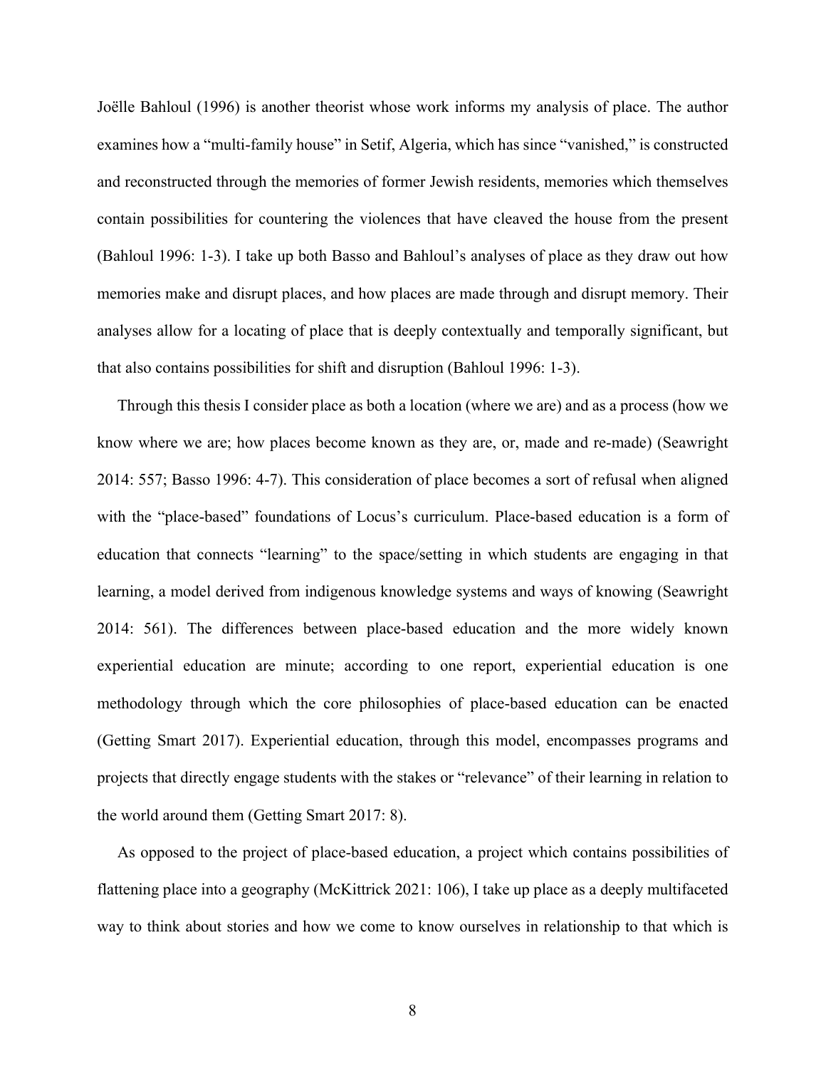Joëlle Bahloul (1996) is another theorist whose work informs my analysis of place. The author examines how a "multi-family house" in Setif, Algeria, which has since "vanished," is constructed and reconstructed through the memories of former Jewish residents, memories which themselves contain possibilities for countering the violences that have cleaved the house from the present (Bahloul 1996: 1-3). I take up both Basso and Bahloul's analyses of place as they draw out how memories make and disrupt places, and how places are made through and disrupt memory. Their analyses allow for a locating of place that is deeply contextually and temporally significant, but that also contains possibilities for shift and disruption (Bahloul 1996: 1-3).

Through this thesis I consider place as both a location (where we are) and as a process (how we know where we are; how places become known as they are, or, made and re-made) (Seawright 2014: 557; Basso 1996: 4-7). This consideration of place becomes a sort of refusal when aligned with the "place-based" foundations of Locus's curriculum. Place-based education is a form of education that connects "learning" to the space/setting in which students are engaging in that learning, a model derived from indigenous knowledge systems and ways of knowing (Seawright 2014: 561). The differences between place-based education and the more widely known experiential education are minute; according to one report, experiential education is one methodology through which the core philosophies of place-based education can be enacted (Getting Smart 2017). Experiential education, through this model, encompasses programs and projects that directly engage students with the stakes or "relevance" of their learning in relation to the world around them (Getting Smart 2017: 8).

As opposed to the project of place-based education, a project which contains possibilities of flattening place into a geography (McKittrick 2021: 106), I take up place as a deeply multifaceted way to think about stories and how we come to know ourselves in relationship to that which is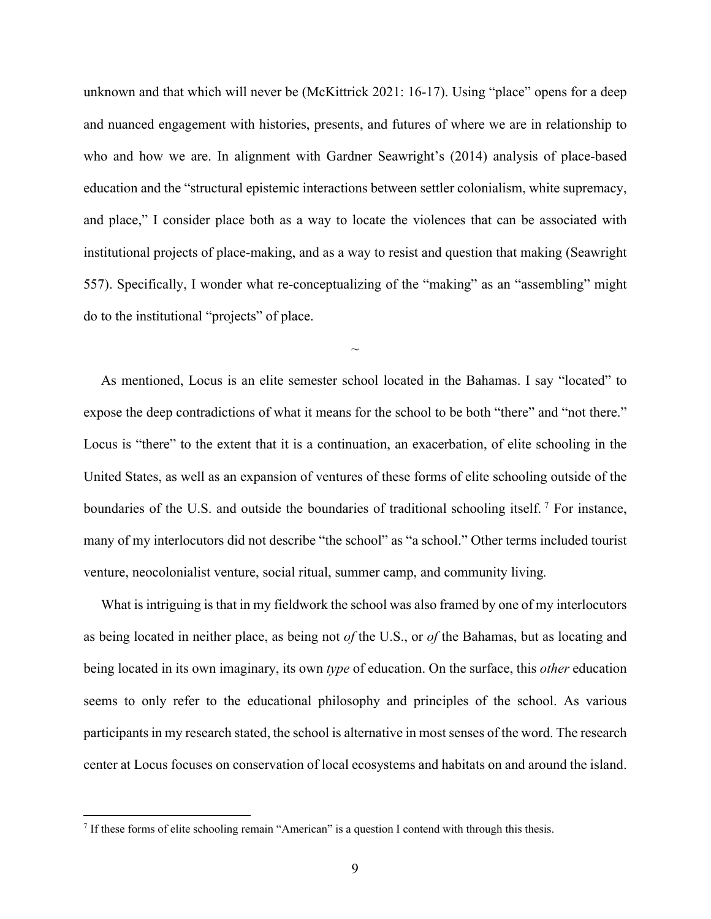unknown and that which will never be (McKittrick 2021: 16-17). Using "place" opens for a deep and nuanced engagement with histories, presents, and futures of where we are in relationship to who and how we are. In alignment with Gardner Seawright's (2014) analysis of place-based education and the "structural epistemic interactions between settler colonialism, white supremacy, and place," I consider place both as a way to locate the violences that can be associated with institutional projects of place-making, and as a way to resist and question that making (Seawright 557). Specifically, I wonder what re-conceptualizing of the "making" as an "assembling" might do to the institutional "projects" of place.

~

As mentioned, Locus is an elite semester school located in the Bahamas. I say "located" to expose the deep contradictions of what it means for the school to be both "there" and "not there." Locus is "there" to the extent that it is a continuation, an exacerbation, of elite schooling in the United States, as well as an expansion of ventures of these forms of elite schooling outside of the boundaries of the U.S. and outside the boundaries of traditional schooling itself. [7] For instance, many of my interlocutors did not describe "the school" as "a school." Other terms included tourist venture, neocolonialist venture, social ritual, summer camp, and community living*.*

What is intriguing is that in my fieldwork the school was also framed by one of my interlocutors as being located in neither place, as being not *of* the U.S., or *of* the Bahamas, but as locating and being located in its own imaginary, its own *type* of education. On the surface, this *other* education seems to only refer to the educational philosophy and principles of the school. As various participants in my research stated, the school is alternative in most senses of the word. The research center at Locus focuses on conservation of local ecosystems and habitats on and around the island.

[7] If these forms of elite schooling remain "American" is a question I contend with through this thesis.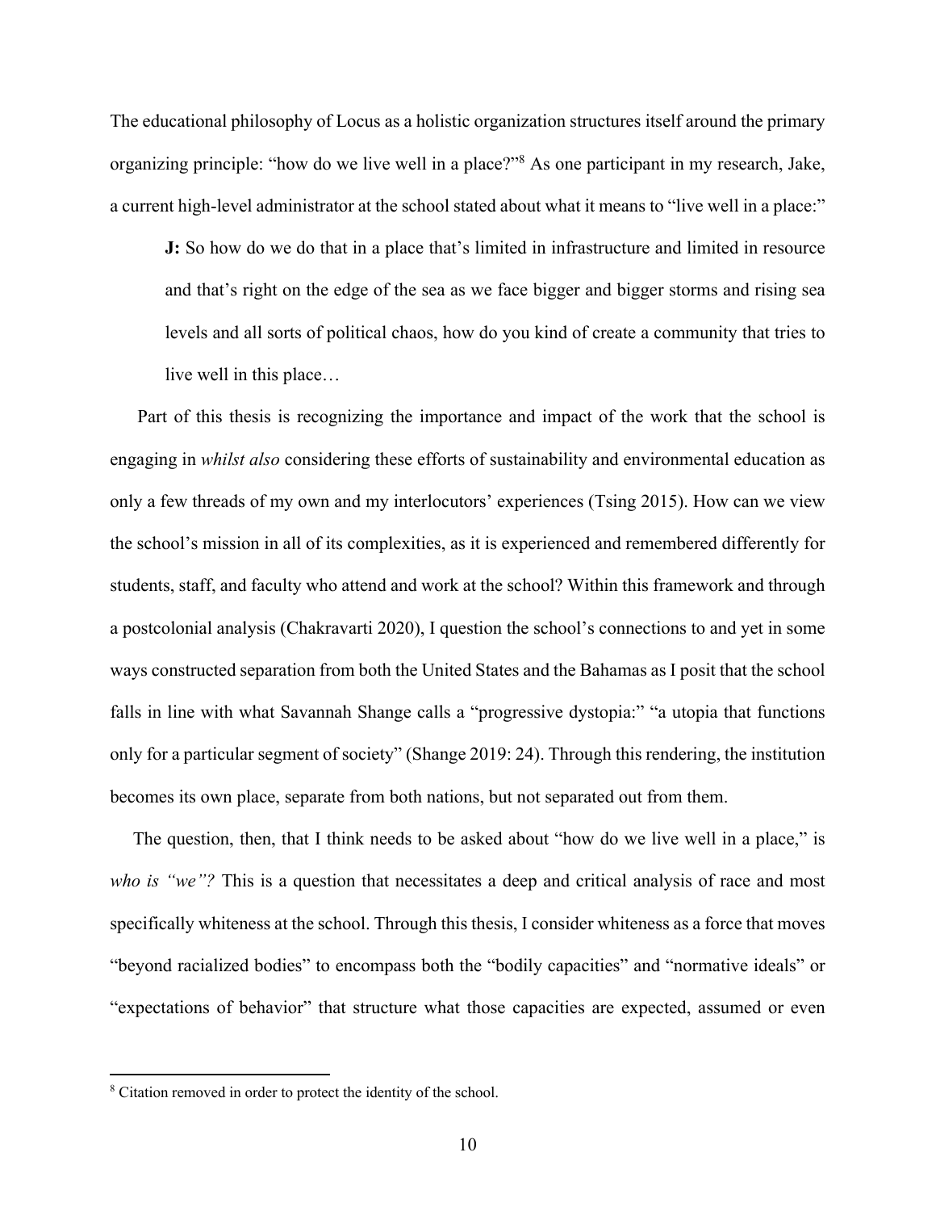The educational philosophy of Locus as a holistic organization structures itself around the primary organizing principle: "how do we live well in a place?"[8] As one participant in my research, Jake, a current high-level administrator at the school stated about what it means to "live well in a place:"

> **J:** So how do we do that in a place that's limited in infrastructure and limited in resource and that's right on the edge of the sea as we face bigger and bigger storms and rising sea levels and all sorts of political chaos, how do you kind of create a community that tries to live well in this place…

Part of this thesis is recognizing the importance and impact of the work that the school is engaging in *whilst also* considering these efforts of sustainability and environmental education as only a few threads of my own and my interlocutors' experiences (Tsing 2015). How can we view the school's mission in all of its complexities, as it is experienced and remembered differently for students, staff, and faculty who attend and work at the school? Within this framework and through a postcolonial analysis (Chakravarti 2020), I question the school's connections to and yet in some ways constructed separation from both the United States and the Bahamas as I posit that the school falls in line with what Savannah Shange calls a "progressive dystopia:" "a utopia that functions only for a particular segment of society" (Shange 2019: 24). Through this rendering, the institution becomes its own place, separate from both nations, but not separated out from them.

The question, then, that I think needs to be asked about "how do we live well in a place," is *who is "we"?* This is a question that necessitates a deep and critical analysis of race and most specifically whiteness at the school. Through this thesis, I consider whiteness as a force that moves "beyond racialized bodies" to encompass both the "bodily capacities" and "normative ideals" or "expectations of behavior" that structure what those capacities are expected, assumed or even

[8] Citation removed in order to protect the identity of the school.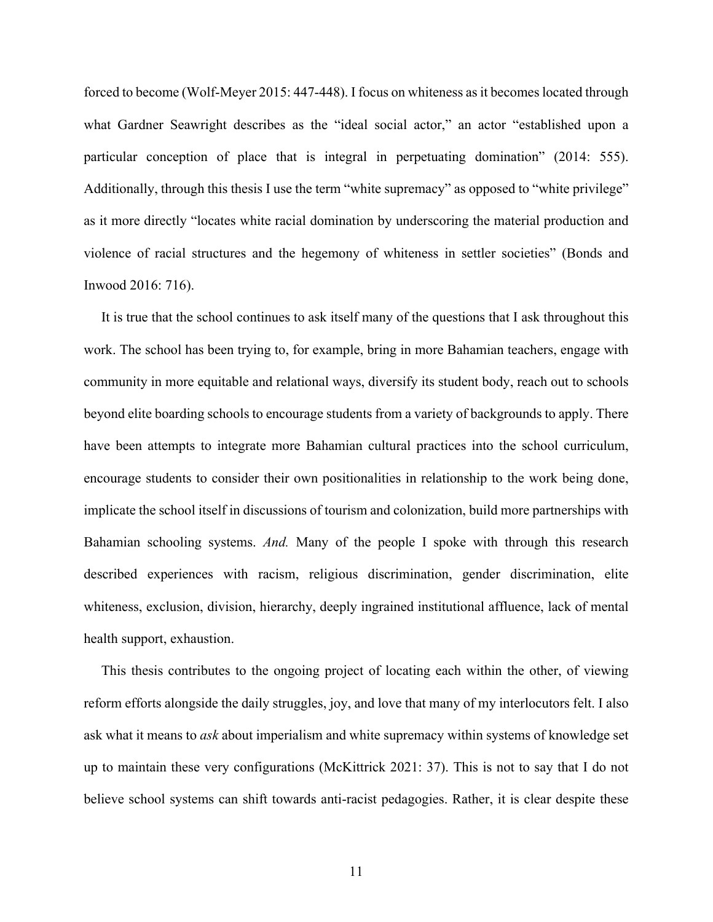forced to become (Wolf-Meyer 2015: 447-448). I focus on whiteness as it becomes located through what Gardner Seawright describes as the "ideal social actor," an actor "established upon a particular conception of place that is integral in perpetuating domination" (2014: 555). Additionally, through this thesis I use the term "white supremacy" as opposed to "white privilege" as it more directly "locates white racial domination by underscoring the material production and violence of racial structures and the hegemony of whiteness in settler societies" (Bonds and Inwood 2016: 716).

It is true that the school continues to ask itself many of the questions that I ask throughout this work. The school has been trying to, for example, bring in more Bahamian teachers, engage with community in more equitable and relational ways, diversify its student body, reach out to schools beyond elite boarding schools to encourage students from a variety of backgrounds to apply. There have been attempts to integrate more Bahamian cultural practices into the school curriculum, encourage students to consider their own positionalities in relationship to the work being done, implicate the school itself in discussions of tourism and colonization, build more partnerships with Bahamian schooling systems. *And.* Many of the people I spoke with through this research described experiences with racism, religious discrimination, gender discrimination, elite whiteness, exclusion, division, hierarchy, deeply ingrained institutional affluence, lack of mental health support, exhaustion.

This thesis contributes to the ongoing project of locating each within the other, of viewing reform efforts alongside the daily struggles, joy, and love that many of my interlocutors felt. I also ask what it means to *ask* about imperialism and white supremacy within systems of knowledge set up to maintain these very configurations (McKittrick 2021: 37). This is not to say that I do not believe school systems can shift towards anti-racist pedagogies. Rather, it is clear despite these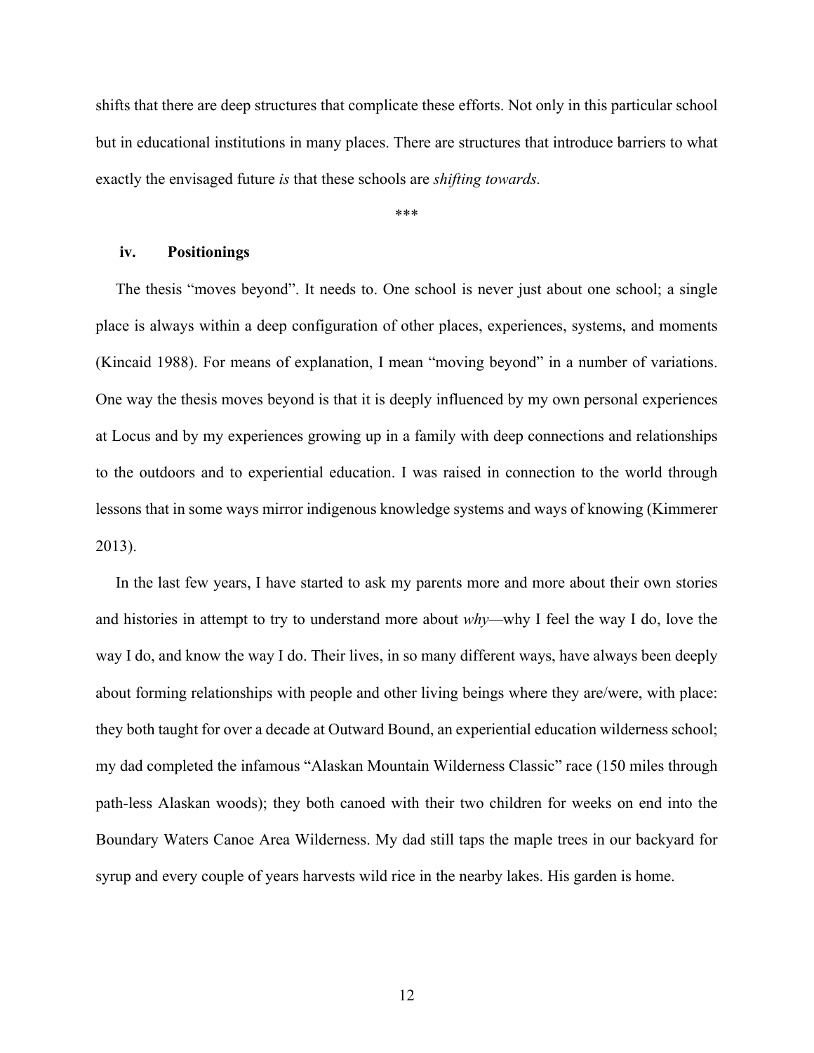shifts that there are deep structures that complicate these efforts. Not only in this particular school but in educational institutions in many places. There are structures that introduce barriers to what exactly the envisaged future *is* that these schools are *shifting towards.*

***

### iv. Positionings

The thesis "moves beyond". It needs to. One school is never just about one school; a single place is always within a deep configuration of other places, experiences, systems, and moments (Kincaid 1988). For means of explanation, I mean "moving beyond" in a number of variations. One way the thesis moves beyond is that it is deeply influenced by my own personal experiences at Locus and by my experiences growing up in a family with deep connections and relationships to the outdoors and to experiential education. I was raised in connection to the world through lessons that in some ways mirror indigenous knowledge systems and ways of knowing (Kimmerer 2013).

In the last few years, I have started to ask my parents more and more about their own stories and histories in attempt to try to understand more about *why*—why I feel the way I do, love the way I do, and know the way I do. Their lives, in so many different ways, have always been deeply about forming relationships with people and other living beings where they are/were, with place: they both taught for over a decade at Outward Bound, an experiential education wilderness school; my dad completed the infamous "Alaskan Mountain Wilderness Classic" race (150 miles through path-less Alaskan woods); they both canoed with their two children for weeks on end into the Boundary Waters Canoe Area Wilderness. My dad still taps the maple trees in our backyard for syrup and every couple of years harvests wild rice in the nearby lakes. His garden is home.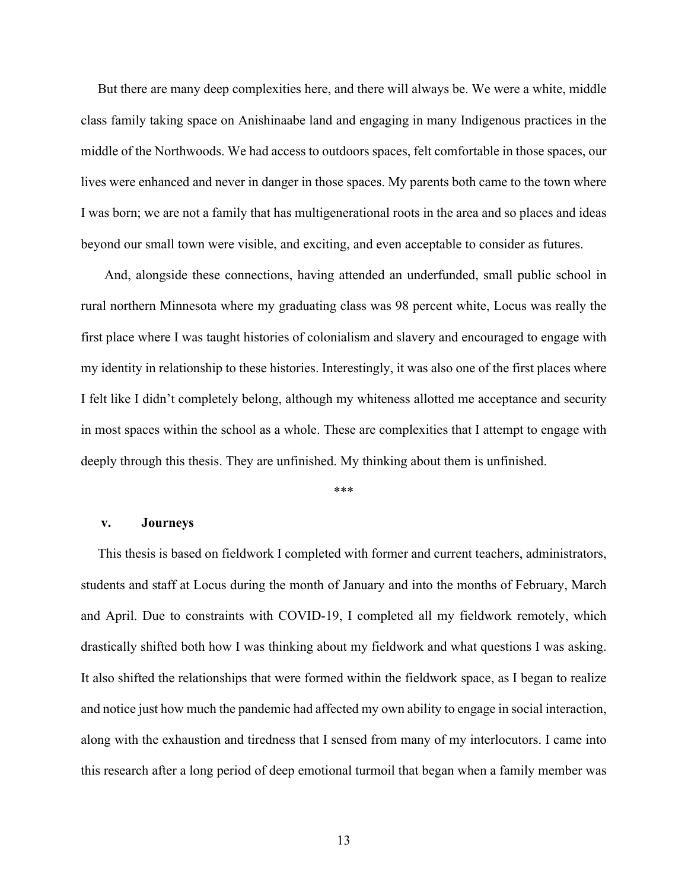But there are many deep complexities here, and there will always be. We were a white, middle class family taking space on Anishinaabe land and engaging in many Indigenous practices in the middle of the Northwoods. We had access to outdoors spaces, felt comfortable in those spaces, our lives were enhanced and never in danger in those spaces. My parents both came to the town where I was born; we are not a family that has multigenerational roots in the area and so places and ideas beyond our small town were visible, and exciting, and even acceptable to consider as futures.

And, alongside these connections, having attended an underfunded, small public school in rural northern Minnesota where my graduating class was 98 percent white, Locus was really the first place where I was taught histories of colonialism and slavery and encouraged to engage with my identity in relationship to these histories. Interestingly, it was also one of the first places where I felt like I didn't completely belong, although my whiteness allotted me acceptance and security in most spaces within the school as a whole. These are complexities that I attempt to engage with deeply through this thesis. They are unfinished. My thinking about them is unfinished.

***

### v. Journeys

This thesis is based on fieldwork I completed with former and current teachers, administrators, students and staff at Locus during the month of January and into the months of February, March and April. Due to constraints with COVID-19, I completed all my fieldwork remotely, which drastically shifted both how I was thinking about my fieldwork and what questions I was asking. It also shifted the relationships that were formed within the fieldwork space, as I began to realize and notice just how much the pandemic had affected my own ability to engage in social interaction, along with the exhaustion and tiredness that I sensed from many of my interlocutors. I came into this research after a long period of deep emotional turmoil that began when a family member was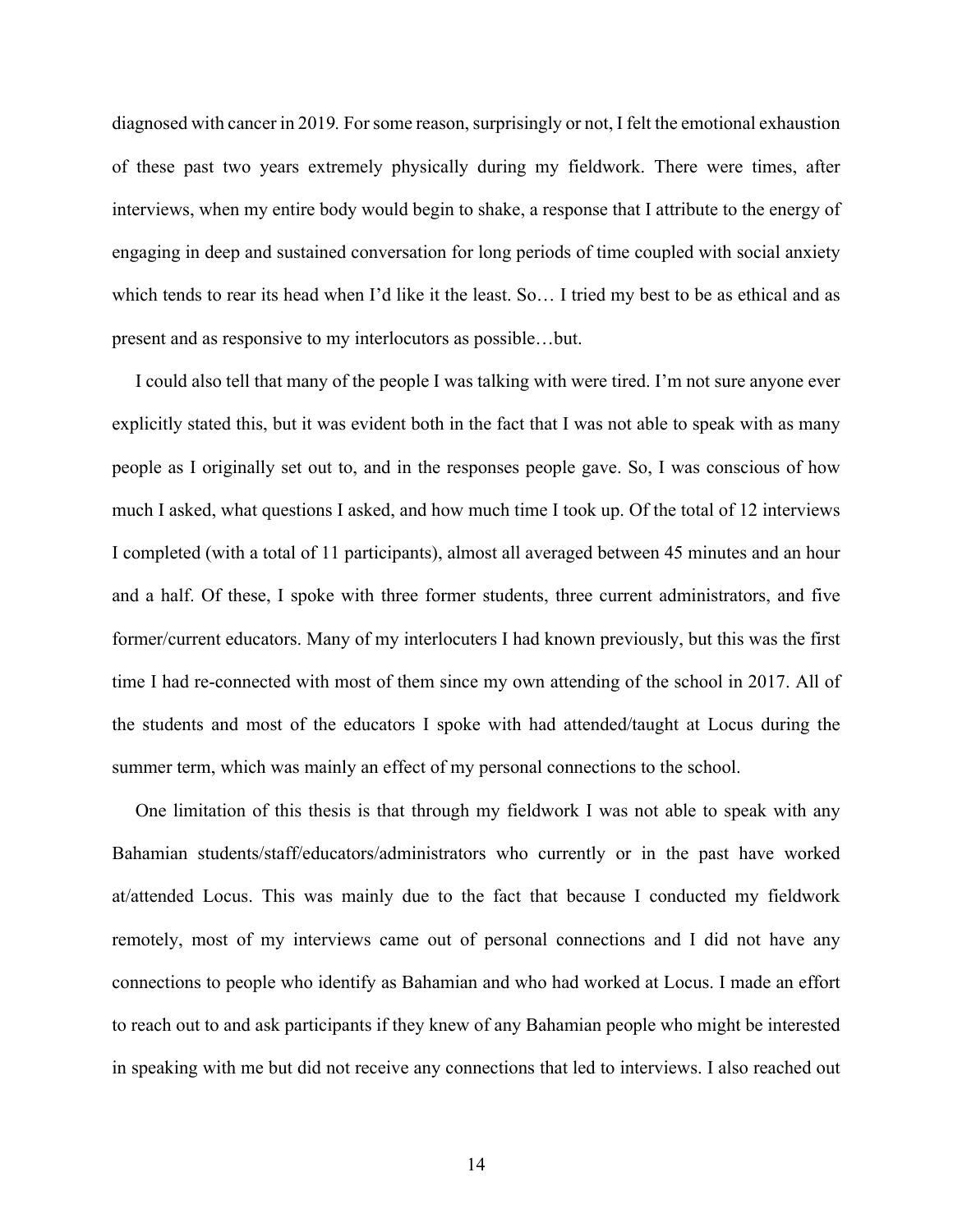diagnosed with cancer in 2019. For some reason, surprisingly or not, I felt the emotional exhaustion of these past two years extremely physically during my fieldwork. There were times, after interviews, when my entire body would begin to shake, a response that I attribute to the energy of engaging in deep and sustained conversation for long periods of time coupled with social anxiety which tends to rear its head when I'd like it the least. So… I tried my best to be as ethical and as present and as responsive to my interlocutors as possible…but.

I could also tell that many of the people I was talking with were tired. I'm not sure anyone ever explicitly stated this, but it was evident both in the fact that I was not able to speak with as many people as I originally set out to, and in the responses people gave. So, I was conscious of how much I asked, what questions I asked, and how much time I took up. Of the total of 12 interviews I completed (with a total of 11 participants), almost all averaged between 45 minutes and an hour and a half. Of these, I spoke with three former students, three current administrators, and five former/current educators. Many of my interlocuters I had known previously, but this was the first time I had re-connected with most of them since my own attending of the school in 2017. All of the students and most of the educators I spoke with had attended/taught at Locus during the summer term, which was mainly an effect of my personal connections to the school.

One limitation of this thesis is that through my fieldwork I was not able to speak with any Bahamian students/staff/educators/administrators who currently or in the past have worked at/attended Locus. This was mainly due to the fact that because I conducted my fieldwork remotely, most of my interviews came out of personal connections and I did not have any connections to people who identify as Bahamian and who had worked at Locus. I made an effort to reach out to and ask participants if they knew of any Bahamian people who might be interested in speaking with me but did not receive any connections that led to interviews. I also reached out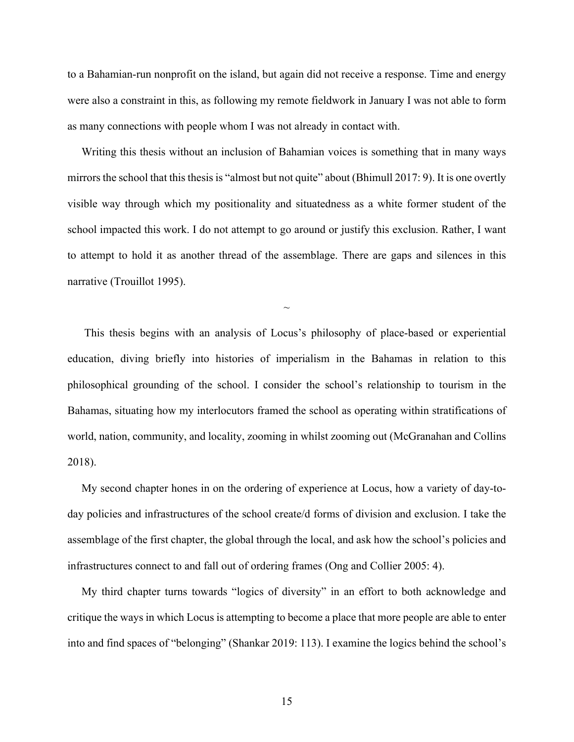to a Bahamian-run nonprofit on the island, but again did not receive a response. Time and energy were also a constraint in this, as following my remote fieldwork in January I was not able to form as many connections with people whom I was not already in contact with.

Writing this thesis without an inclusion of Bahamian voices is something that in many ways mirrors the school that this thesis is "almost but not quite" about (Bhimull 2017: 9). It is one overtly visible way through which my positionality and situatedness as a white former student of the school impacted this work. I do not attempt to go around or justify this exclusion. Rather, I want to attempt to hold it as another thread of the assemblage. There are gaps and silences in this narrative (Trouillot 1995).

~

This thesis begins with an analysis of Locus's philosophy of place-based or experiential education, diving briefly into histories of imperialism in the Bahamas in relation to this philosophical grounding of the school. I consider the school's relationship to tourism in the Bahamas, situating how my interlocutors framed the school as operating within stratifications of world, nation, community, and locality, zooming in whilst zooming out (McGranahan and Collins 2018).

My second chapter hones in on the ordering of experience at Locus, how a variety of day-to-day policies and infrastructures of the school create/d forms of division and exclusion. I take the assemblage of the first chapter, the global through the local, and ask how the school's policies and infrastructures connect to and fall out of ordering frames (Ong and Collier 2005: 4).

My third chapter turns towards "logics of diversity" in an effort to both acknowledge and critique the ways in which Locus is attempting to become a place that more people are able to enter into and find spaces of "belonging" (Shankar 2019: 113). I examine the logics behind the school's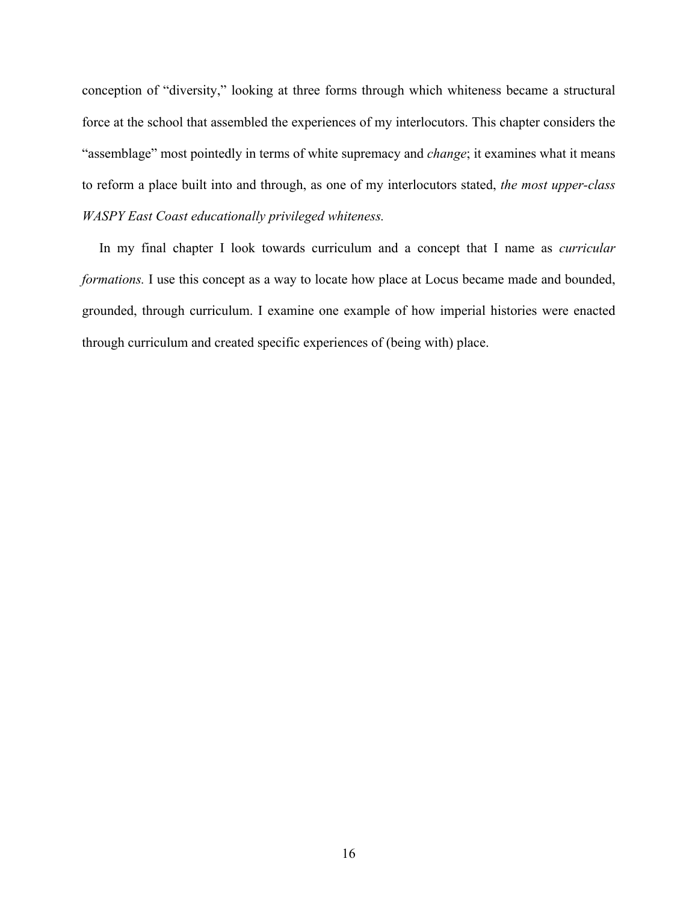conception of "diversity," looking at three forms through which whiteness became a structural force at the school that assembled the experiences of my interlocutors. This chapter considers the "assemblage" most pointedly in terms of white supremacy and *change*; it examines what it means to reform a place built into and through, as one of my interlocutors stated, *the most upper-class WASPY East Coast educationally privileged whiteness.*

In my final chapter I look towards curriculum and a concept that I name as *curricular formations.* I use this concept as a way to locate how place at Locus became made and bounded, grounded, through curriculum. I examine one example of how imperial histories were enacted through curriculum and created specific experiences of (being with) place.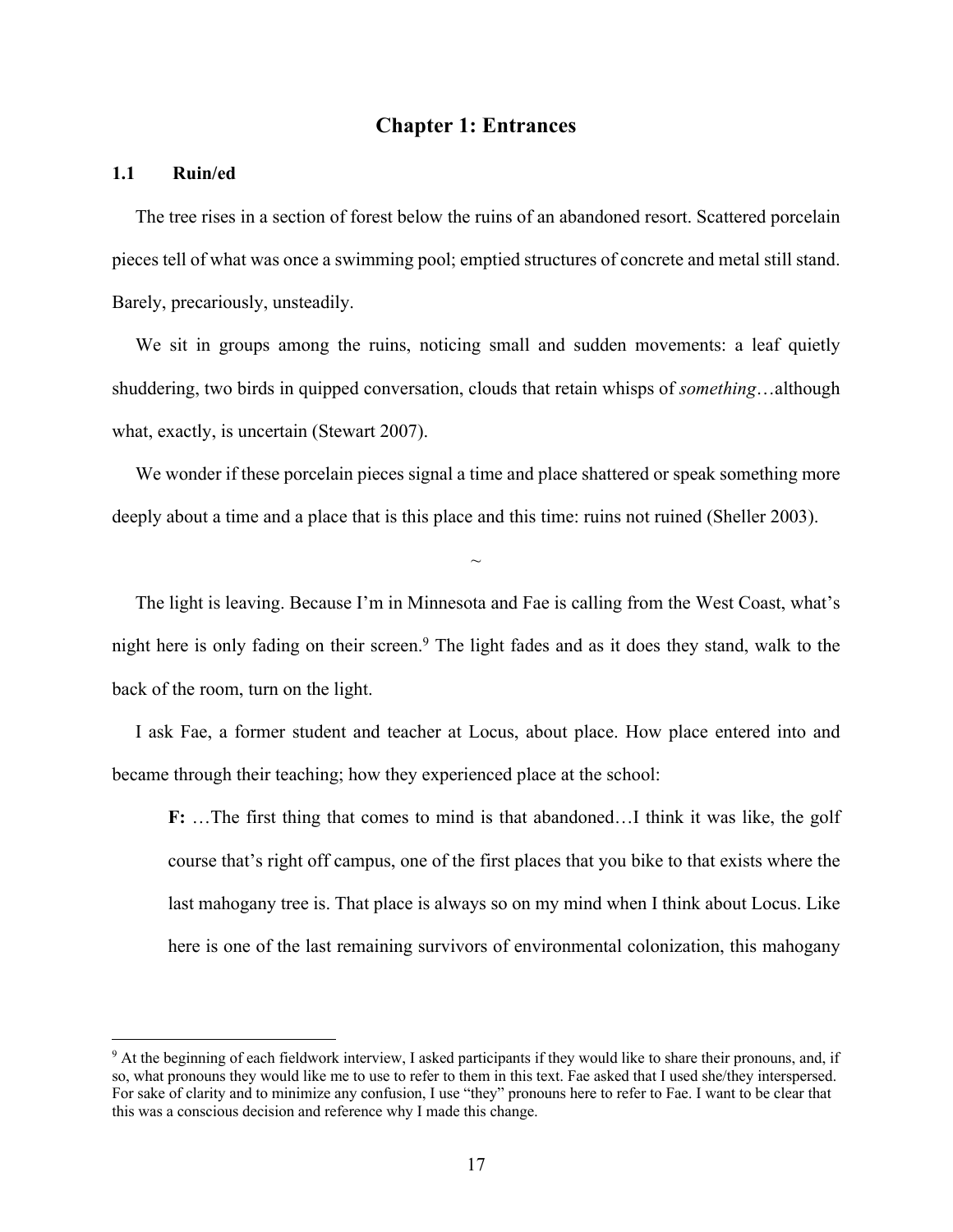# Chapter 1: Entrances

## 1.1 Ruin/ed

The tree rises in a section of forest below the ruins of an abandoned resort. Scattered porcelain pieces tell of what was once a swimming pool; emptied structures of concrete and metal still stand. Barely, precariously, unsteadily.

We sit in groups among the ruins, noticing small and sudden movements: a leaf quietly shuddering, two birds in quipped conversation, clouds that retain whisps of *something*…although what, exactly, is uncertain (Stewart 2007).

We wonder if these porcelain pieces signal a time and place shattered or speak something more deeply about a time and a place that is this place and this time: ruins not ruined (Sheller 2003).

~

The light is leaving. Because I'm in Minnesota and Fae is calling from the West Coast, what's night here is only fading on their screen.[9] The light fades and as it does they stand, walk to the back of the room, turn on the light.

I ask Fae, a former student and teacher at Locus, about place. How place entered into and became through their teaching; how they experienced place at the school:

> **F:** …The first thing that comes to mind is that abandoned…I think it was like, the golf course that's right off campus, one of the first places that you bike to that exists where the last mahogany tree is. That place is always so on my mind when I think about Locus. Like here is one of the last remaining survivors of environmental colonization, this mahogany

---

[9] At the beginning of each fieldwork interview, I asked participants if they would like to share their pronouns, and, if so, what pronouns they would like me to use to refer to them in this text. Fae asked that I used she/they interspersed. For sake of clarity and to minimize any confusion, I use "they" pronouns here to refer to Fae. I want to be clear that this was a conscious decision and reference why I made this change.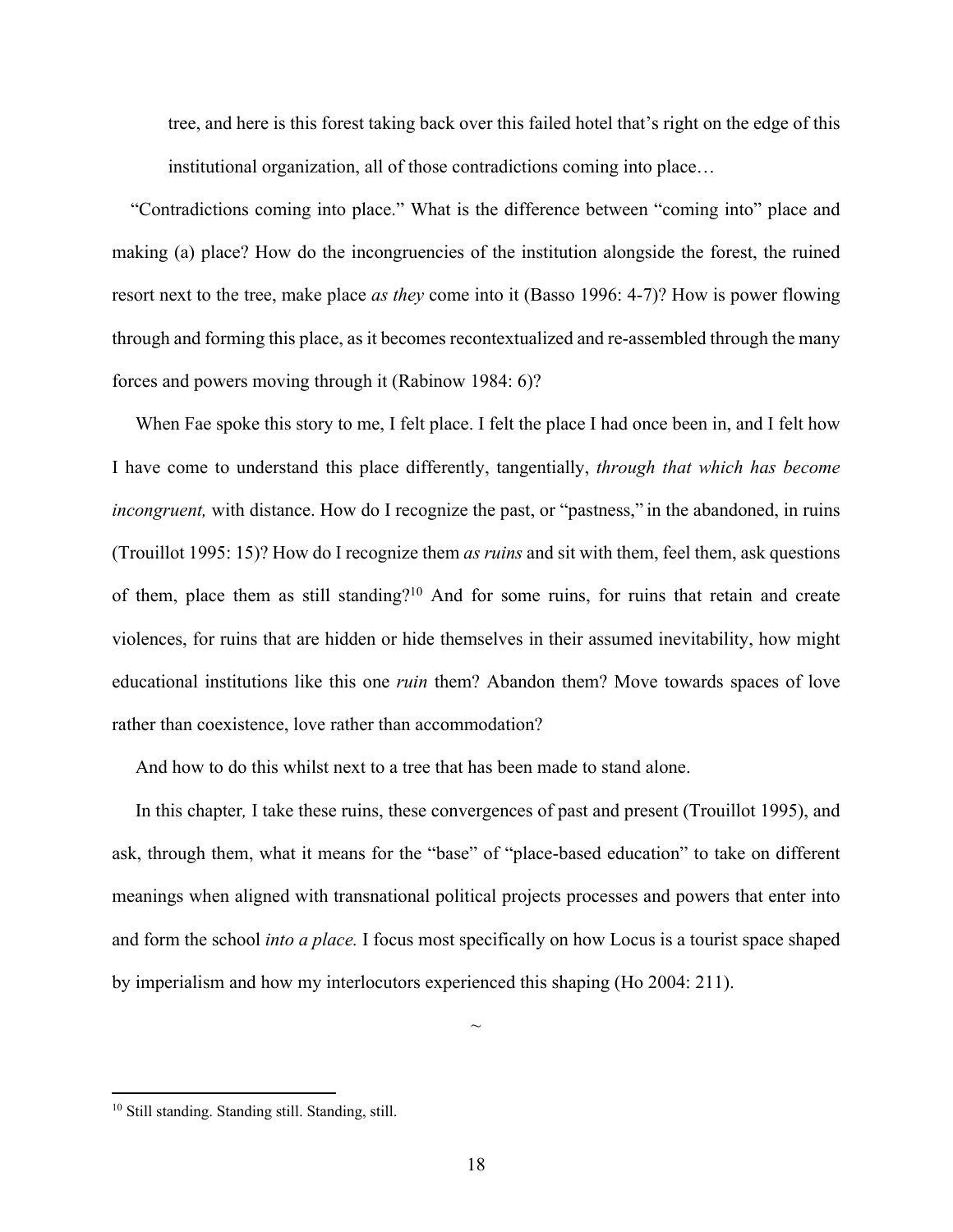tree, and here is this forest taking back over this failed hotel that's right on the edge of this institutional organization, all of those contradictions coming into place…

"Contradictions coming into place." What is the difference between "coming into" place and making (a) place? How do the incongruencies of the institution alongside the forest, the ruined resort next to the tree, make place *as they* come into it (Basso 1996: 4-7)? How is power flowing through and forming this place, as it becomes recontextualized and re-assembled through the many forces and powers moving through it (Rabinow 1984: 6)?

When Fae spoke this story to me, I felt place. I felt the place I had once been in, and I felt how I have come to understand this place differently, tangentially, *through that which has become incongruent,* with distance. How do I recognize the past, or "pastness," in the abandoned, in ruins (Trouillot 1995: 15)? How do I recognize them *as ruins* and sit with them, feel them, ask questions of them, place them as still standing?[10] And for some ruins, for ruins that retain and create violences, for ruins that are hidden or hide themselves in their assumed inevitability, how might educational institutions like this one *ruin* them? Abandon them? Move towards spaces of love rather than coexistence, love rather than accommodation?

And how to do this whilst next to a tree that has been made to stand alone.

In this chapter*,* I take these ruins, these convergences of past and present (Trouillot 1995), and ask, through them, what it means for the "base" of "place-based education" to take on different meanings when aligned with transnational political projects processes and powers that enter into and form the school *into a place.* I focus most specifically on how Locus is a tourist space shaped by imperialism and how my interlocutors experienced this shaping (Ho 2004: 211).

~

[10] Still standing. Standing still. Standing, still.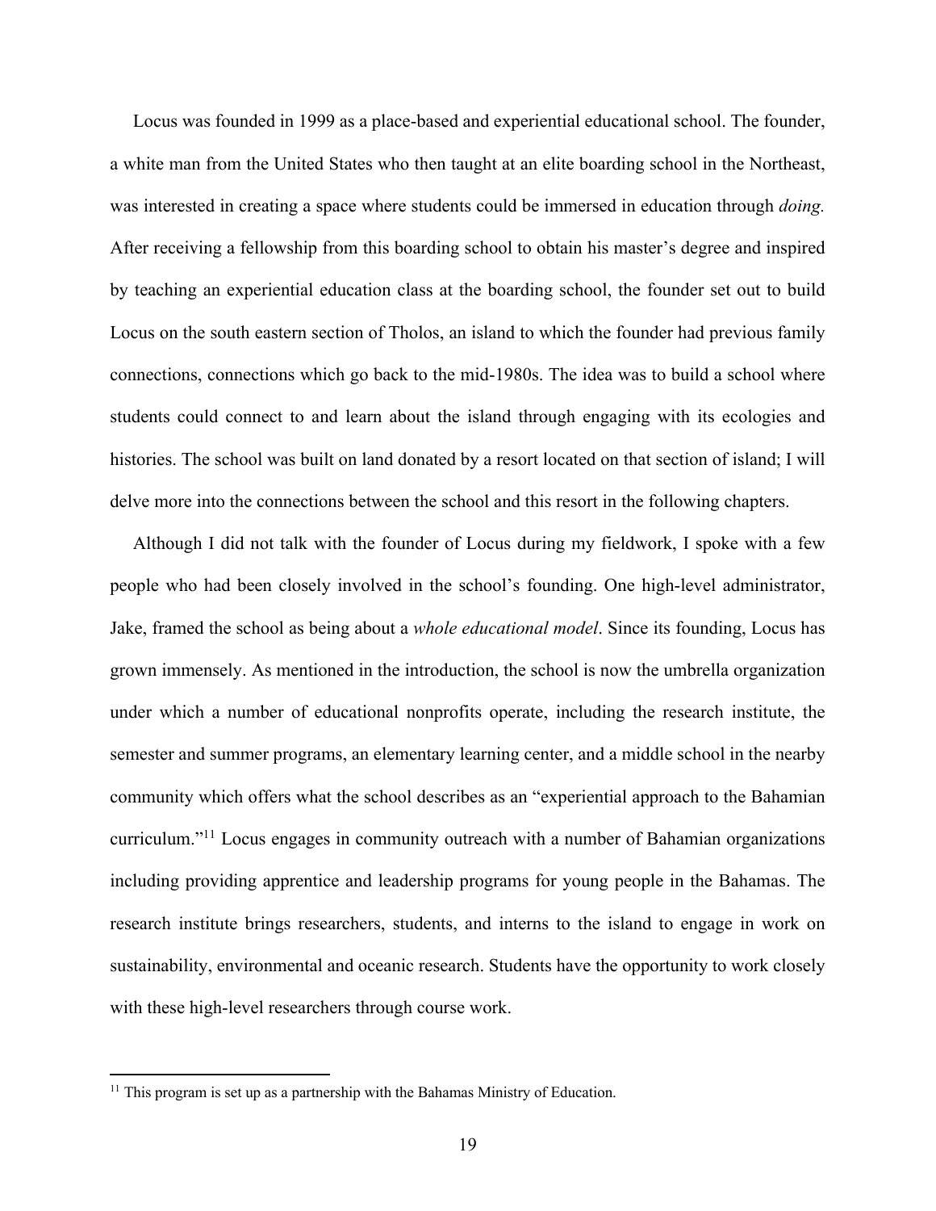Locus was founded in 1999 as a place-based and experiential educational school. The founder, a white man from the United States who then taught at an elite boarding school in the Northeast, was interested in creating a space where students could be immersed in education through *doing.* After receiving a fellowship from this boarding school to obtain his master's degree and inspired by teaching an experiential education class at the boarding school, the founder set out to build Locus on the south eastern section of Tholos, an island to which the founder had previous family connections, connections which go back to the mid-1980s. The idea was to build a school where students could connect to and learn about the island through engaging with its ecologies and histories. The school was built on land donated by a resort located on that section of island; I will delve more into the connections between the school and this resort in the following chapters.

Although I did not talk with the founder of Locus during my fieldwork, I spoke with a few people who had been closely involved in the school's founding. One high-level administrator, Jake, framed the school as being about a *whole educational model*. Since its founding, Locus has grown immensely. As mentioned in the introduction, the school is now the umbrella organization under which a number of educational nonprofits operate, including the research institute, the semester and summer programs, an elementary learning center, and a middle school in the nearby community which offers what the school describes as an "experiential approach to the Bahamian curriculum."[11] Locus engages in community outreach with a number of Bahamian organizations including providing apprentice and leadership programs for young people in the Bahamas. The research institute brings researchers, students, and interns to the island to engage in work on sustainability, environmental and oceanic research. Students have the opportunity to work closely with these high-level researchers through course work.

[11] This program is set up as a partnership with the Bahamas Ministry of Education.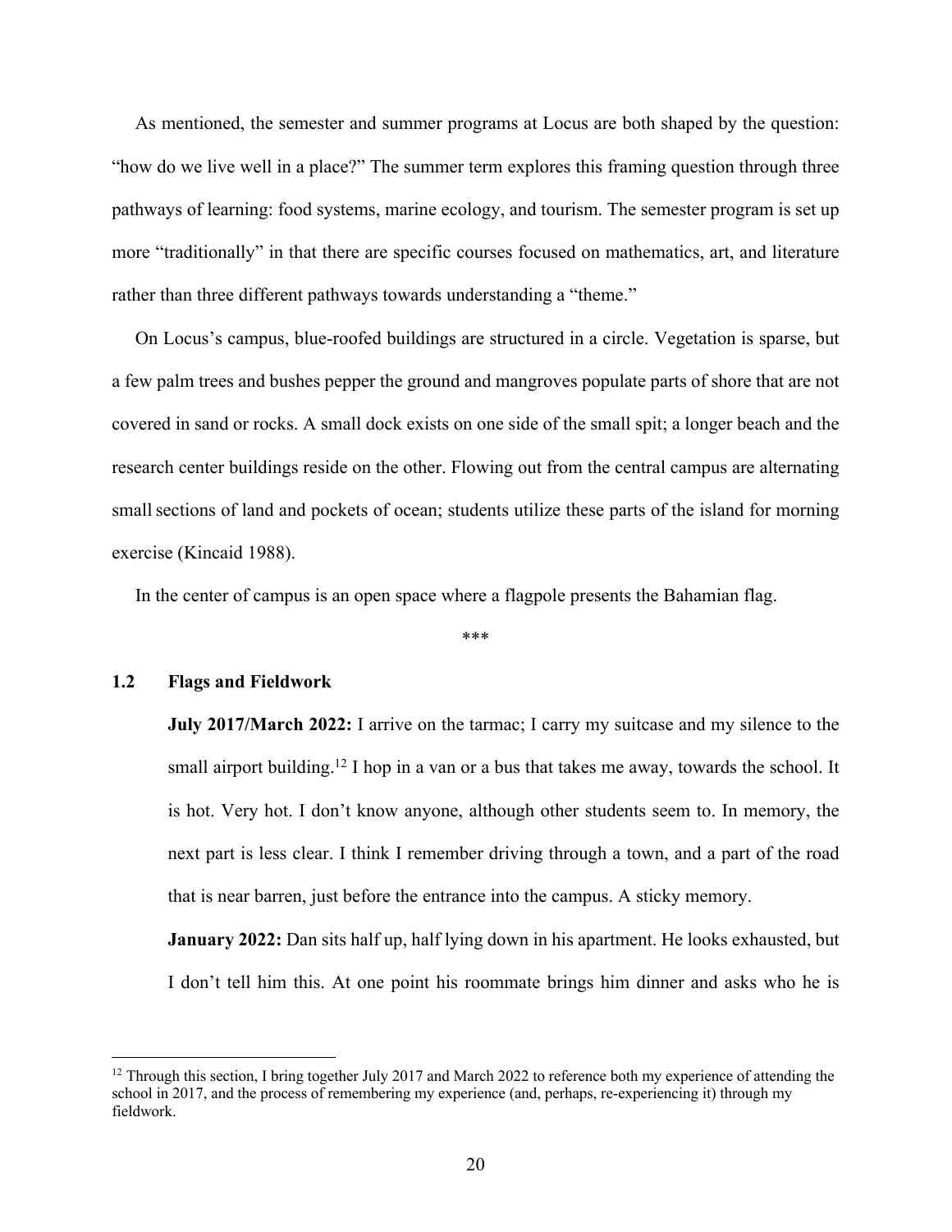As mentioned, the semester and summer programs at Locus are both shaped by the question: "how do we live well in a place?" The summer term explores this framing question through three pathways of learning: food systems, marine ecology, and tourism. The semester program is set up more "traditionally" in that there are specific courses focused on mathematics, art, and literature rather than three different pathways towards understanding a "theme."

On Locus's campus, blue-roofed buildings are structured in a circle. Vegetation is sparse, but a few palm trees and bushes pepper the ground and mangroves populate parts of shore that are not covered in sand or rocks. A small dock exists on one side of the small spit; a longer beach and the research center buildings reside on the other. Flowing out from the central campus are alternating small sections of land and pockets of ocean; students utilize these parts of the island for morning exercise (Kincaid 1988).

In the center of campus is an open space where a flagpole presents the Bahamian flag.

***

### 1.2 Flags and Fieldwork

> **July 2017/March 2022:** I arrive on the tarmac; I carry my suitcase and my silence to the small airport building.[12] I hop in a van or a bus that takes me away, towards the school. It is hot. Very hot. I don't know anyone, although other students seem to. In memory, the next part is less clear. I think I remember driving through a town, and a part of the road that is near barren, just before the entrance into the campus. A sticky memory.
>
> **January 2022:** Dan sits half up, half lying down in his apartment. He looks exhausted, but I don't tell him this. At one point his roommate brings him dinner and asks who he is

[12] Through this section, I bring together July 2017 and March 2022 to reference both my experience of attending the school in 2017, and the process of remembering my experience (and, perhaps, re-experiencing it) through my fieldwork.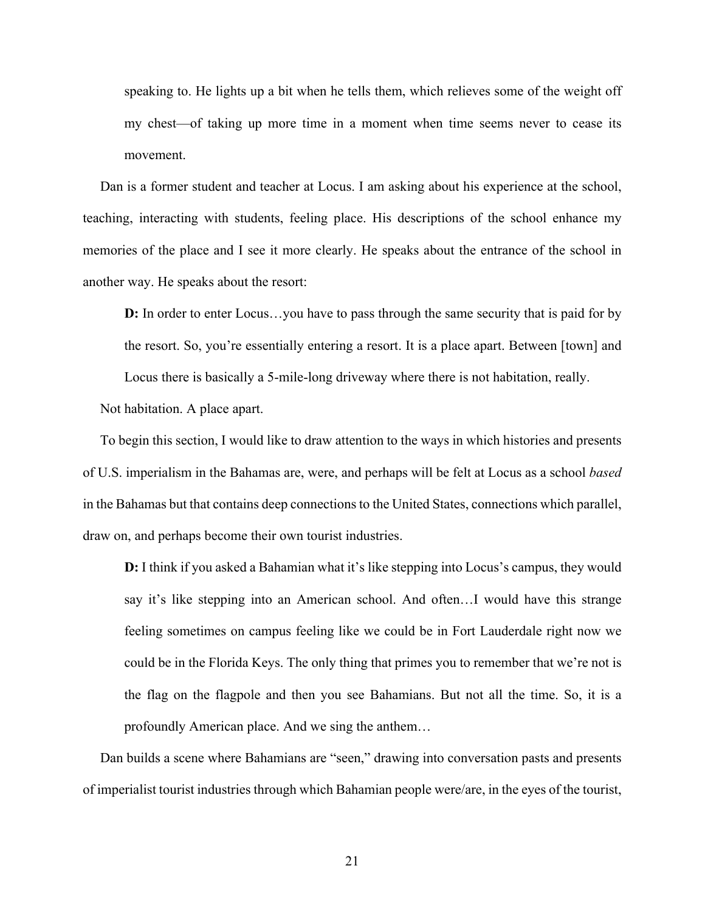> speaking to. He lights up a bit when he tells them, which relieves some of the weight off my chest—of taking up more time in a moment when time seems never to cease its movement.

Dan is a former student and teacher at Locus. I am asking about his experience at the school, teaching, interacting with students, feeling place. His descriptions of the school enhance my memories of the place and I see it more clearly. He speaks about the entrance of the school in another way. He speaks about the resort:

> **D:** In order to enter Locus…you have to pass through the same security that is paid for by the resort. So, you're essentially entering a resort. It is a place apart. Between [town] and Locus there is basically a 5-mile-long driveway where there is not habitation, really.

Not habitation. A place apart.

To begin this section, I would like to draw attention to the ways in which histories and presents of U.S. imperialism in the Bahamas are, were, and perhaps will be felt at Locus as a school *based* in the Bahamas but that contains deep connections to the United States, connections which parallel, draw on, and perhaps become their own tourist industries.

> **D:** I think if you asked a Bahamian what it's like stepping into Locus's campus, they would say it's like stepping into an American school. And often…I would have this strange feeling sometimes on campus feeling like we could be in Fort Lauderdale right now we could be in the Florida Keys. The only thing that primes you to remember that we're not is the flag on the flagpole and then you see Bahamians. But not all the time. So, it is a profoundly American place. And we sing the anthem…

Dan builds a scene where Bahamians are "seen," drawing into conversation pasts and presents of imperialist tourist industries through which Bahamian people were/are, in the eyes of the tourist,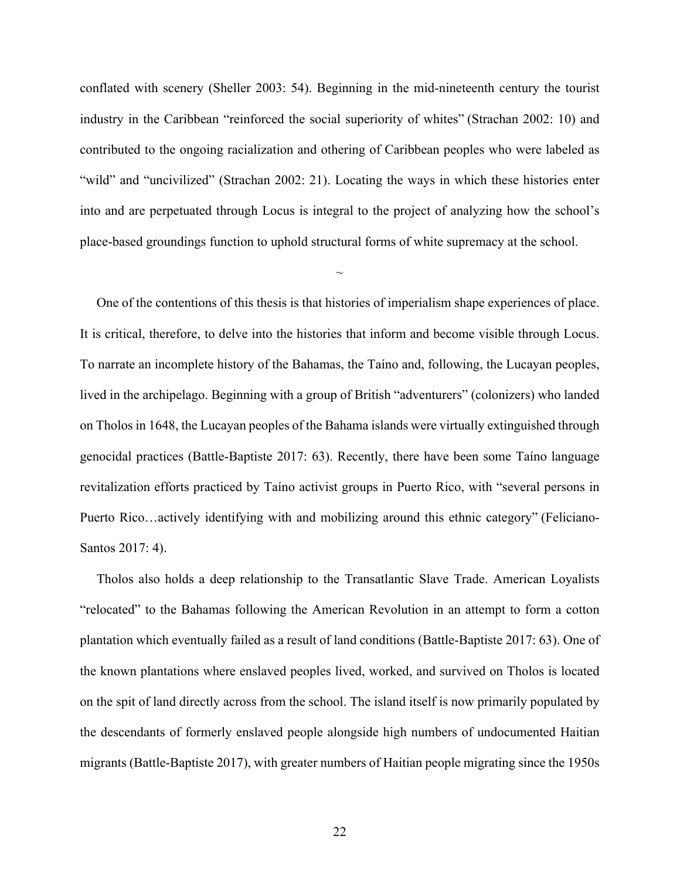conflated with scenery (Sheller 2003: 54). Beginning in the mid-nineteenth century the tourist industry in the Caribbean "reinforced the social superiority of whites" (Strachan 2002: 10) and contributed to the ongoing racialization and othering of Caribbean peoples who were labeled as "wild" and "uncivilized" (Strachan 2002: 21). Locating the ways in which these histories enter into and are perpetuated through Locus is integral to the project of analyzing how the school's place-based groundings function to uphold structural forms of white supremacy at the school.

~

One of the contentions of this thesis is that histories of imperialism shape experiences of place. It is critical, therefore, to delve into the histories that inform and become visible through Locus. To narrate an incomplete history of the Bahamas, the Taíno and, following, the Lucayan peoples, lived in the archipelago. Beginning with a group of British "adventurers" (colonizers) who landed on Tholos in 1648, the Lucayan peoples of the Bahama islands were virtually extinguished through genocidal practices (Battle-Baptiste 2017: 63). Recently, there have been some Taíno language revitalization efforts practiced by Taíno activist groups in Puerto Rico, with "several persons in Puerto Rico…actively identifying with and mobilizing around this ethnic category" (Feliciano-Santos 2017: 4).

Tholos also holds a deep relationship to the Transatlantic Slave Trade. American Loyalists "relocated" to the Bahamas following the American Revolution in an attempt to form a cotton plantation which eventually failed as a result of land conditions (Battle-Baptiste 2017: 63). One of the known plantations where enslaved peoples lived, worked, and survived on Tholos is located on the spit of land directly across from the school. The island itself is now primarily populated by the descendants of formerly enslaved people alongside high numbers of undocumented Haitian migrants (Battle-Baptiste 2017), with greater numbers of Haitian people migrating since the 1950s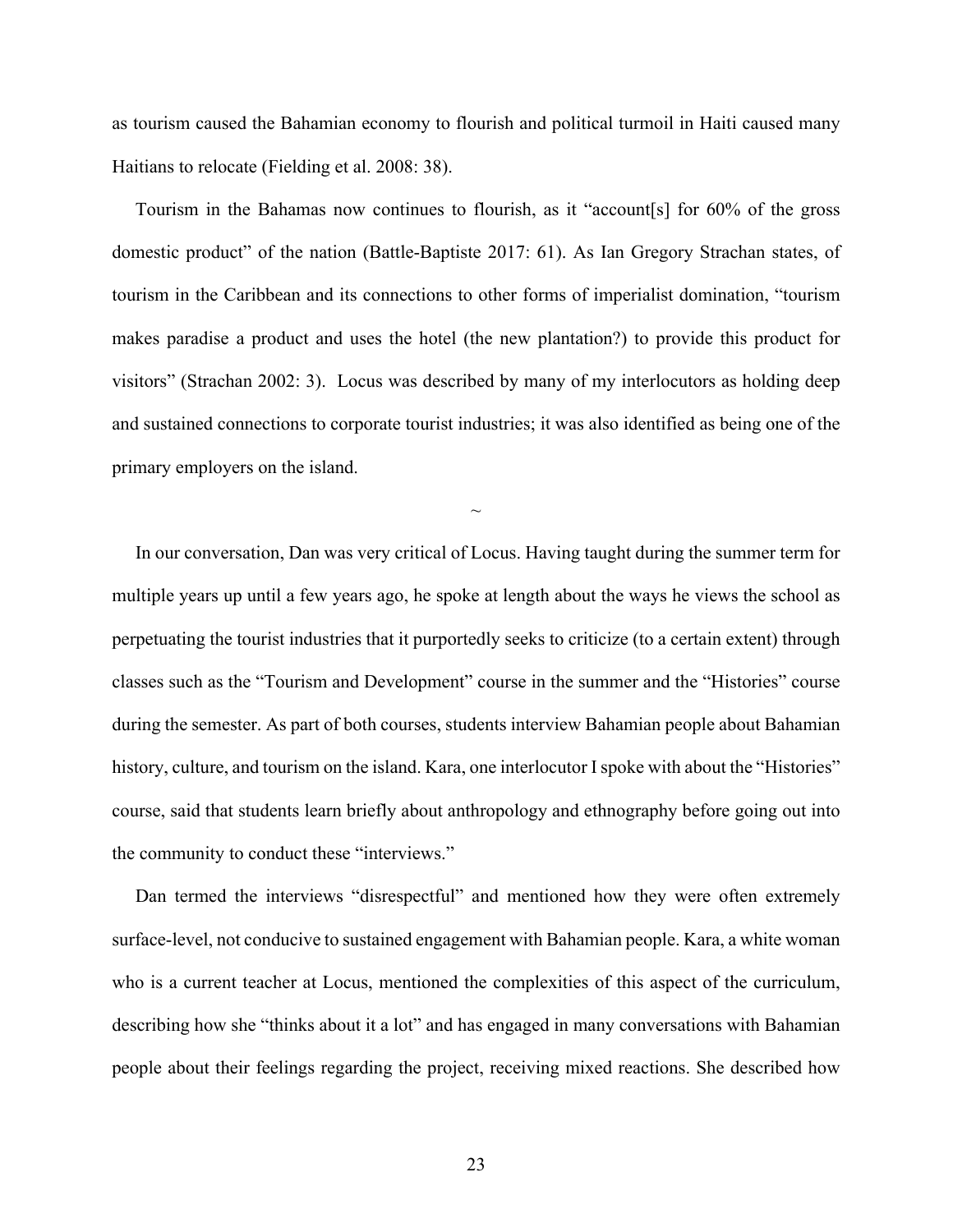as tourism caused the Bahamian economy to flourish and political turmoil in Haiti caused many Haitians to relocate (Fielding et al. 2008: 38).

Tourism in the Bahamas now continues to flourish, as it "account[s] for 60% of the gross domestic product" of the nation (Battle-Baptiste 2017: 61). As Ian Gregory Strachan states, of tourism in the Caribbean and its connections to other forms of imperialist domination, "tourism makes paradise a product and uses the hotel (the new plantation?) to provide this product for visitors" (Strachan 2002: 3). Locus was described by many of my interlocutors as holding deep and sustained connections to corporate tourist industries; it was also identified as being one of the primary employers on the island.

~

In our conversation, Dan was very critical of Locus. Having taught during the summer term for multiple years up until a few years ago, he spoke at length about the ways he views the school as perpetuating the tourist industries that it purportedly seeks to criticize (to a certain extent) through classes such as the "Tourism and Development" course in the summer and the "Histories" course during the semester. As part of both courses, students interview Bahamian people about Bahamian history, culture, and tourism on the island. Kara, one interlocutor I spoke with about the "Histories" course, said that students learn briefly about anthropology and ethnography before going out into the community to conduct these "interviews."

Dan termed the interviews "disrespectful" and mentioned how they were often extremely surface-level, not conducive to sustained engagement with Bahamian people. Kara, a white woman who is a current teacher at Locus, mentioned the complexities of this aspect of the curriculum, describing how she "thinks about it a lot" and has engaged in many conversations with Bahamian people about their feelings regarding the project, receiving mixed reactions. She described how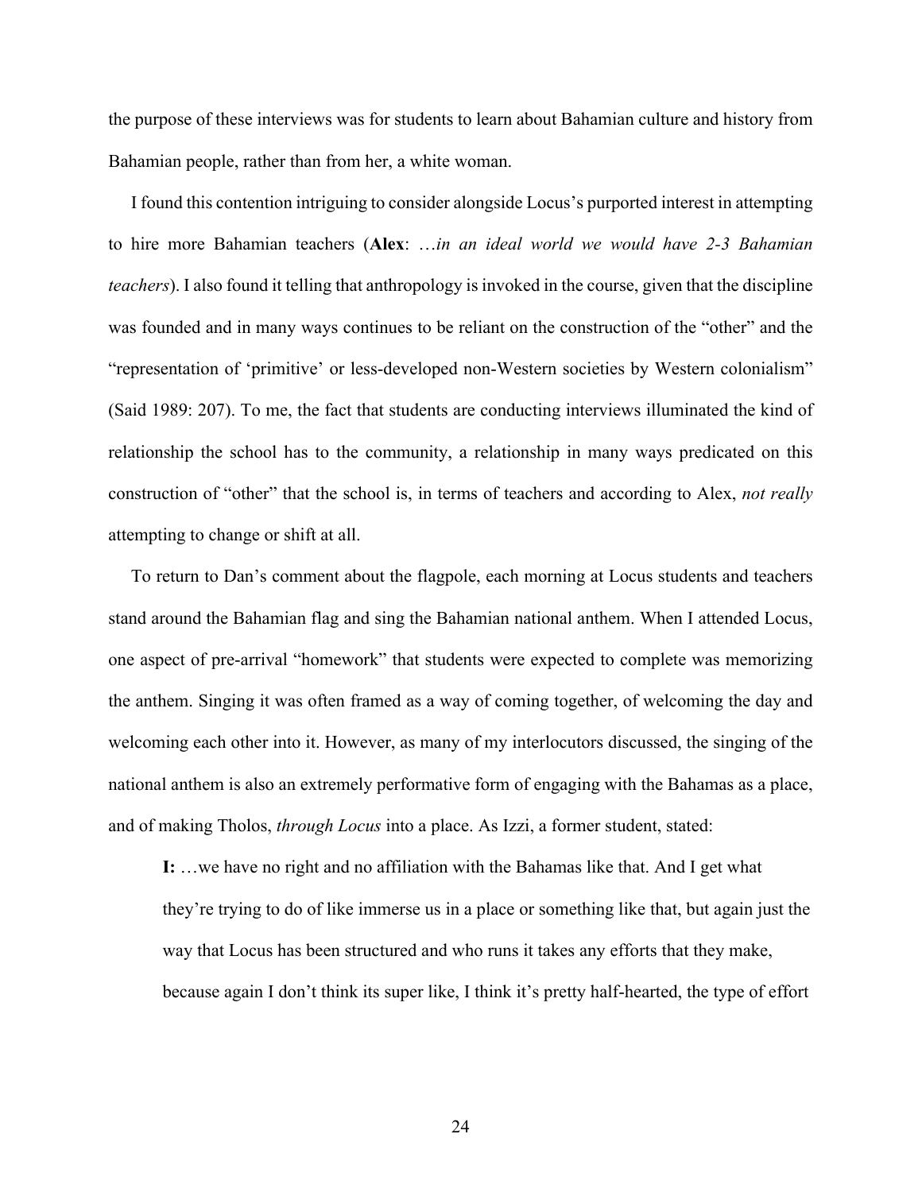the purpose of these interviews was for students to learn about Bahamian culture and history from Bahamian people, rather than from her, a white woman.

I found this contention intriguing to consider alongside Locus's purported interest in attempting to hire more Bahamian teachers (**Alex**: …*in an ideal world we would have 2-3 Bahamian teachers*). I also found it telling that anthropology is invoked in the course, given that the discipline was founded and in many ways continues to be reliant on the construction of the "other" and the "representation of 'primitive' or less-developed non-Western societies by Western colonialism" (Said 1989: 207). To me, the fact that students are conducting interviews illuminated the kind of relationship the school has to the community, a relationship in many ways predicated on this construction of "other" that the school is, in terms of teachers and according to Alex, *not really* attempting to change or shift at all.

To return to Dan's comment about the flagpole, each morning at Locus students and teachers stand around the Bahamian flag and sing the Bahamian national anthem. When I attended Locus, one aspect of pre-arrival "homework" that students were expected to complete was memorizing the anthem. Singing it was often framed as a way of coming together, of welcoming the day and welcoming each other into it. However, as many of my interlocutors discussed, the singing of the national anthem is also an extremely performative form of engaging with the Bahamas as a place, and of making Tholos, *through Locus* into a place. As Izzi, a former student, stated:

> **I:** …we have no right and no affiliation with the Bahamas like that. And I get what they're trying to do of like immerse us in a place or something like that, but again just the way that Locus has been structured and who runs it takes any efforts that they make, because again I don't think its super like, I think it's pretty half-hearted, the type of effort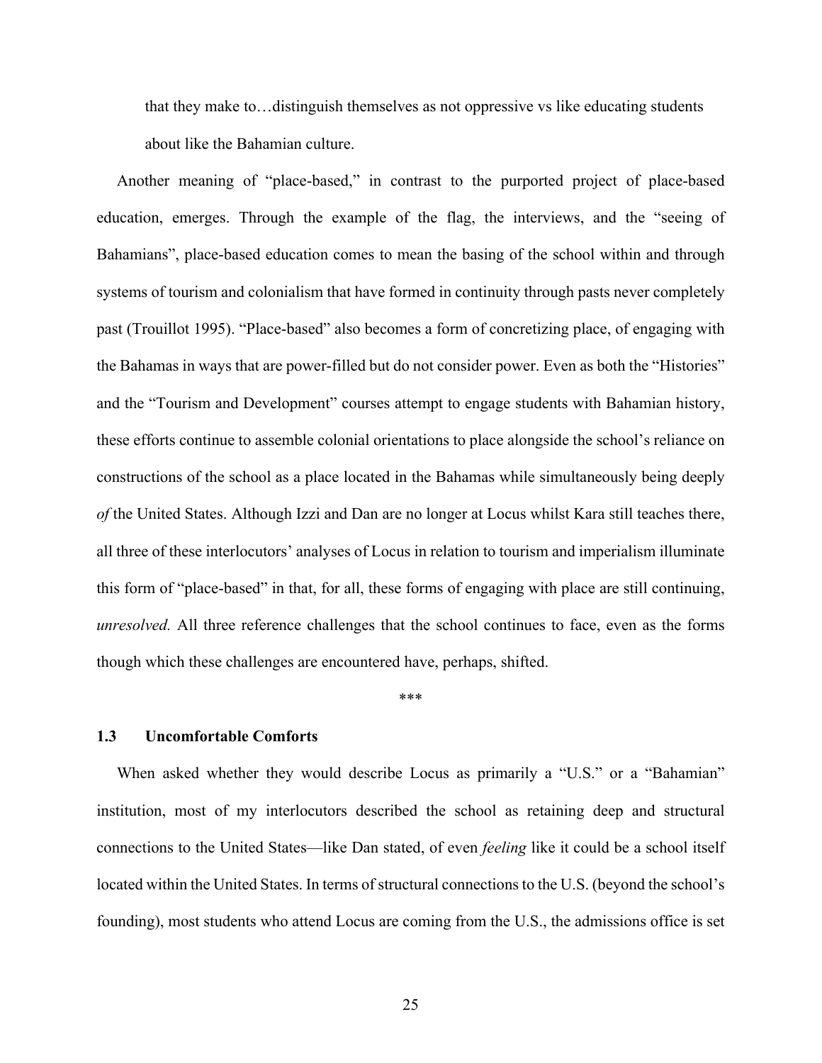> that they make to…distinguish themselves as not oppressive vs like educating students about like the Bahamian culture.

Another meaning of "place-based," in contrast to the purported project of place-based education, emerges. Through the example of the flag, the interviews, and the "seeing of Bahamians", place-based education comes to mean the basing of the school within and through systems of tourism and colonialism that have formed in continuity through pasts never completely past (Trouillot 1995). "Place-based" also becomes a form of concretizing place, of engaging with the Bahamas in ways that are power-filled but do not consider power. Even as both the "Histories" and the "Tourism and Development" courses attempt to engage students with Bahamian history, these efforts continue to assemble colonial orientations to place alongside the school's reliance on constructions of the school as a place located in the Bahamas while simultaneously being deeply *of* the United States. Although Izzi and Dan are no longer at Locus whilst Kara still teaches there, all three of these interlocutors' analyses of Locus in relation to tourism and imperialism illuminate this form of "place-based" in that, for all, these forms of engaging with place are still continuing, *unresolved.* All three reference challenges that the school continues to face, even as the forms though which these challenges are encountered have, perhaps, shifted.

***

### 1.3 Uncomfortable Comforts

When asked whether they would describe Locus as primarily a "U.S." or a "Bahamian" institution, most of my interlocutors described the school as retaining deep and structural connections to the United States—like Dan stated, of even *feeling* like it could be a school itself located within the United States. In terms of structural connections to the U.S. (beyond the school's founding), most students who attend Locus are coming from the U.S., the admissions office is set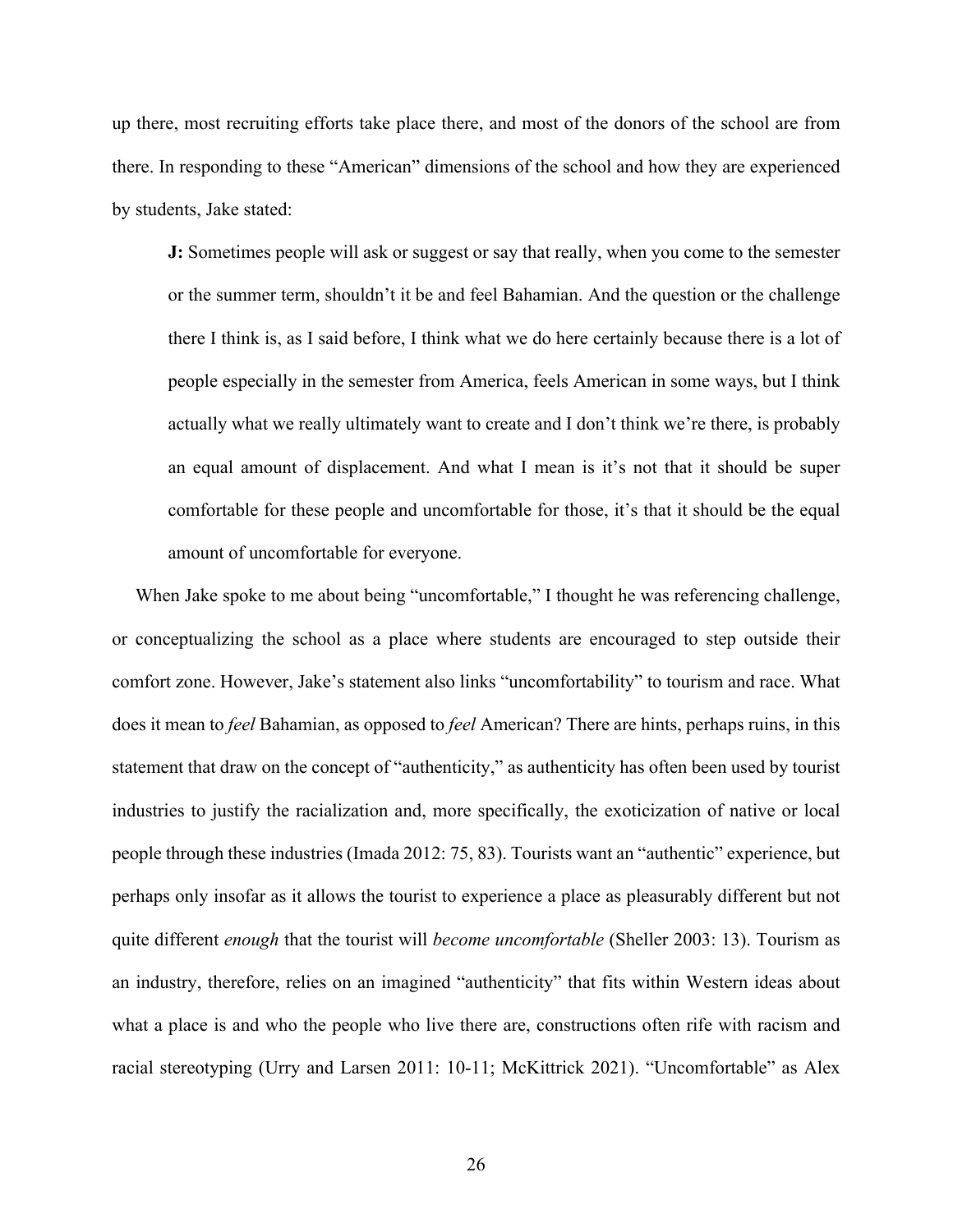up there, most recruiting efforts take place there, and most of the donors of the school are from there. In responding to these "American" dimensions of the school and how they are experienced by students, Jake stated:

> **J:** Sometimes people will ask or suggest or say that really, when you come to the semester or the summer term, shouldn't it be and feel Bahamian. And the question or the challenge there I think is, as I said before, I think what we do here certainly because there is a lot of people especially in the semester from America, feels American in some ways, but I think actually what we really ultimately want to create and I don't think we're there, is probably an equal amount of displacement. And what I mean is it's not that it should be super comfortable for these people and uncomfortable for those, it's that it should be the equal amount of uncomfortable for everyone.

When Jake spoke to me about being "uncomfortable," I thought he was referencing challenge, or conceptualizing the school as a place where students are encouraged to step outside their comfort zone. However, Jake's statement also links "uncomfortability" to tourism and race. What does it mean to *feel* Bahamian, as opposed to *feel* American? There are hints, perhaps ruins, in this statement that draw on the concept of "authenticity," as authenticity has often been used by tourist industries to justify the racialization and, more specifically, the exoticization of native or local people through these industries (Imada 2012: 75, 83). Tourists want an "authentic" experience, but perhaps only insofar as it allows the tourist to experience a place as pleasurably different but not quite different *enough* that the tourist will *become uncomfortable* (Sheller 2003: 13). Tourism as an industry, therefore, relies on an imagined "authenticity" that fits within Western ideas about what a place is and who the people who live there are, constructions often rife with racism and racial stereotyping (Urry and Larsen 2011: 10-11; McKittrick 2021). "Uncomfortable" as Alex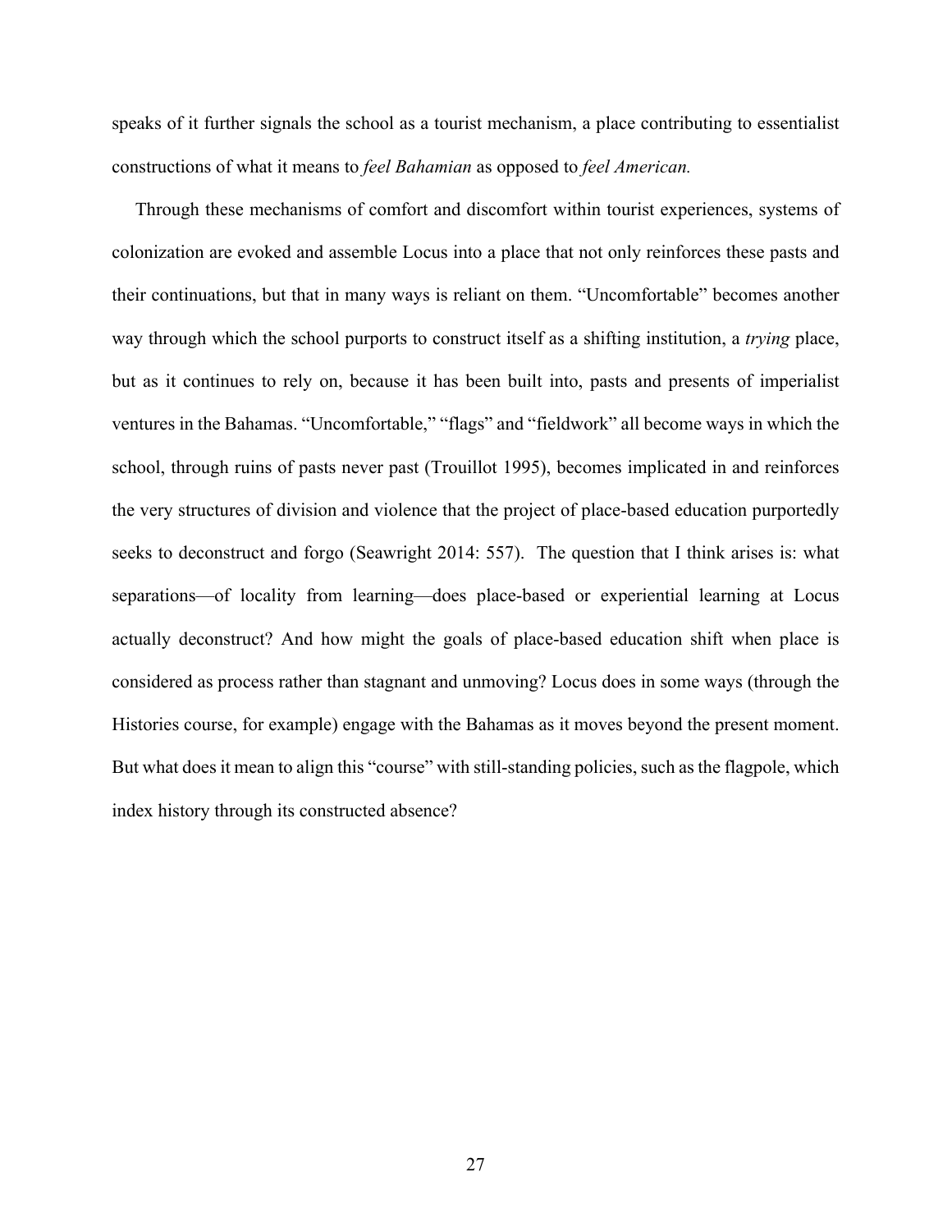speaks of it further signals the school as a tourist mechanism, a place contributing to essentialist constructions of what it means to *feel Bahamian* as opposed to *feel American.*

Through these mechanisms of comfort and discomfort within tourist experiences, systems of colonization are evoked and assemble Locus into a place that not only reinforces these pasts and their continuations, but that in many ways is reliant on them. "Uncomfortable" becomes another way through which the school purports to construct itself as a shifting institution, a *trying* place, but as it continues to rely on, because it has been built into, pasts and presents of imperialist ventures in the Bahamas. "Uncomfortable," "flags" and "fieldwork" all become ways in which the school, through ruins of pasts never past (Trouillot 1995), becomes implicated in and reinforces the very structures of division and violence that the project of place-based education purportedly seeks to deconstruct and forgo (Seawright 2014: 557). The question that I think arises is: what separations—of locality from learning—does place-based or experiential learning at Locus actually deconstruct? And how might the goals of place-based education shift when place is considered as process rather than stagnant and unmoving? Locus does in some ways (through the Histories course, for example) engage with the Bahamas as it moves beyond the present moment. But what does it mean to align this "course" with still-standing policies, such as the flagpole, which index history through its constructed absence?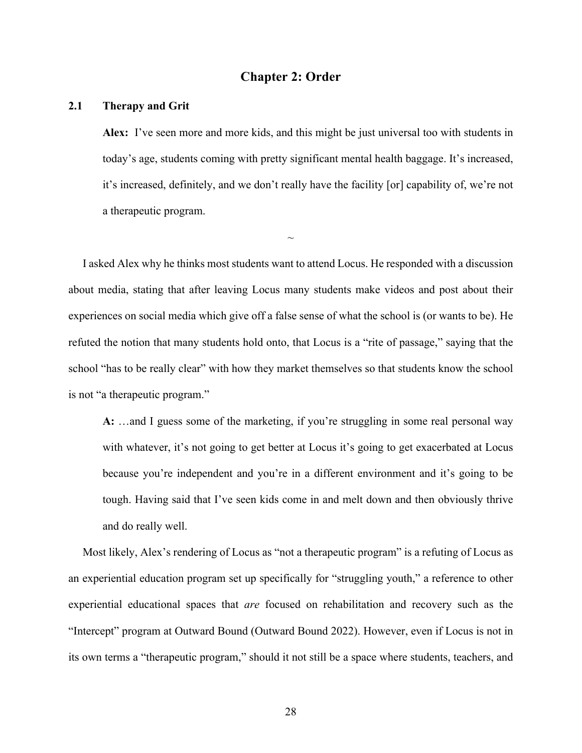# Chapter 2: Order

## 2.1 Therapy and Grit

> **Alex:** I've seen more and more kids, and this might be just universal too with students in today's age, students coming with pretty significant mental health baggage. It's increased, it's increased, definitely, and we don't really have the facility [or] capability of, we're not a therapeutic program.

~

I asked Alex why he thinks most students want to attend Locus. He responded with a discussion about media, stating that after leaving Locus many students make videos and post about their experiences on social media which give off a false sense of what the school is (or wants to be). He refuted the notion that many students hold onto, that Locus is a "rite of passage," saying that the school "has to be really clear" with how they market themselves so that students know the school is not "a therapeutic program."

> **A:** …and I guess some of the marketing, if you're struggling in some real personal way with whatever, it's not going to get better at Locus it's going to get exacerbated at Locus because you're independent and you're in a different environment and it's going to be tough. Having said that I've seen kids come in and melt down and then obviously thrive and do really well.

Most likely, Alex's rendering of Locus as "not a therapeutic program" is a refuting of Locus as an experiential education program set up specifically for "struggling youth," a reference to other experiential educational spaces that *are* focused on rehabilitation and recovery such as the "Intercept" program at Outward Bound (Outward Bound 2022). However, even if Locus is not in its own terms a "therapeutic program," should it not still be a space where students, teachers, and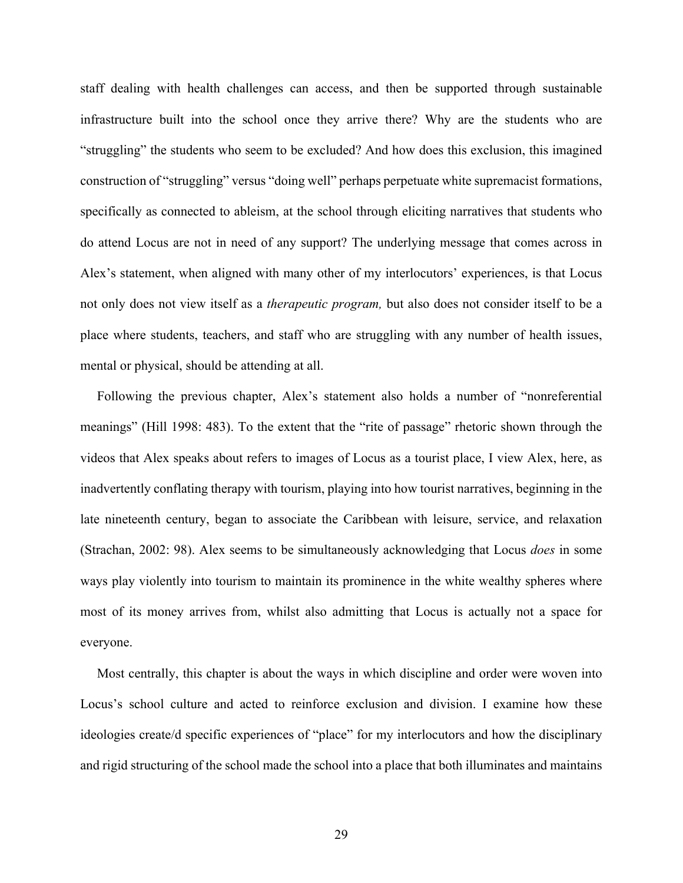staff dealing with health challenges can access, and then be supported through sustainable infrastructure built into the school once they arrive there? Why are the students who are "struggling" the students who seem to be excluded? And how does this exclusion, this imagined construction of "struggling" versus "doing well" perhaps perpetuate white supremacist formations, specifically as connected to ableism, at the school through eliciting narratives that students who do attend Locus are not in need of any support? The underlying message that comes across in Alex's statement, when aligned with many other of my interlocutors' experiences, is that Locus not only does not view itself as a *therapeutic program,* but also does not consider itself to be a place where students, teachers, and staff who are struggling with any number of health issues, mental or physical, should be attending at all.

Following the previous chapter, Alex's statement also holds a number of "nonreferential meanings" (Hill 1998: 483). To the extent that the "rite of passage" rhetoric shown through the videos that Alex speaks about refers to images of Locus as a tourist place, I view Alex, here, as inadvertently conflating therapy with tourism, playing into how tourist narratives, beginning in the late nineteenth century, began to associate the Caribbean with leisure, service, and relaxation (Strachan, 2002: 98). Alex seems to be simultaneously acknowledging that Locus *does* in some ways play violently into tourism to maintain its prominence in the white wealthy spheres where most of its money arrives from, whilst also admitting that Locus is actually not a space for everyone.

Most centrally, this chapter is about the ways in which discipline and order were woven into Locus's school culture and acted to reinforce exclusion and division. I examine how these ideologies create/d specific experiences of "place" for my interlocutors and how the disciplinary and rigid structuring of the school made the school into a place that both illuminates and maintains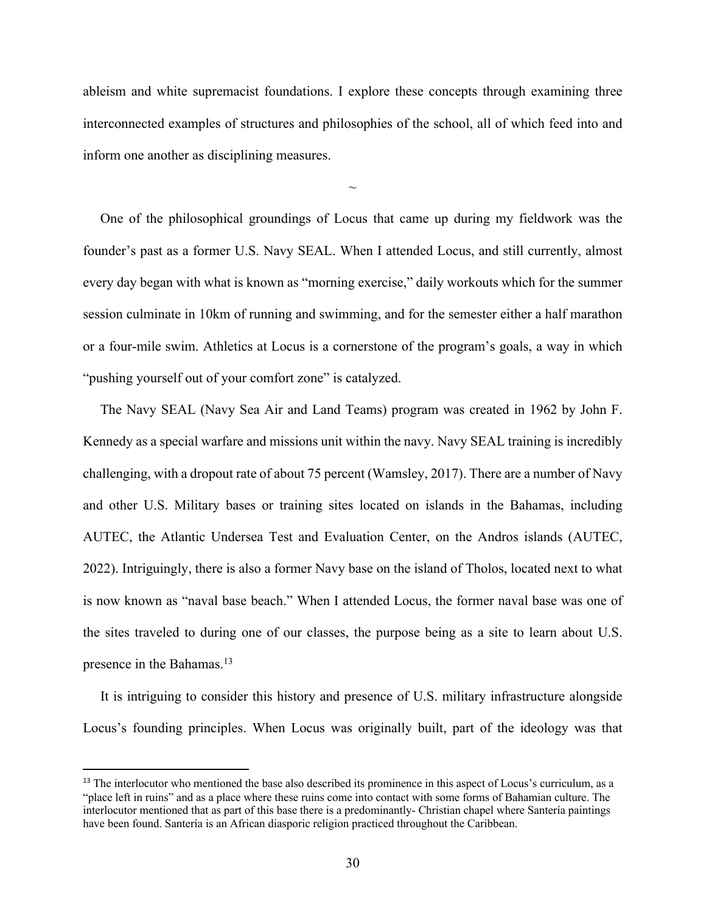ableism and white supremacist foundations. I explore these concepts through examining three interconnected examples of structures and philosophies of the school, all of which feed into and inform one another as disciplining measures.

~

One of the philosophical groundings of Locus that came up during my fieldwork was the founder's past as a former U.S. Navy SEAL. When I attended Locus, and still currently, almost every day began with what is known as "morning exercise," daily workouts which for the summer session culminate in 10km of running and swimming, and for the semester either a half marathon or a four-mile swim. Athletics at Locus is a cornerstone of the program's goals, a way in which "pushing yourself out of your comfort zone" is catalyzed.

The Navy SEAL (Navy Sea Air and Land Teams) program was created in 1962 by John F. Kennedy as a special warfare and missions unit within the navy. Navy SEAL training is incredibly challenging, with a dropout rate of about 75 percent (Wamsley, 2017). There are a number of Navy and other U.S. Military bases or training sites located on islands in the Bahamas, including AUTEC, the Atlantic Undersea Test and Evaluation Center, on the Andros islands (AUTEC, 2022). Intriguingly, there is also a former Navy base on the island of Tholos, located next to what is now known as "naval base beach." When I attended Locus, the former naval base was one of the sites traveled to during one of our classes, the purpose being as a site to learn about U.S. presence in the Bahamas.[13]

It is intriguing to consider this history and presence of U.S. military infrastructure alongside Locus's founding principles. When Locus was originally built, part of the ideology was that

[13] The interlocutor who mentioned the base also described its prominence in this aspect of Locus's curriculum, as a "place left in ruins" and as a place where these ruins come into contact with some forms of Bahamian culture. The interlocutor mentioned that as part of this base there is a predominantly- Christian chapel where Santería paintings have been found. Santería is an African diasporic religion practiced throughout the Caribbean.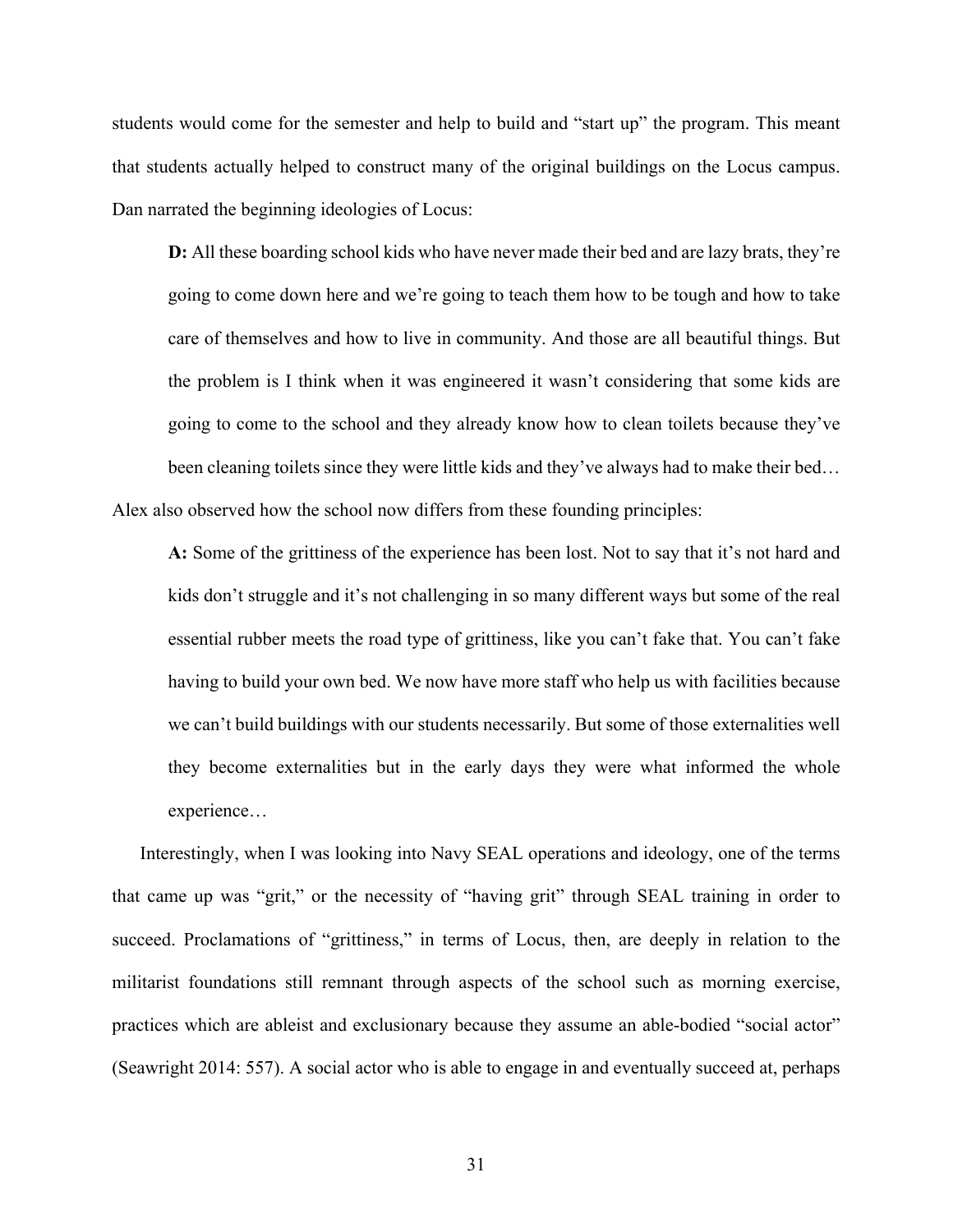students would come for the semester and help to build and "start up" the program. This meant that students actually helped to construct many of the original buildings on the Locus campus. Dan narrated the beginning ideologies of Locus:

> **D:** All these boarding school kids who have never made their bed and are lazy brats, they're going to come down here and we're going to teach them how to be tough and how to take care of themselves and how to live in community. And those are all beautiful things. But the problem is I think when it was engineered it wasn't considering that some kids are going to come to the school and they already know how to clean toilets because they've been cleaning toilets since they were little kids and they've always had to make their bed…

Alex also observed how the school now differs from these founding principles:

> **A:** Some of the grittiness of the experience has been lost. Not to say that it's not hard and kids don't struggle and it's not challenging in so many different ways but some of the real essential rubber meets the road type of grittiness, like you can't fake that. You can't fake having to build your own bed. We now have more staff who help us with facilities because we can't build buildings with our students necessarily. But some of those externalities well they become externalities but in the early days they were what informed the whole experience…

Interestingly, when I was looking into Navy SEAL operations and ideology, one of the terms that came up was "grit," or the necessity of "having grit" through SEAL training in order to succeed. Proclamations of "grittiness," in terms of Locus, then, are deeply in relation to the militarist foundations still remnant through aspects of the school such as morning exercise, practices which are ableist and exclusionary because they assume an able-bodied "social actor" (Seawright 2014: 557). A social actor who is able to engage in and eventually succeed at, perhaps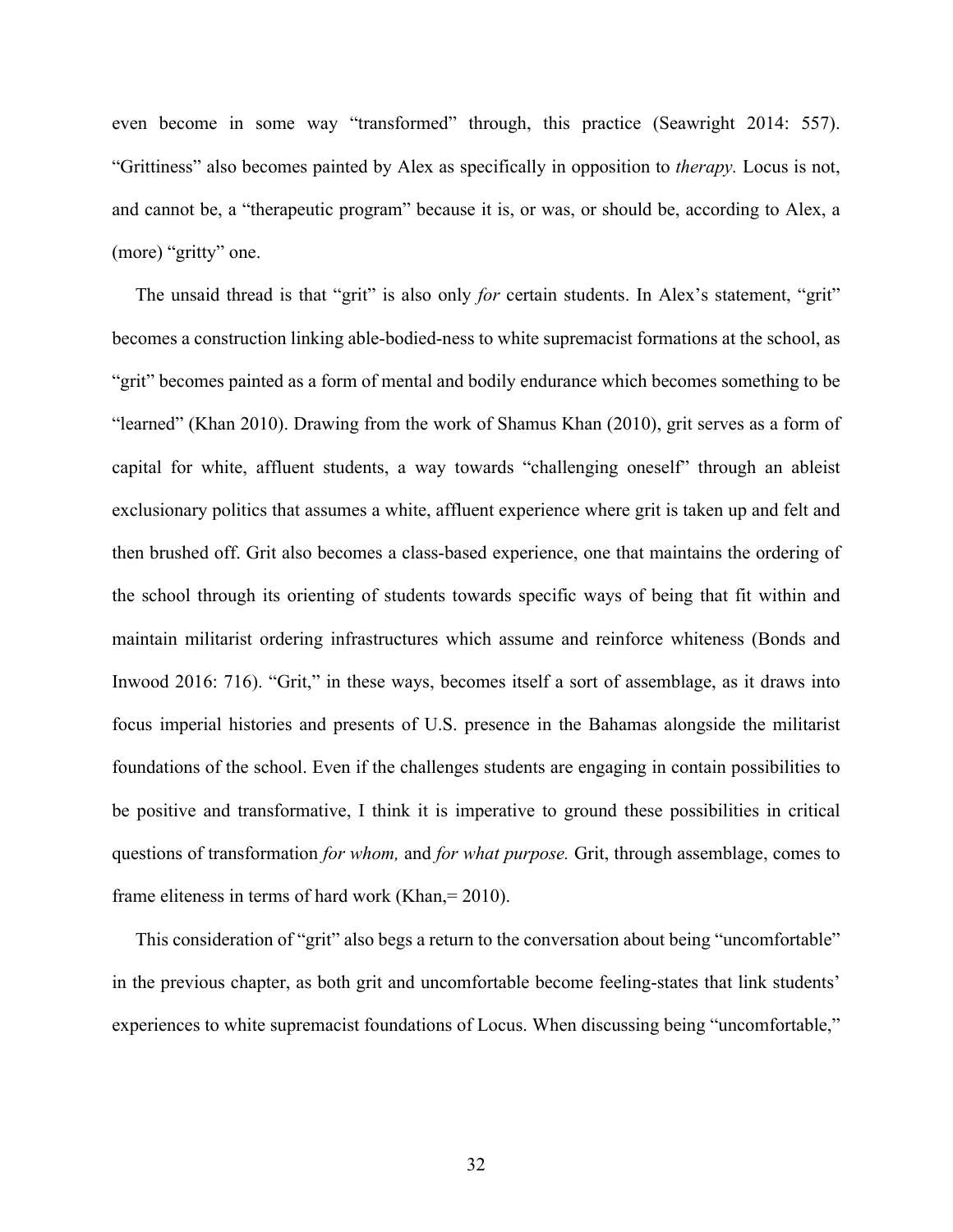even become in some way "transformed" through, this practice (Seawright 2014: 557). "Grittiness" also becomes painted by Alex as specifically in opposition to *therapy.* Locus is not, and cannot be, a "therapeutic program" because it is, or was, or should be, according to Alex, a (more) "gritty" one.

The unsaid thread is that "grit" is also only *for* certain students. In Alex's statement, "grit" becomes a construction linking able-bodied-ness to white supremacist formations at the school, as "grit" becomes painted as a form of mental and bodily endurance which becomes something to be "learned" (Khan 2010). Drawing from the work of Shamus Khan (2010), grit serves as a form of capital for white, affluent students, a way towards "challenging oneself" through an ableist exclusionary politics that assumes a white, affluent experience where grit is taken up and felt and then brushed off. Grit also becomes a class-based experience, one that maintains the ordering of the school through its orienting of students towards specific ways of being that fit within and maintain militarist ordering infrastructures which assume and reinforce whiteness (Bonds and Inwood 2016: 716). "Grit," in these ways, becomes itself a sort of assemblage, as it draws into focus imperial histories and presents of U.S. presence in the Bahamas alongside the militarist foundations of the school. Even if the challenges students are engaging in contain possibilities to be positive and transformative, I think it is imperative to ground these possibilities in critical questions of transformation *for whom,* and *for what purpose.* Grit, through assemblage, comes to frame eliteness in terms of hard work (Khan,= 2010).

This consideration of "grit" also begs a return to the conversation about being "uncomfortable" in the previous chapter, as both grit and uncomfortable become feeling-states that link students' experiences to white supremacist foundations of Locus. When discussing being "uncomfortable,"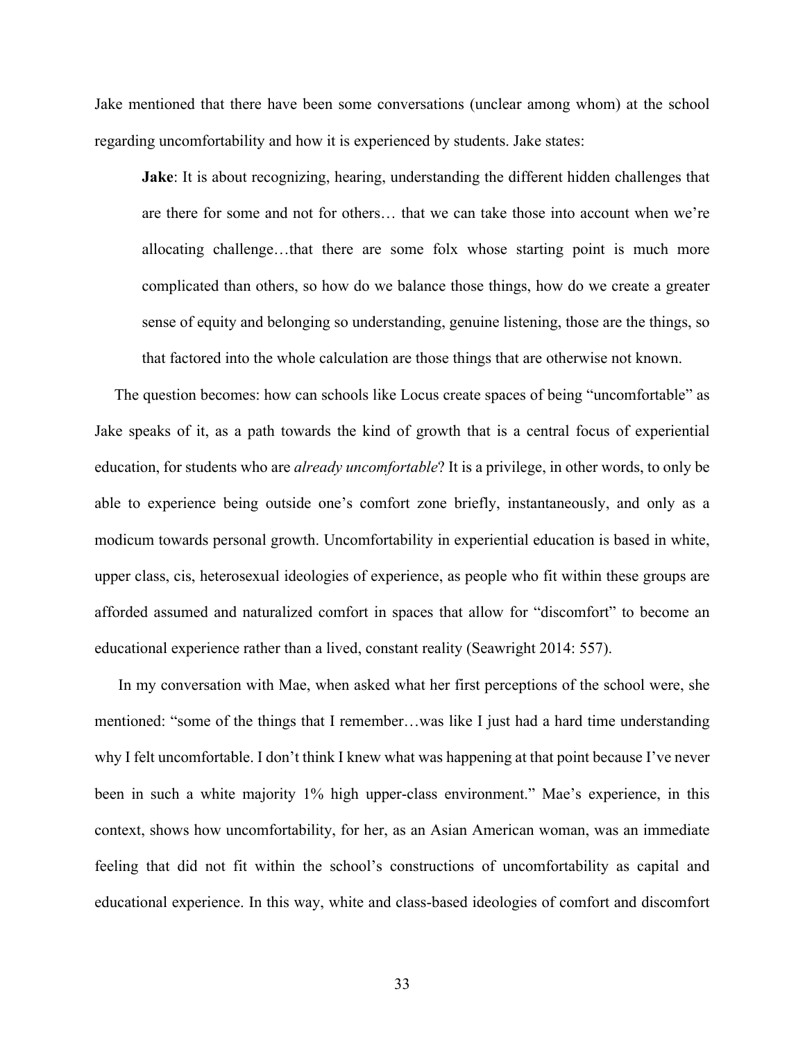Jake mentioned that there have been some conversations (unclear among whom) at the school regarding uncomfortability and how it is experienced by students. Jake states:

> **Jake**: It is about recognizing, hearing, understanding the different hidden challenges that are there for some and not for others… that we can take those into account when we're allocating challenge…that there are some folx whose starting point is much more complicated than others, so how do we balance those things, how do we create a greater sense of equity and belonging so understanding, genuine listening, those are the things, so that factored into the whole calculation are those things that are otherwise not known.

The question becomes: how can schools like Locus create spaces of being "uncomfortable" as Jake speaks of it, as a path towards the kind of growth that is a central focus of experiential education, for students who are *already uncomfortable*? It is a privilege, in other words, to only be able to experience being outside one's comfort zone briefly, instantaneously, and only as a modicum towards personal growth. Uncomfortability in experiential education is based in white, upper class, cis, heterosexual ideologies of experience, as people who fit within these groups are afforded assumed and naturalized comfort in spaces that allow for "discomfort" to become an educational experience rather than a lived, constant reality (Seawright 2014: 557).

In my conversation with Mae, when asked what her first perceptions of the school were, she mentioned: "some of the things that I remember…was like I just had a hard time understanding why I felt uncomfortable. I don't think I knew what was happening at that point because I've never been in such a white majority 1% high upper-class environment." Mae's experience, in this context, shows how uncomfortability, for her, as an Asian American woman, was an immediate feeling that did not fit within the school's constructions of uncomfortability as capital and educational experience. In this way, white and class-based ideologies of comfort and discomfort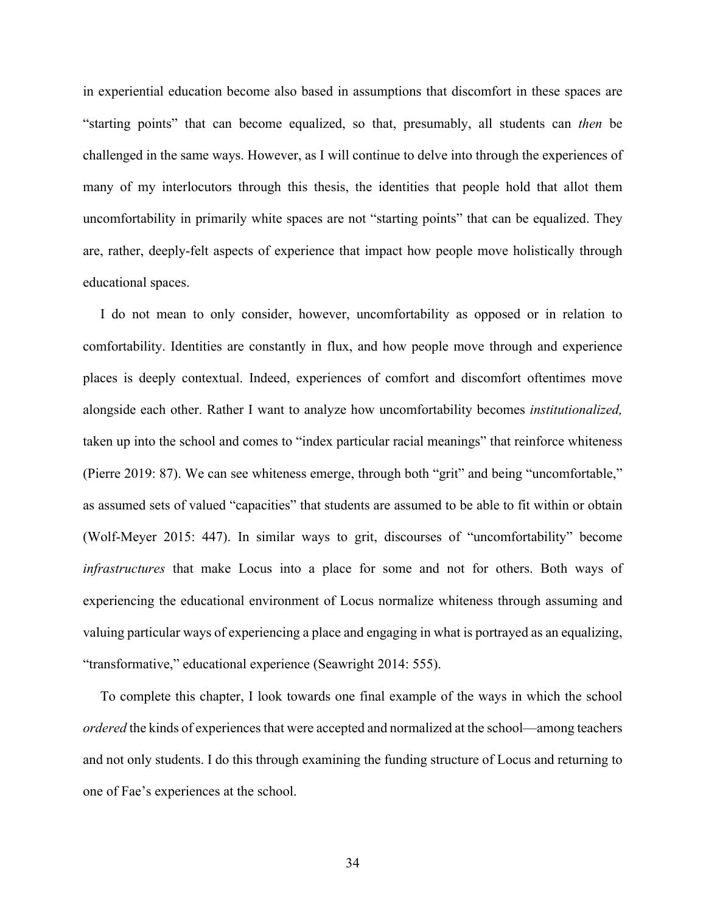in experiential education become also based in assumptions that discomfort in these spaces are "starting points" that can become equalized, so that, presumably, all students can *then* be challenged in the same ways. However, as I will continue to delve into through the experiences of many of my interlocutors through this thesis, the identities that people hold that allot them uncomfortability in primarily white spaces are not "starting points" that can be equalized. They are, rather, deeply-felt aspects of experience that impact how people move holistically through educational spaces.

I do not mean to only consider, however, uncomfortability as opposed or in relation to comfortability. Identities are constantly in flux, and how people move through and experience places is deeply contextual. Indeed, experiences of comfort and discomfort oftentimes move alongside each other. Rather I want to analyze how uncomfortability becomes *institutionalized,* taken up into the school and comes to "index particular racial meanings" that reinforce whiteness (Pierre 2019: 87). We can see whiteness emerge, through both "grit" and being "uncomfortable," as assumed sets of valued "capacities" that students are assumed to be able to fit within or obtain (Wolf-Meyer 2015: 447). In similar ways to grit, discourses of "uncomfortability" become *infrastructures* that make Locus into a place for some and not for others. Both ways of experiencing the educational environment of Locus normalize whiteness through assuming and valuing particular ways of experiencing a place and engaging in what is portrayed as an equalizing, "transformative," educational experience (Seawright 2014: 555).

To complete this chapter, I look towards one final example of the ways in which the school *ordered* the kinds of experiences that were accepted and normalized at the school—among teachers and not only students. I do this through examining the funding structure of Locus and returning to one of Fae's experiences at the school.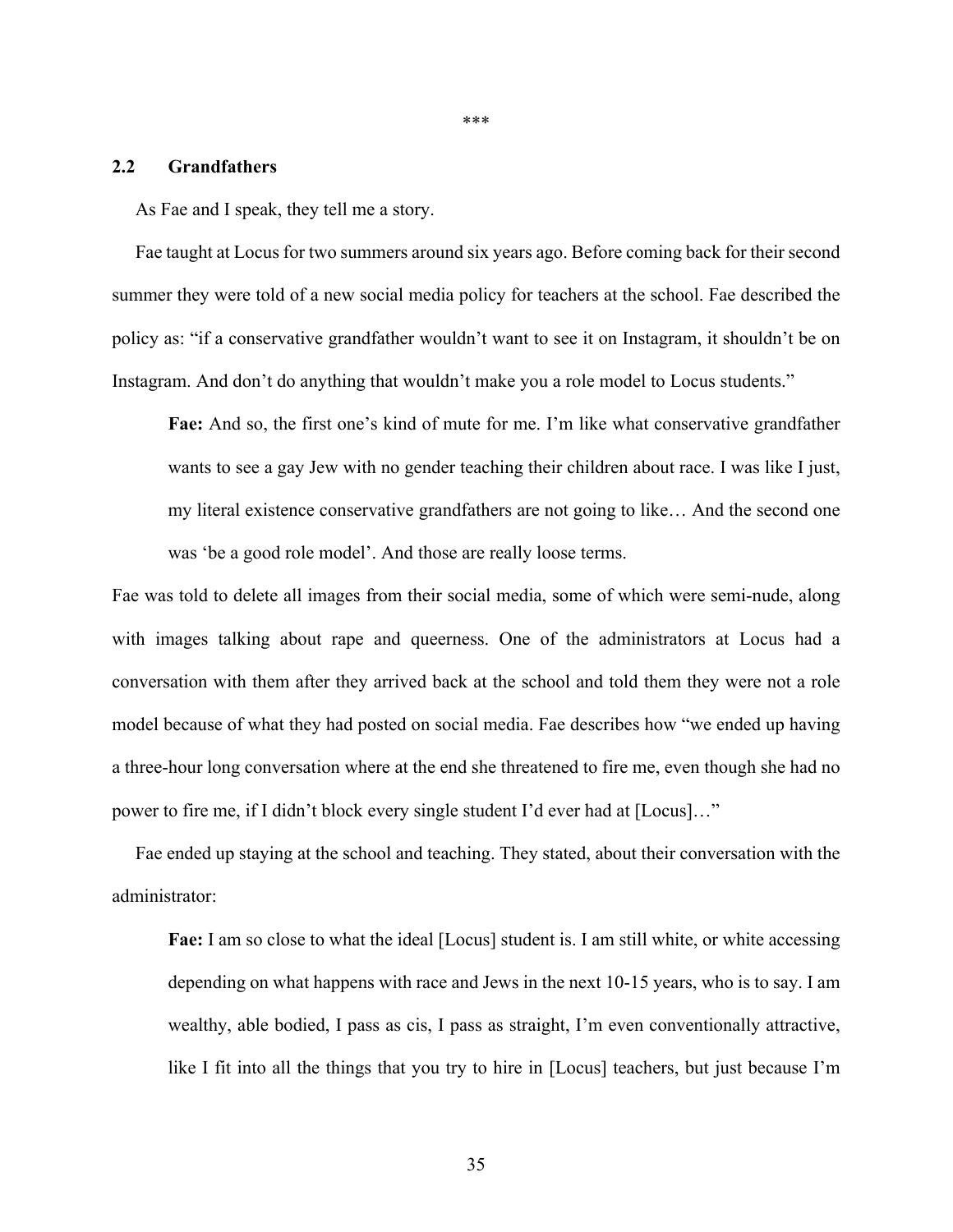***

## 2.2 Grandfathers

As Fae and I speak, they tell me a story.

Fae taught at Locus for two summers around six years ago. Before coming back for their second summer they were told of a new social media policy for teachers at the school. Fae described the policy as: "if a conservative grandfather wouldn't want to see it on Instagram, it shouldn't be on Instagram. And don't do anything that wouldn't make you a role model to Locus students."

> **Fae:** And so, the first one's kind of mute for me. I'm like what conservative grandfather wants to see a gay Jew with no gender teaching their children about race. I was like I just, my literal existence conservative grandfathers are not going to like… And the second one was 'be a good role model'. And those are really loose terms.

Fae was told to delete all images from their social media, some of which were semi-nude, along with images talking about rape and queerness. One of the administrators at Locus had a conversation with them after they arrived back at the school and told them they were not a role model because of what they had posted on social media. Fae describes how "we ended up having a three-hour long conversation where at the end she threatened to fire me, even though she had no power to fire me, if I didn't block every single student I'd ever had at [Locus]…"

Fae ended up staying at the school and teaching. They stated, about their conversation with the administrator:

> **Fae:** I am so close to what the ideal [Locus] student is. I am still white, or white accessing depending on what happens with race and Jews in the next 10-15 years, who is to say. I am wealthy, able bodied, I pass as cis, I pass as straight, I'm even conventionally attractive, like I fit into all the things that you try to hire in [Locus] teachers, but just because I'm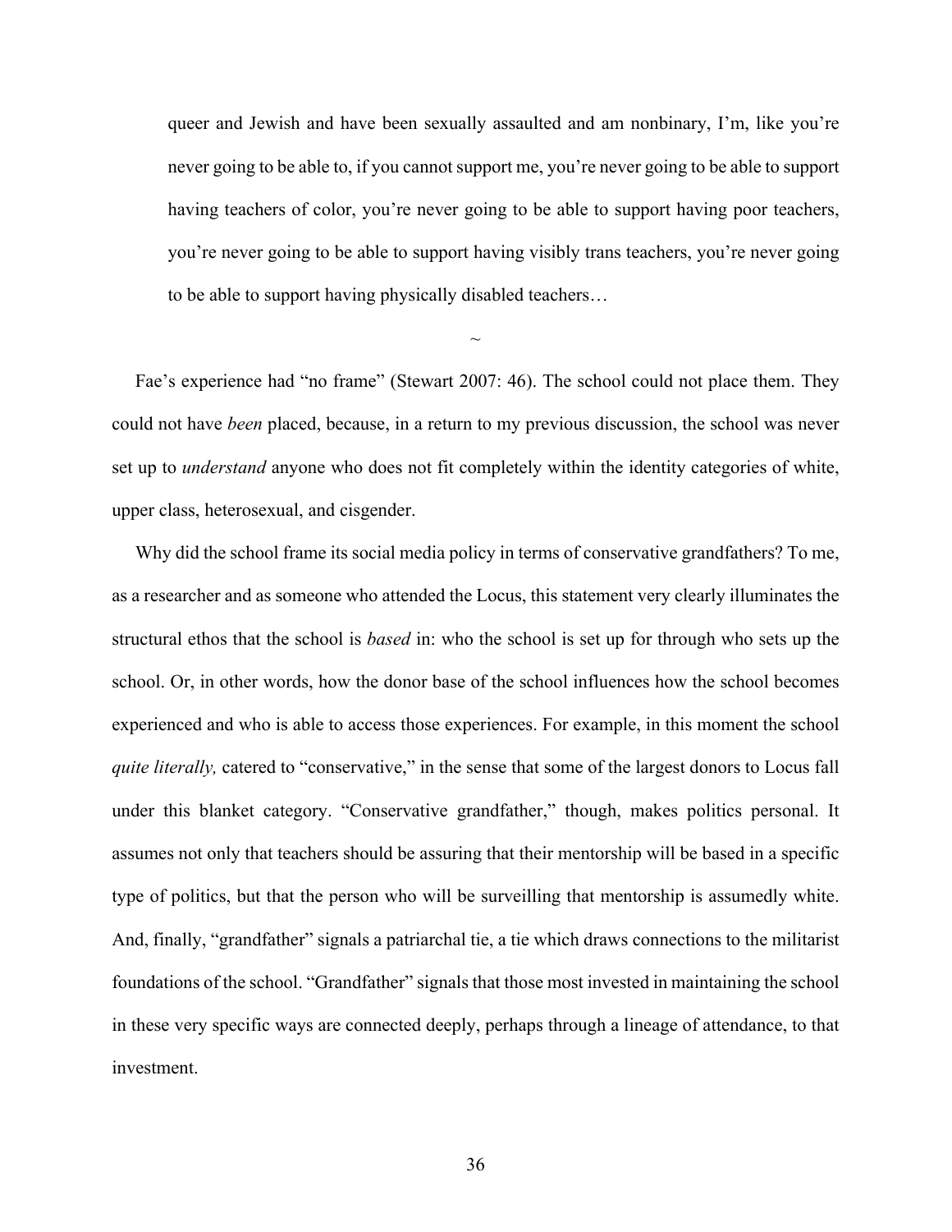> queer and Jewish and have been sexually assaulted and am nonbinary, I'm, like you're never going to be able to, if you cannot support me, you're never going to be able to support having teachers of color, you're never going to be able to support having poor teachers, you're never going to be able to support having visibly trans teachers, you're never going to be able to support having physically disabled teachers…

~

Fae's experience had "no frame" (Stewart 2007: 46). The school could not place them. They could not have *been* placed, because, in a return to my previous discussion, the school was never set up to *understand* anyone who does not fit completely within the identity categories of white, upper class, heterosexual, and cisgender.

Why did the school frame its social media policy in terms of conservative grandfathers? To me, as a researcher and as someone who attended the Locus, this statement very clearly illuminates the structural ethos that the school is *based* in: who the school is set up for through who sets up the school. Or, in other words, how the donor base of the school influences how the school becomes experienced and who is able to access those experiences. For example, in this moment the school *quite literally,* catered to "conservative," in the sense that some of the largest donors to Locus fall under this blanket category. "Conservative grandfather," though, makes politics personal. It assumes not only that teachers should be assuring that their mentorship will be based in a specific type of politics, but that the person who will be surveilling that mentorship is assumedly white. And, finally, "grandfather" signals a patriarchal tie, a tie which draws connections to the militarist foundations of the school. "Grandfather" signals that those most invested in maintaining the school in these very specific ways are connected deeply, perhaps through a lineage of attendance, to that investment.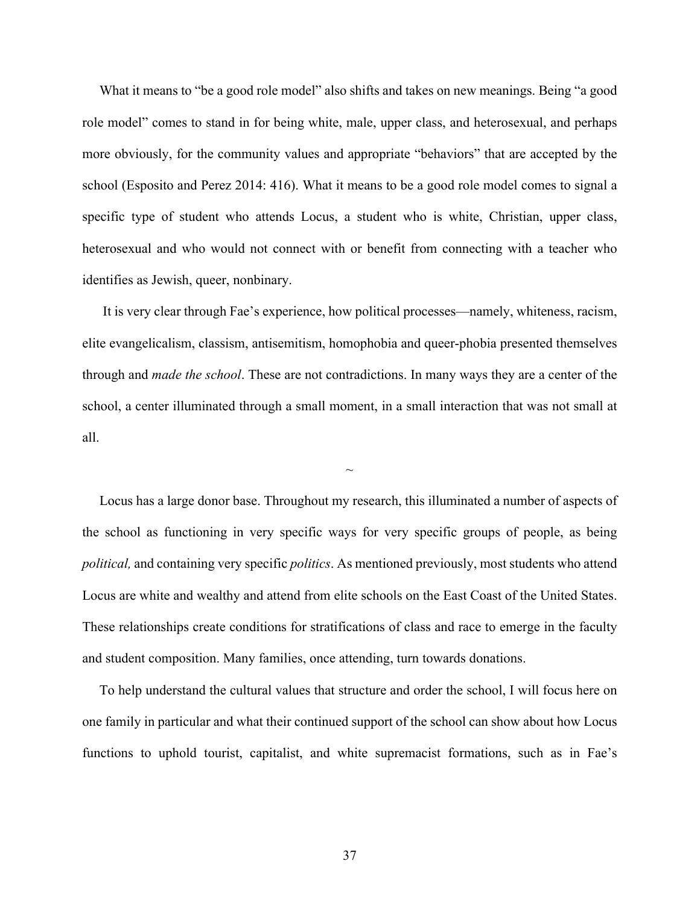What it means to "be a good role model" also shifts and takes on new meanings. Being "a good role model" comes to stand in for being white, male, upper class, and heterosexual, and perhaps more obviously, for the community values and appropriate "behaviors" that are accepted by the school (Esposito and Perez 2014: 416). What it means to be a good role model comes to signal a specific type of student who attends Locus, a student who is white, Christian, upper class, heterosexual and who would not connect with or benefit from connecting with a teacher who identifies as Jewish, queer, nonbinary.

It is very clear through Fae's experience, how political processes—namely, whiteness, racism, elite evangelicalism, classism, antisemitism, homophobia and queer-phobia presented themselves through and *made the school*. These are not contradictions. In many ways they are a center of the school, a center illuminated through a small moment, in a small interaction that was not small at all.

~

Locus has a large donor base. Throughout my research, this illuminated a number of aspects of the school as functioning in very specific ways for very specific groups of people, as being *political,* and containing very specific *politics*. As mentioned previously, most students who attend Locus are white and wealthy and attend from elite schools on the East Coast of the United States. These relationships create conditions for stratifications of class and race to emerge in the faculty and student composition. Many families, once attending, turn towards donations.

To help understand the cultural values that structure and order the school, I will focus here on one family in particular and what their continued support of the school can show about how Locus functions to uphold tourist, capitalist, and white supremacist formations, such as in Fae's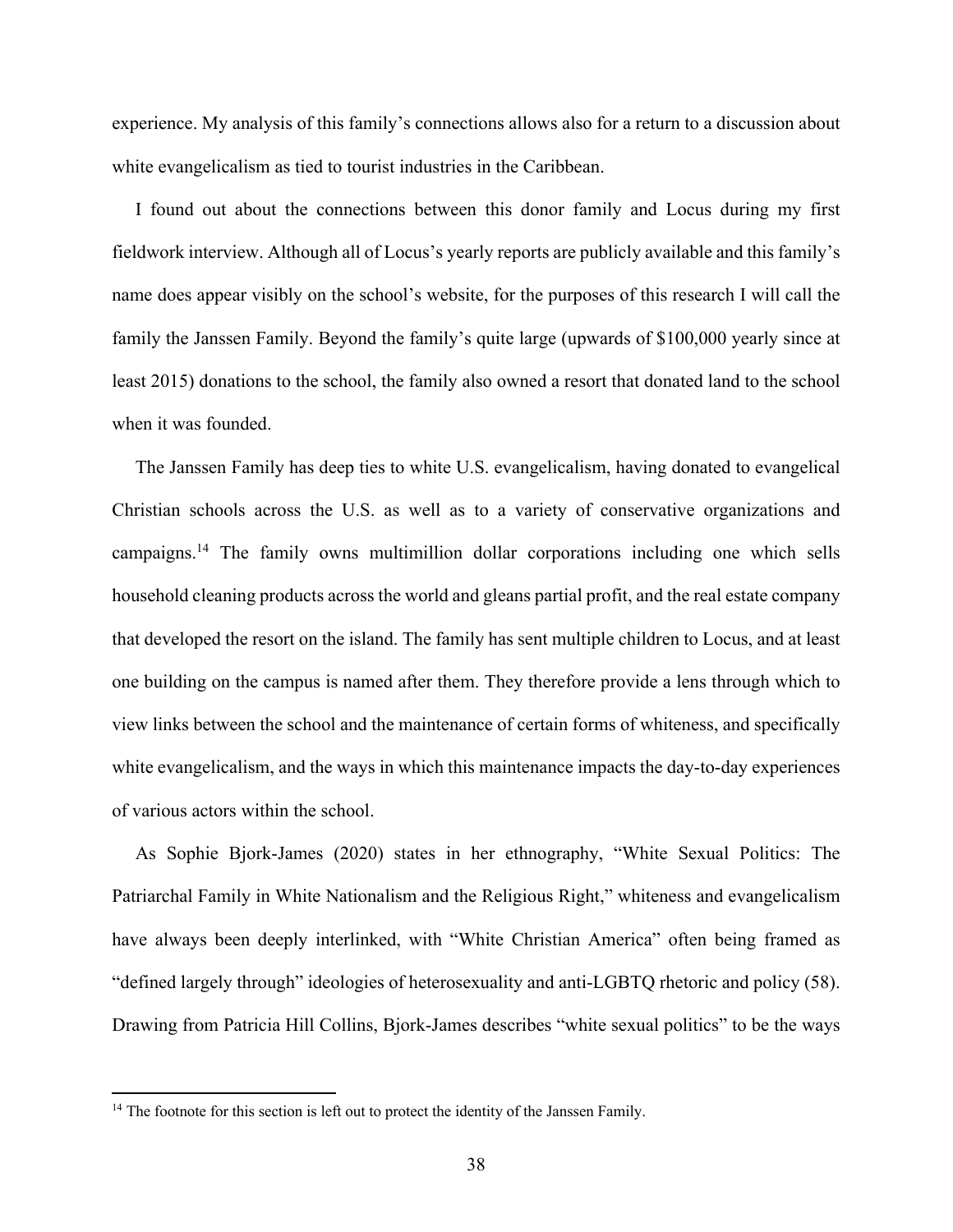experience. My analysis of this family's connections allows also for a return to a discussion about white evangelicalism as tied to tourist industries in the Caribbean.

I found out about the connections between this donor family and Locus during my first fieldwork interview. Although all of Locus's yearly reports are publicly available and this family's name does appear visibly on the school's website, for the purposes of this research I will call the family the Janssen Family. Beyond the family's quite large (upwards of $100,000 yearly since at least 2015) donations to the school, the family also owned a resort that donated land to the school when it was founded.

The Janssen Family has deep ties to white U.S. evangelicalism, having donated to evangelical Christian schools across the U.S. as well as to a variety of conservative organizations and campaigns.[14] The family owns multimillion dollar corporations including one which sells household cleaning products across the world and gleans partial profit, and the real estate company that developed the resort on the island. The family has sent multiple children to Locus, and at least one building on the campus is named after them. They therefore provide a lens through which to view links between the school and the maintenance of certain forms of whiteness, and specifically white evangelicalism, and the ways in which this maintenance impacts the day-to-day experiences of various actors within the school.

As Sophie Bjork-James (2020) states in her ethnography, "White Sexual Politics: The Patriarchal Family in White Nationalism and the Religious Right," whiteness and evangelicalism have always been deeply interlinked, with "White Christian America" often being framed as "defined largely through" ideologies of heterosexuality and anti-LGBTQ rhetoric and policy (58). Drawing from Patricia Hill Collins, Bjork-James describes "white sexual politics" to be the ways

[14] The footnote for this section is left out to protect the identity of the Janssen Family.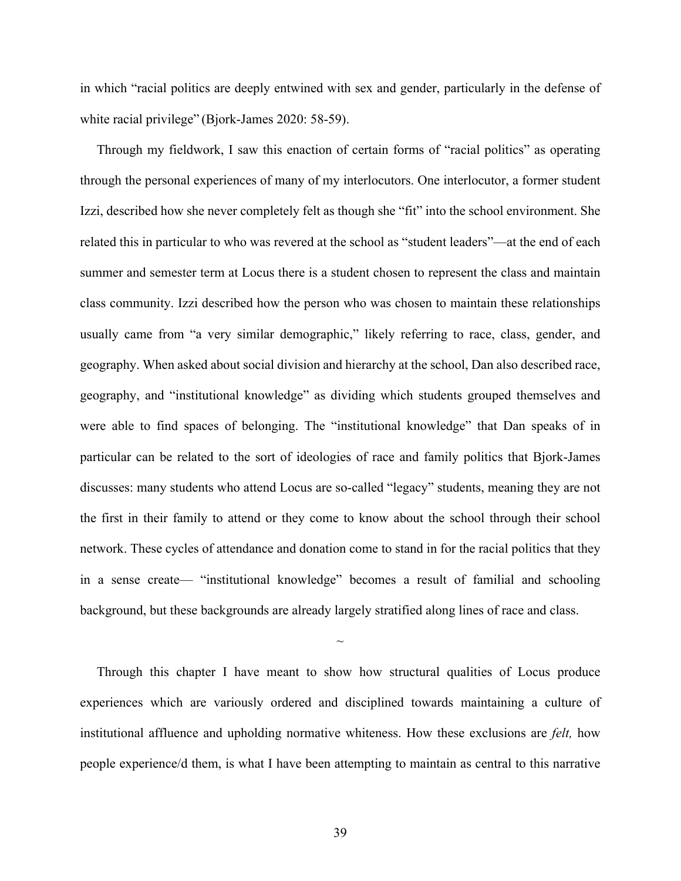in which “racial politics are deeply entwined with sex and gender, particularly in the defense of white racial privilege” (Bjork-James 2020: 58-59).

Through my fieldwork, I saw this enaction of certain forms of “racial politics” as operating through the personal experiences of many of my interlocutors. One interlocutor, a former student Izzi, described how she never completely felt as though she “fit” into the school environment. She related this in particular to who was revered at the school as “student leaders”—at the end of each summer and semester term at Locus there is a student chosen to represent the class and maintain class community. Izzi described how the person who was chosen to maintain these relationships usually came from “a very similar demographic,” likely referring to race, class, gender, and geography. When asked about social division and hierarchy at the school, Dan also described race, geography, and “institutional knowledge” as dividing which students grouped themselves and were able to find spaces of belonging. The “institutional knowledge” that Dan speaks of in particular can be related to the sort of ideologies of race and family politics that Bjork-James discusses: many students who attend Locus are so-called “legacy” students, meaning they are not the first in their family to attend or they come to know about the school through their school network. These cycles of attendance and donation come to stand in for the racial politics that they in a sense create— “institutional knowledge” becomes a result of familial and schooling background, but these backgrounds are already largely stratified along lines of race and class.

~

Through this chapter I have meant to show how structural qualities of Locus produce experiences which are variously ordered and disciplined towards maintaining a culture of institutional affluence and upholding normative whiteness. How these exclusions are *felt,* how people experience/d them, is what I have been attempting to maintain as central to this narrative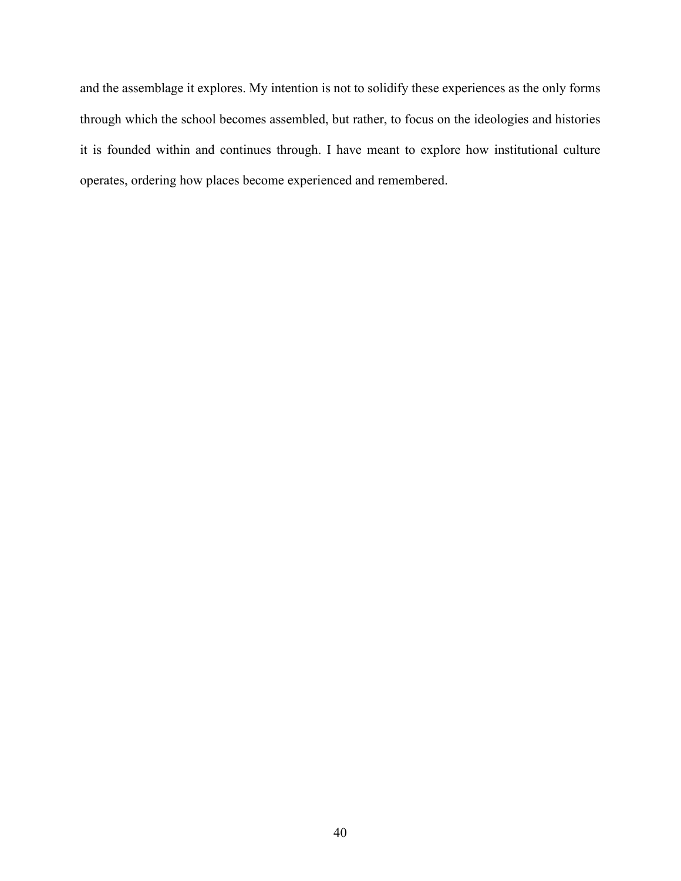and the assemblage it explores. My intention is not to solidify these experiences as the only forms through which the school becomes assembled, but rather, to focus on the ideologies and histories it is founded within and continues through. I have meant to explore how institutional culture operates, ordering how places become experienced and remembered.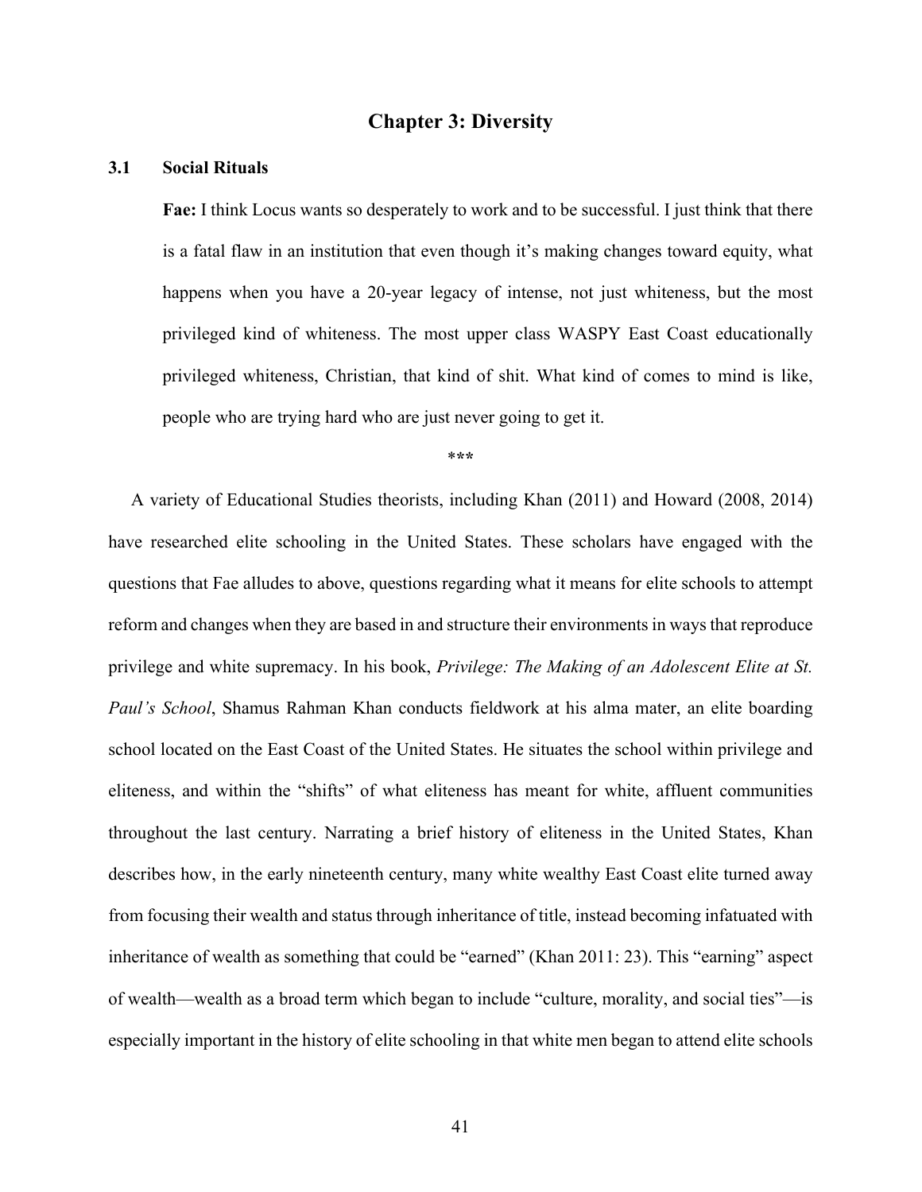# Chapter 3: Diversity

## 3.1 Social Rituals

> **Fae:** I think Locus wants so desperately to work and to be successful. I just think that there is a fatal flaw in an institution that even though it's making changes toward equity, what happens when you have a 20-year legacy of intense, not just whiteness, but the most privileged kind of whiteness. The most upper class WASPY East Coast educationally privileged whiteness, Christian, that kind of shit. What kind of comes to mind is like, people who are trying hard who are just never going to get it.

\*\*\*

A variety of Educational Studies theorists, including Khan (2011) and Howard (2008, 2014) have researched elite schooling in the United States. These scholars have engaged with the questions that Fae alludes to above, questions regarding what it means for elite schools to attempt reform and changes when they are based in and structure their environments in ways that reproduce privilege and white supremacy. In his book, *Privilege: The Making of an Adolescent Elite at St. Paul's School*, Shamus Rahman Khan conducts fieldwork at his alma mater, an elite boarding school located on the East Coast of the United States. He situates the school within privilege and eliteness, and within the "shifts" of what eliteness has meant for white, affluent communities throughout the last century. Narrating a brief history of eliteness in the United States, Khan describes how, in the early nineteenth century, many white wealthy East Coast elite turned away from focusing their wealth and status through inheritance of title, instead becoming infatuated with inheritance of wealth as something that could be "earned" (Khan 2011: 23). This "earning" aspect of wealth—wealth as a broad term which began to include "culture, morality, and social ties"—is especially important in the history of elite schooling in that white men began to attend elite schools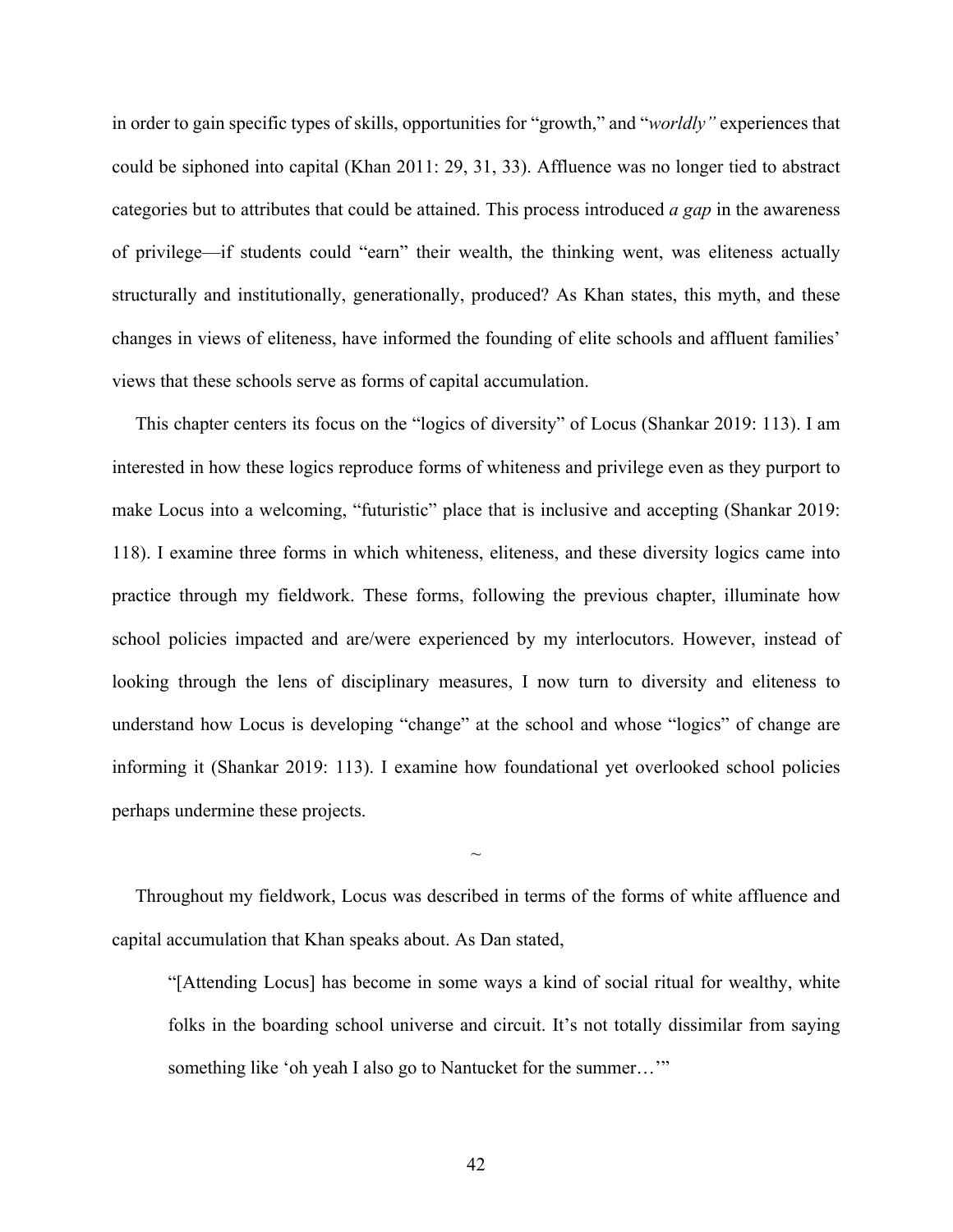in order to gain specific types of skills, opportunities for "growth," and "*worldly"* experiences that could be siphoned into capital (Khan 2011: 29, 31, 33). Affluence was no longer tied to abstract categories but to attributes that could be attained. This process introduced *a gap* in the awareness of privilege—if students could "earn" their wealth, the thinking went, was eliteness actually structurally and institutionally, generationally, produced? As Khan states, this myth, and these changes in views of eliteness, have informed the founding of elite schools and affluent families' views that these schools serve as forms of capital accumulation.

This chapter centers its focus on the "logics of diversity" of Locus (Shankar 2019: 113). I am interested in how these logics reproduce forms of whiteness and privilege even as they purport to make Locus into a welcoming, "futuristic" place that is inclusive and accepting (Shankar 2019: 118). I examine three forms in which whiteness, eliteness, and these diversity logics came into practice through my fieldwork. These forms, following the previous chapter, illuminate how school policies impacted and are/were experienced by my interlocutors. However, instead of looking through the lens of disciplinary measures, I now turn to diversity and eliteness to understand how Locus is developing "change" at the school and whose "logics" of change are informing it (Shankar 2019: 113). I examine how foundational yet overlooked school policies perhaps undermine these projects.

~

Throughout my fieldwork, Locus was described in terms of the forms of white affluence and capital accumulation that Khan speaks about. As Dan stated,

> "[Attending Locus] has become in some ways a kind of social ritual for wealthy, white folks in the boarding school universe and circuit. It's not totally dissimilar from saying something like 'oh yeah I also go to Nantucket for the summer…'"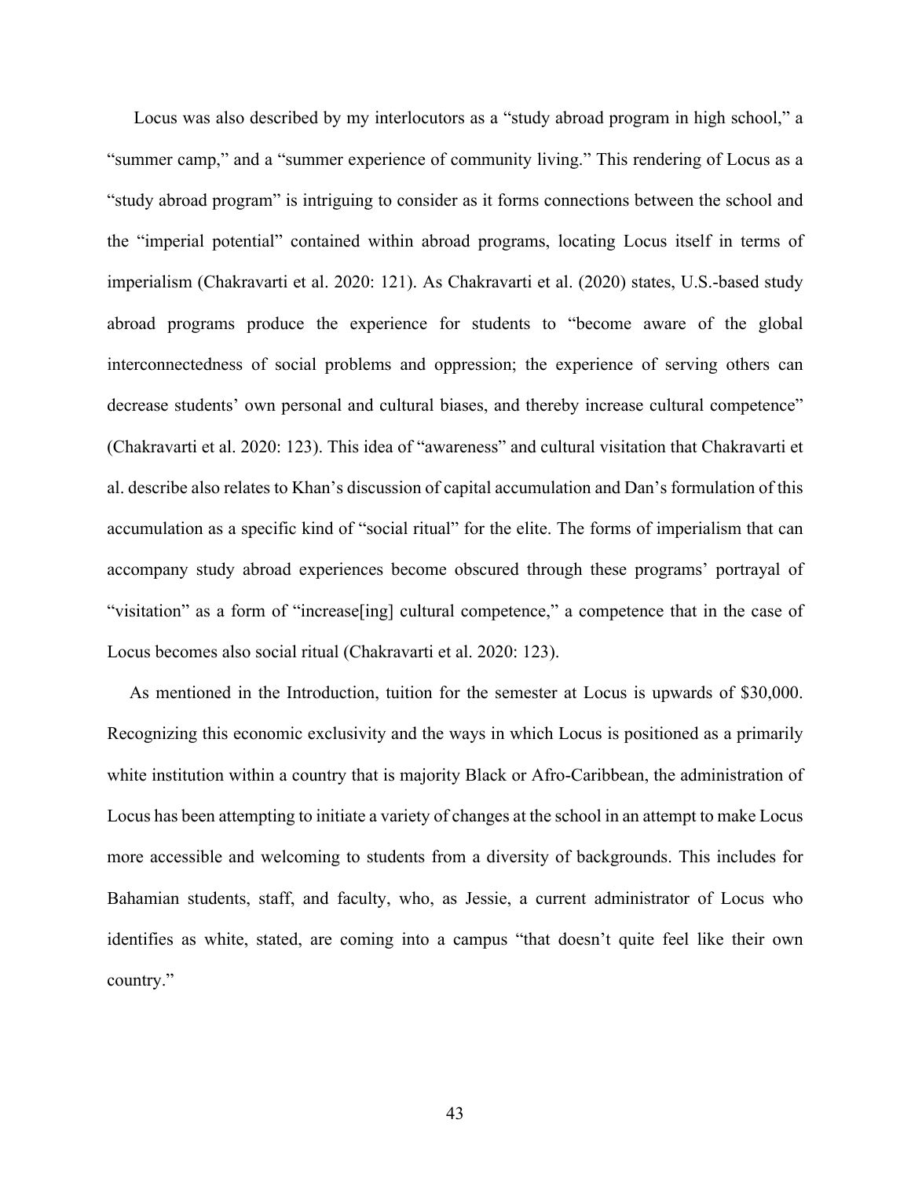Locus was also described by my interlocutors as a "study abroad program in high school," a "summer camp," and a "summer experience of community living." This rendering of Locus as a "study abroad program" is intriguing to consider as it forms connections between the school and the "imperial potential" contained within abroad programs, locating Locus itself in terms of imperialism (Chakravarti et al. 2020: 121). As Chakravarti et al. (2020) states, U.S.-based study abroad programs produce the experience for students to "become aware of the global interconnectedness of social problems and oppression; the experience of serving others can decrease students' own personal and cultural biases, and thereby increase cultural competence" (Chakravarti et al. 2020: 123). This idea of "awareness" and cultural visitation that Chakravarti et al. describe also relates to Khan's discussion of capital accumulation and Dan's formulation of this accumulation as a specific kind of "social ritual" for the elite. The forms of imperialism that can accompany study abroad experiences become obscured through these programs' portrayal of "visitation" as a form of "increase[ing] cultural competence," a competence that in the case of Locus becomes also social ritual (Chakravarti et al. 2020: 123).

As mentioned in the Introduction, tuition for the semester at Locus is upwards of $30,000. Recognizing this economic exclusivity and the ways in which Locus is positioned as a primarily white institution within a country that is majority Black or Afro-Caribbean, the administration of Locus has been attempting to initiate a variety of changes at the school in an attempt to make Locus more accessible and welcoming to students from a diversity of backgrounds. This includes for Bahamian students, staff, and faculty, who, as Jessie, a current administrator of Locus who identifies as white, stated, are coming into a campus "that doesn't quite feel like their own country."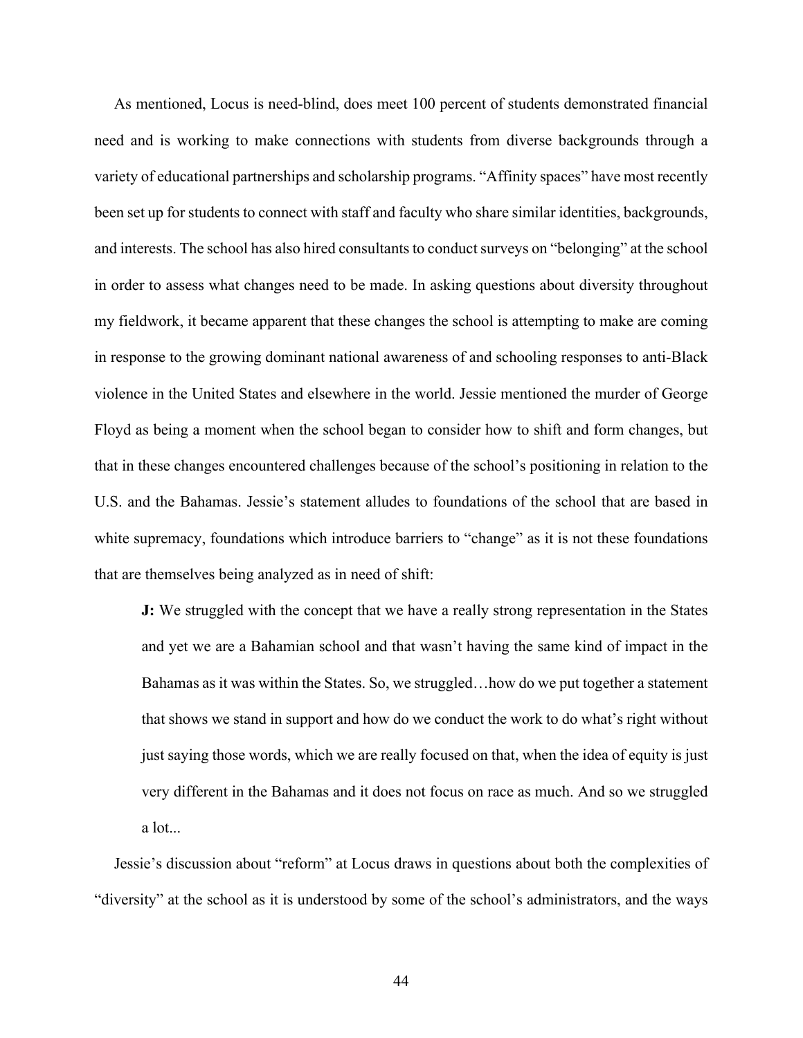As mentioned, Locus is need-blind, does meet 100 percent of students demonstrated financial need and is working to make connections with students from diverse backgrounds through a variety of educational partnerships and scholarship programs. “Affinity spaces” have most recently been set up for students to connect with staff and faculty who share similar identities, backgrounds, and interests. The school has also hired consultants to conduct surveys on “belonging” at the school in order to assess what changes need to be made. In asking questions about diversity throughout my fieldwork, it became apparent that these changes the school is attempting to make are coming in response to the growing dominant national awareness of and schooling responses to anti-Black violence in the United States and elsewhere in the world. Jessie mentioned the murder of George Floyd as being a moment when the school began to consider how to shift and form changes, but that in these changes encountered challenges because of the school’s positioning in relation to the U.S. and the Bahamas. Jessie’s statement alludes to foundations of the school that are based in white supremacy, foundations which introduce barriers to “change” as it is not these foundations that are themselves being analyzed as in need of shift:

> **J:** We struggled with the concept that we have a really strong representation in the States and yet we are a Bahamian school and that wasn’t having the same kind of impact in the Bahamas as it was within the States. So, we struggled…how do we put together a statement that shows we stand in support and how do we conduct the work to do what’s right without just saying those words, which we are really focused on that, when the idea of equity is just very different in the Bahamas and it does not focus on race as much. And so we struggled a lot...

Jessie’s discussion about “reform” at Locus draws in questions about both the complexities of “diversity” at the school as it is understood by some of the school’s administrators, and the ways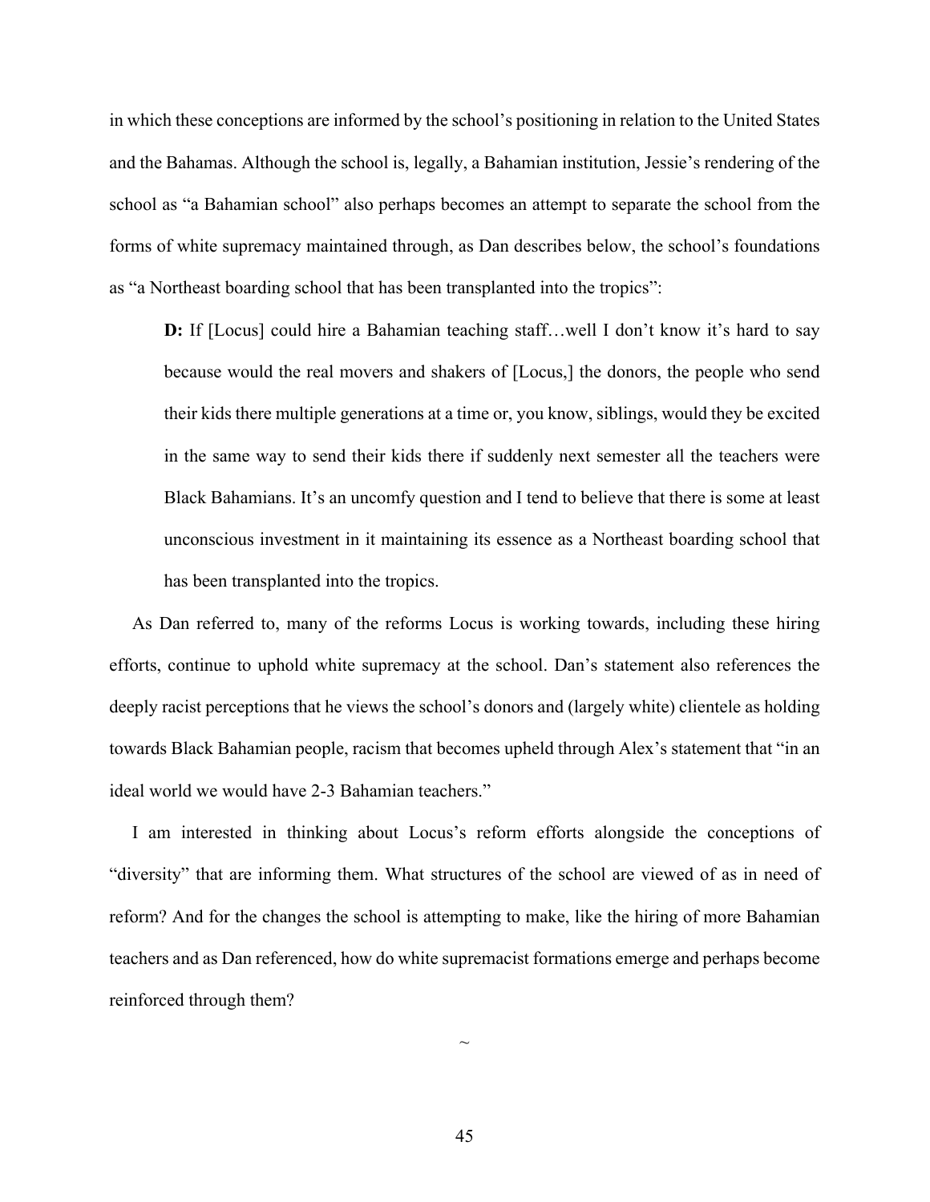in which these conceptions are informed by the school's positioning in relation to the United States and the Bahamas. Although the school is, legally, a Bahamian institution, Jessie's rendering of the school as "a Bahamian school" also perhaps becomes an attempt to separate the school from the forms of white supremacy maintained through, as Dan describes below, the school's foundations as "a Northeast boarding school that has been transplanted into the tropics":

> **D:** If [Locus] could hire a Bahamian teaching staff…well I don't know it's hard to say because would the real movers and shakers of [Locus,] the donors, the people who send their kids there multiple generations at a time or, you know, siblings, would they be excited in the same way to send their kids there if suddenly next semester all the teachers were Black Bahamians. It's an uncomfy question and I tend to believe that there is some at least unconscious investment in it maintaining its essence as a Northeast boarding school that has been transplanted into the tropics.

As Dan referred to, many of the reforms Locus is working towards, including these hiring efforts, continue to uphold white supremacy at the school. Dan's statement also references the deeply racist perceptions that he views the school's donors and (largely white) clientele as holding towards Black Bahamian people, racism that becomes upheld through Alex's statement that "in an ideal world we would have 2-3 Bahamian teachers."

I am interested in thinking about Locus's reform efforts alongside the conceptions of "diversity" that are informing them. What structures of the school are viewed of as in need of reform? And for the changes the school is attempting to make, like the hiring of more Bahamian teachers and as Dan referenced, how do white supremacist formations emerge and perhaps become reinforced through them?

~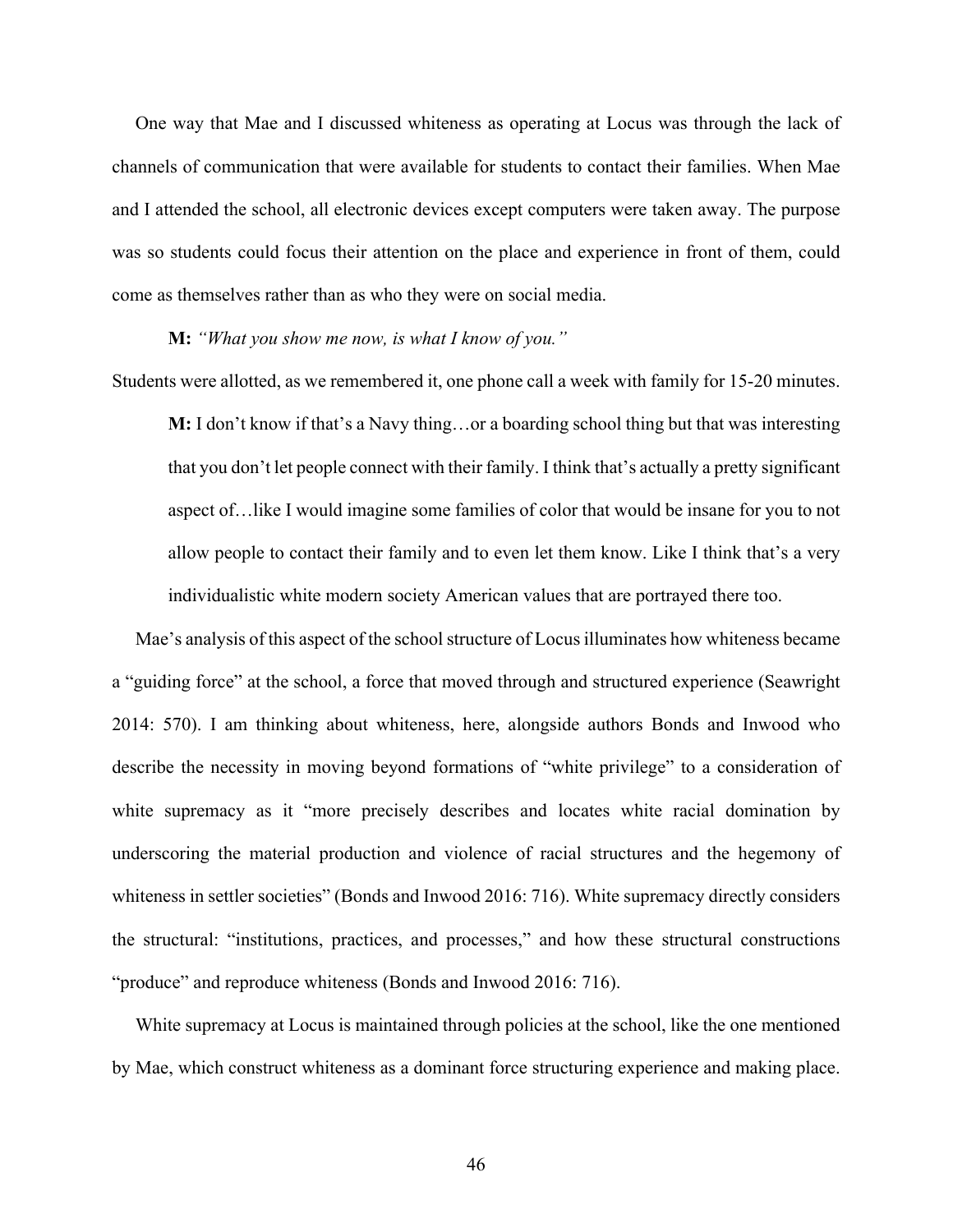One way that Mae and I discussed whiteness as operating at Locus was through the lack of channels of communication that were available for students to contact their families. When Mae and I attended the school, all electronic devices except computers were taken away. The purpose was so students could focus their attention on the place and experience in front of them, could come as themselves rather than as who they were on social media.

> **M:** *"What you show me now, is what I know of you."*

Students were allotted, as we remembered it, one phone call a week with family for 15-20 minutes.

> **M:** I don't know if that's a Navy thing…or a boarding school thing but that was interesting that you don't let people connect with their family. I think that's actually a pretty significant aspect of…like I would imagine some families of color that would be insane for you to not allow people to contact their family and to even let them know. Like I think that's a very individualistic white modern society American values that are portrayed there too.

Mae's analysis of this aspect of the school structure of Locus illuminates how whiteness became a "guiding force" at the school, a force that moved through and structured experience (Seawright 2014: 570). I am thinking about whiteness, here, alongside authors Bonds and Inwood who describe the necessity in moving beyond formations of "white privilege" to a consideration of white supremacy as it "more precisely describes and locates white racial domination by underscoring the material production and violence of racial structures and the hegemony of whiteness in settler societies" (Bonds and Inwood 2016: 716). White supremacy directly considers the structural: "institutions, practices, and processes," and how these structural constructions "produce" and reproduce whiteness (Bonds and Inwood 2016: 716).

White supremacy at Locus is maintained through policies at the school, like the one mentioned by Mae, which construct whiteness as a dominant force structuring experience and making place.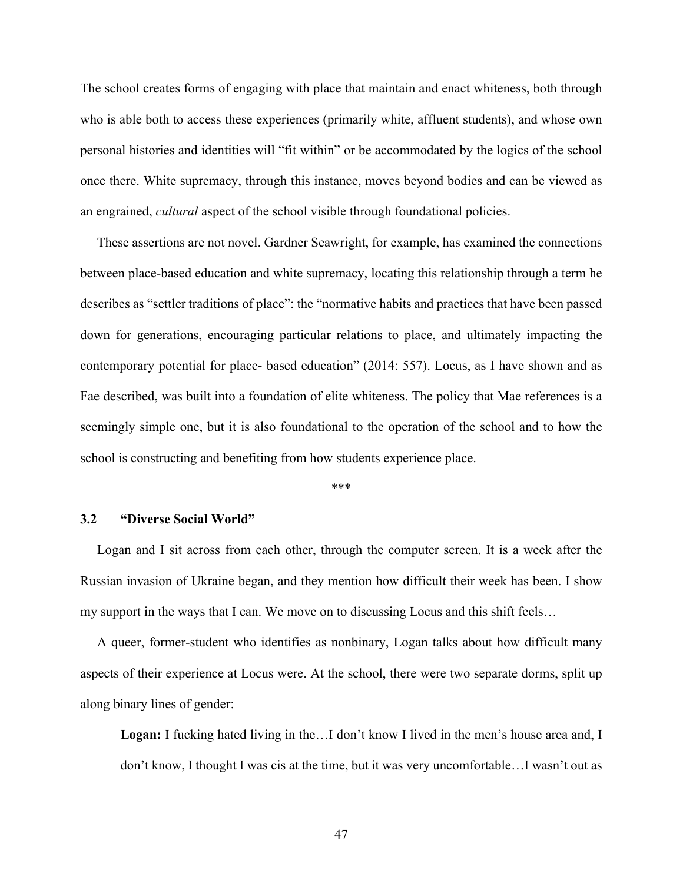The school creates forms of engaging with place that maintain and enact whiteness, both through who is able both to access these experiences (primarily white, affluent students), and whose own personal histories and identities will "fit within" or be accommodated by the logics of the school once there. White supremacy, through this instance, moves beyond bodies and can be viewed as an engrained, *cultural* aspect of the school visible through foundational policies.

These assertions are not novel. Gardner Seawright, for example, has examined the connections between place-based education and white supremacy, locating this relationship through a term he describes as "settler traditions of place": the "normative habits and practices that have been passed down for generations, encouraging particular relations to place, and ultimately impacting the contemporary potential for place- based education" (2014: 557). Locus, as I have shown and as Fae described, was built into a foundation of elite whiteness. The policy that Mae references is a seemingly simple one, but it is also foundational to the operation of the school and to how the school is constructing and benefiting from how students experience place.

\*\*\*

### 3.2 "Diverse Social World"

Logan and I sit across from each other, through the computer screen. It is a week after the Russian invasion of Ukraine began, and they mention how difficult their week has been. I show my support in the ways that I can. We move on to discussing Locus and this shift feels…

A queer, former-student who identifies as nonbinary, Logan talks about how difficult many aspects of their experience at Locus were. At the school, there were two separate dorms, split up along binary lines of gender:

> **Logan:** I fucking hated living in the…I don't know I lived in the men's house area and, I don't know, I thought I was cis at the time, but it was very uncomfortable…I wasn't out as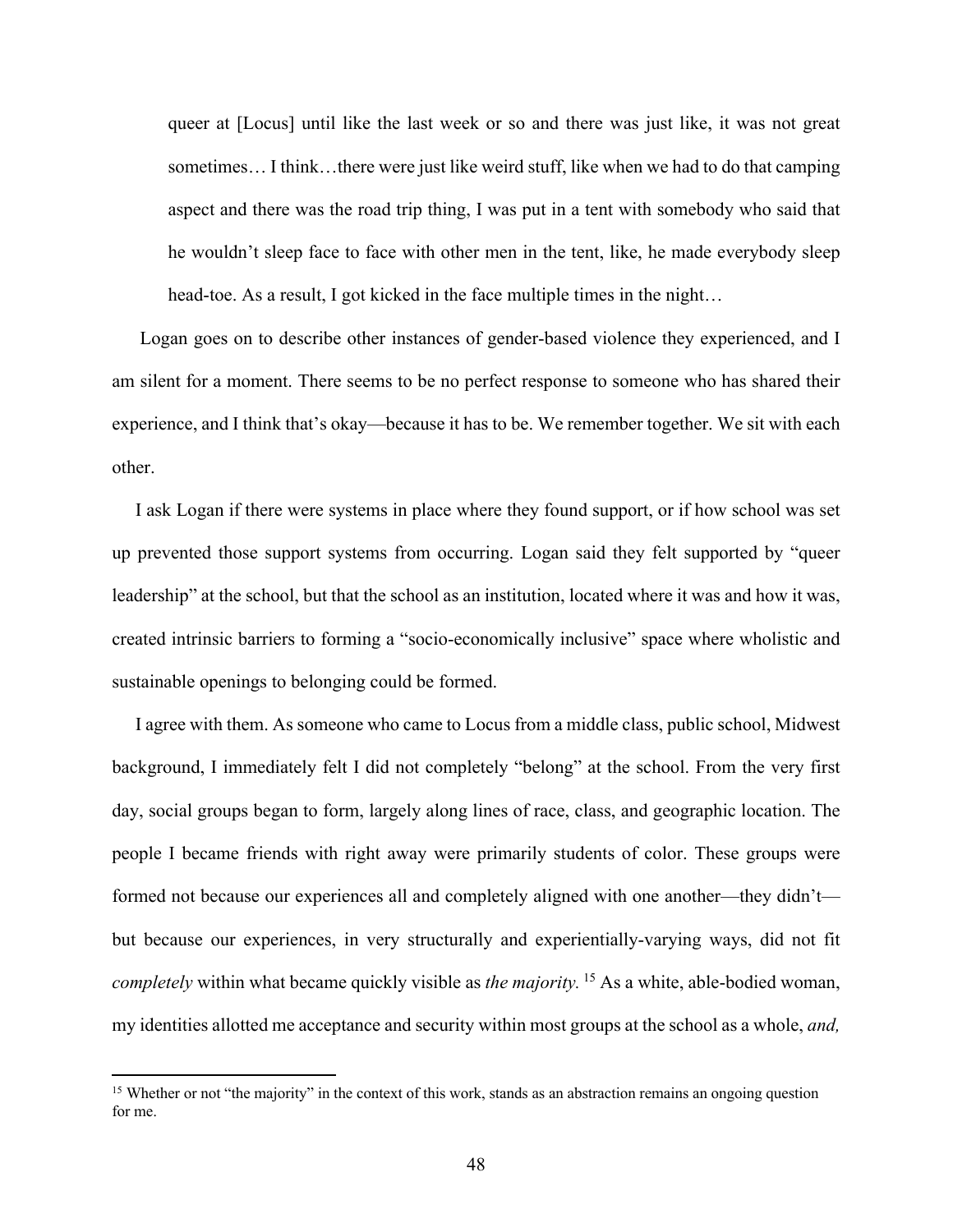> queer at [Locus] until like the last week or so and there was just like, it was not great sometimes… I think…there were just like weird stuff, like when we had to do that camping aspect and there was the road trip thing, I was put in a tent with somebody who said that he wouldn't sleep face to face with other men in the tent, like, he made everybody sleep head-toe. As a result, I got kicked in the face multiple times in the night…

Logan goes on to describe other instances of gender-based violence they experienced, and I am silent for a moment. There seems to be no perfect response to someone who has shared their experience, and I think that's okay—because it has to be. We remember together. We sit with each other.

I ask Logan if there were systems in place where they found support, or if how school was set up prevented those support systems from occurring. Logan said they felt supported by "queer leadership" at the school, but that the school as an institution, located where it was and how it was, created intrinsic barriers to forming a "socio-economically inclusive" space where wholistic and sustainable openings to belonging could be formed.

I agree with them. As someone who came to Locus from a middle class, public school, Midwest background, I immediately felt I did not completely "belong" at the school. From the very first day, social groups began to form, largely along lines of race, class, and geographic location. The people I became friends with right away were primarily students of color. These groups were formed not because our experiences all and completely aligned with one another—they didn't—but because our experiences, in very structurally and experientially-varying ways, did not fit *completely* within what became quickly visible as *the majority.* [15] As a white, able-bodied woman, my identities allotted me acceptance and security within most groups at the school as a whole, *and,*

[15] Whether or not "the majority" in the context of this work, stands as an abstraction remains an ongoing question for me.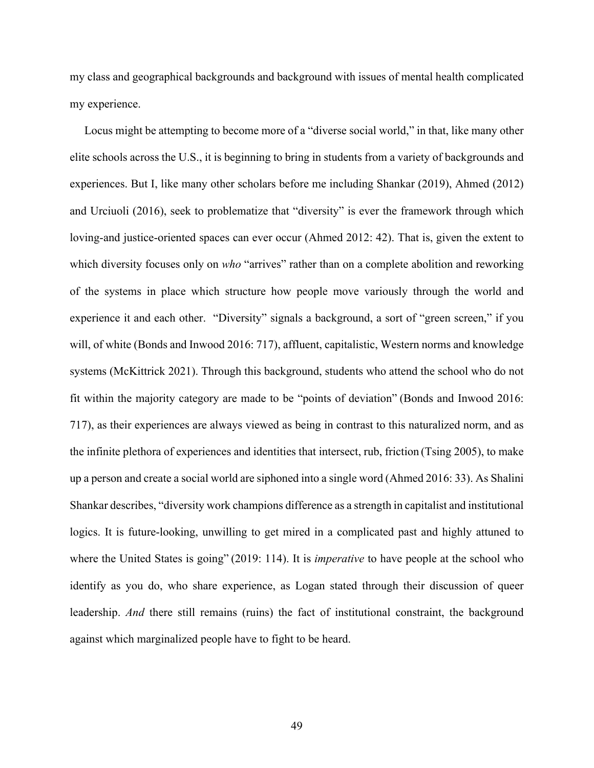my class and geographical backgrounds and background with issues of mental health complicated my experience.

Locus might be attempting to become more of a "diverse social world," in that, like many other elite schools across the U.S., it is beginning to bring in students from a variety of backgrounds and experiences. But I, like many other scholars before me including Shankar (2019), Ahmed (2012) and Urciuoli (2016), seek to problematize that "diversity" is ever the framework through which loving-and justice-oriented spaces can ever occur (Ahmed 2012: 42). That is, given the extent to which diversity focuses only on *who* "arrives" rather than on a complete abolition and reworking of the systems in place which structure how people move variously through the world and experience it and each other. "Diversity" signals a background, a sort of "green screen," if you will, of white (Bonds and Inwood 2016: 717), affluent, capitalistic, Western norms and knowledge systems (McKittrick 2021). Through this background, students who attend the school who do not fit within the majority category are made to be "points of deviation" (Bonds and Inwood 2016: 717), as their experiences are always viewed as being in contrast to this naturalized norm, and as the infinite plethora of experiences and identities that intersect, rub, friction (Tsing 2005), to make up a person and create a social world are siphoned into a single word (Ahmed 2016: 33). As Shalini Shankar describes, "diversity work champions difference as a strength in capitalist and institutional logics. It is future-looking, unwilling to get mired in a complicated past and highly attuned to where the United States is going" (2019: 114). It is *imperative* to have people at the school who identify as you do, who share experience, as Logan stated through their discussion of queer leadership. *And* there still remains (ruins) the fact of institutional constraint, the background against which marginalized people have to fight to be heard.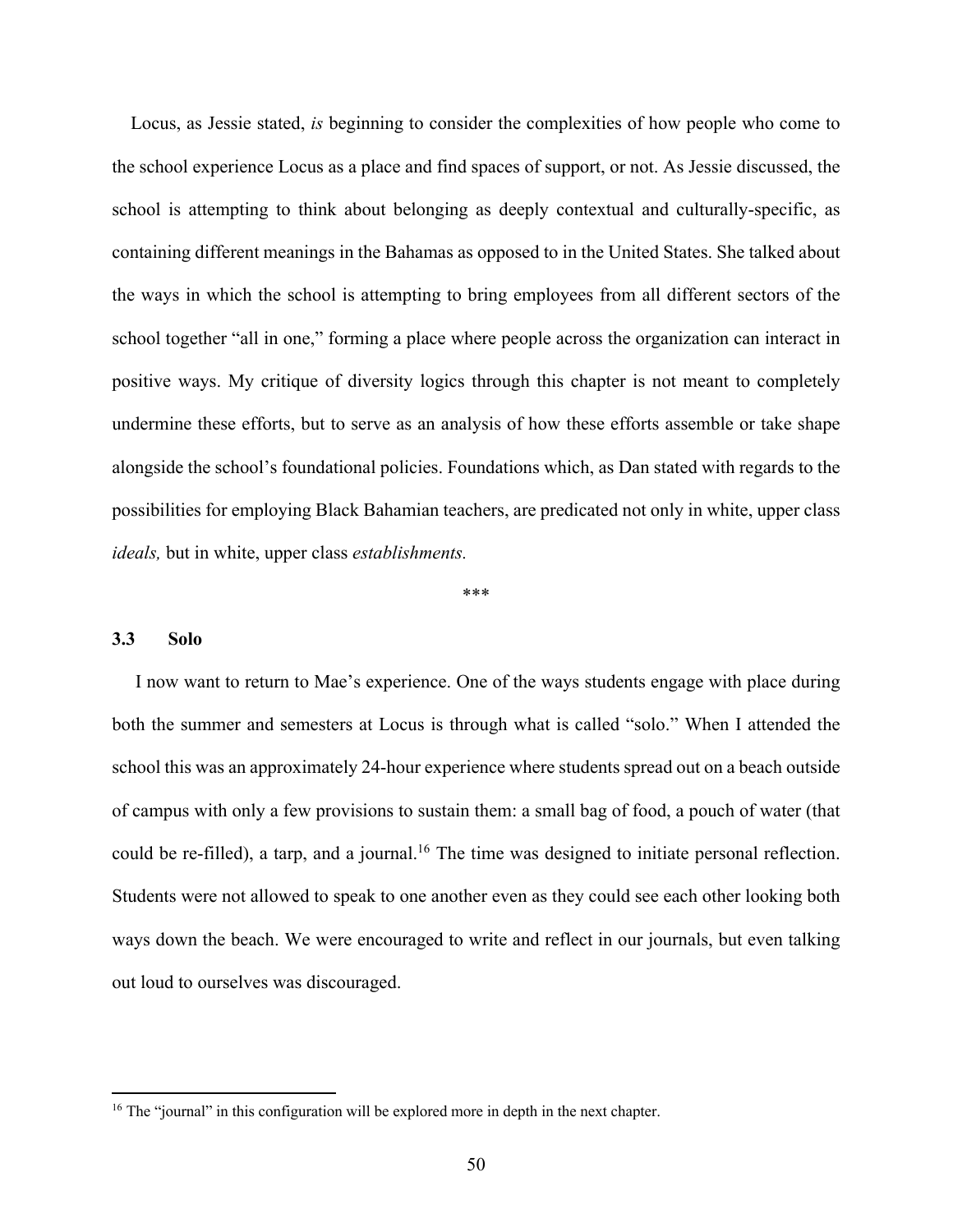Locus, as Jessie stated, *is* beginning to consider the complexities of how people who come to the school experience Locus as a place and find spaces of support, or not. As Jessie discussed, the school is attempting to think about belonging as deeply contextual and culturally-specific, as containing different meanings in the Bahamas as opposed to in the United States. She talked about the ways in which the school is attempting to bring employees from all different sectors of the school together "all in one," forming a place where people across the organization can interact in positive ways. My critique of diversity logics through this chapter is not meant to completely undermine these efforts, but to serve as an analysis of how these efforts assemble or take shape alongside the school's foundational policies. Foundations which, as Dan stated with regards to the possibilities for employing Black Bahamian teachers, are predicated not only in white, upper class *ideals,* but in white, upper class *establishments.*

\*\*\*

### 3.3 Solo

I now want to return to Mae's experience. One of the ways students engage with place during both the summer and semesters at Locus is through what is called "solo." When I attended the school this was an approximately 24-hour experience where students spread out on a beach outside of campus with only a few provisions to sustain them: a small bag of food, a pouch of water (that could be re-filled), a tarp, and a journal.[16] The time was designed to initiate personal reflection. Students were not allowed to speak to one another even as they could see each other looking both ways down the beach. We were encouraged to write and reflect in our journals, but even talking out loud to ourselves was discouraged.

[16] The "journal" in this configuration will be explored more in depth in the next chapter.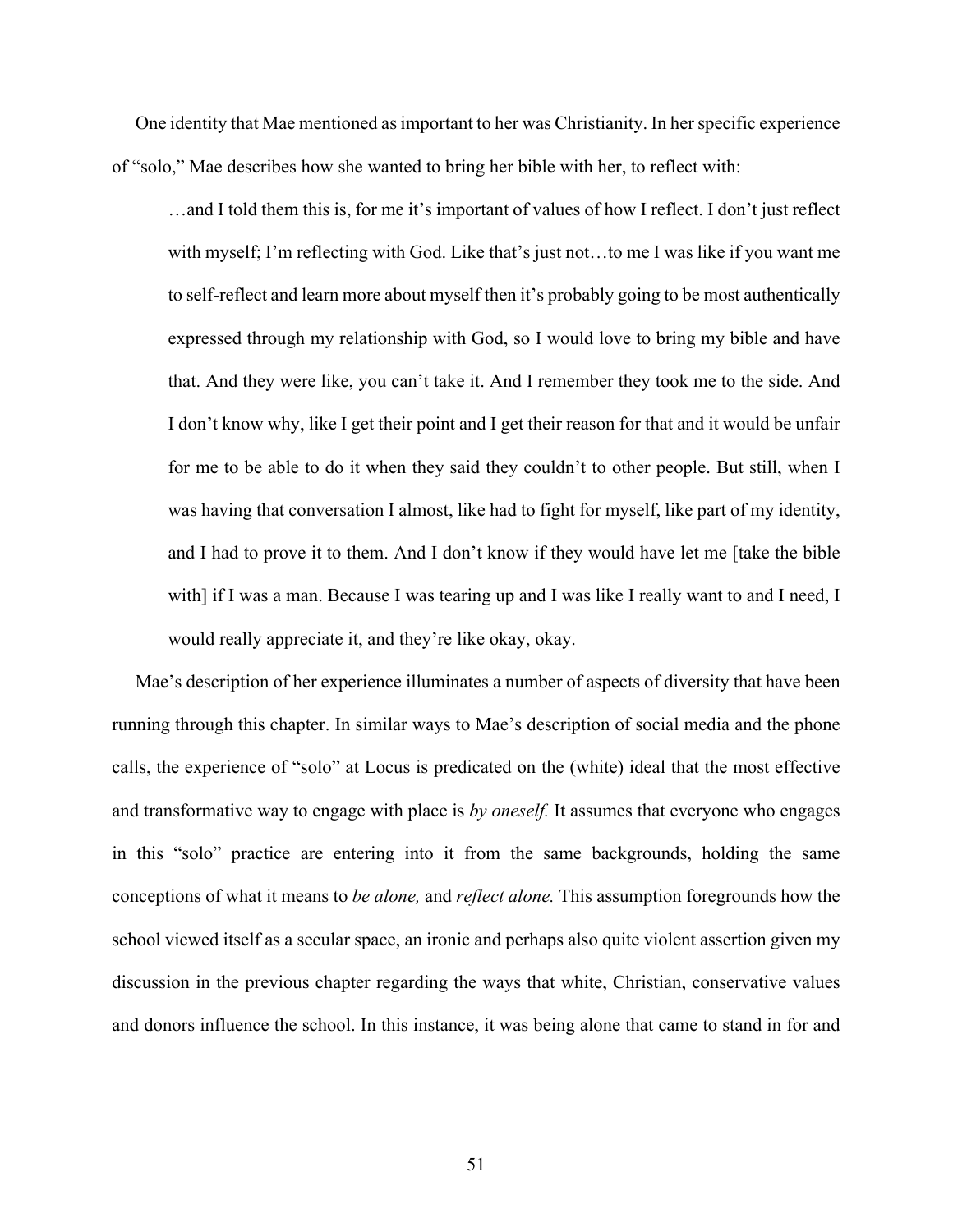One identity that Mae mentioned as important to her was Christianity. In her specific experience of "solo," Mae describes how she wanted to bring her bible with her, to reflect with:

> …and I told them this is, for me it's important of values of how I reflect. I don't just reflect with myself; I'm reflecting with God. Like that's just not…to me I was like if you want me to self-reflect and learn more about myself then it's probably going to be most authentically expressed through my relationship with God, so I would love to bring my bible and have that. And they were like, you can't take it. And I remember they took me to the side. And I don't know why, like I get their point and I get their reason for that and it would be unfair for me to be able to do it when they said they couldn't to other people. But still, when I was having that conversation I almost, like had to fight for myself, like part of my identity, and I had to prove it to them. And I don't know if they would have let me [take the bible with] if I was a man. Because I was tearing up and I was like I really want to and I need, I would really appreciate it, and they're like okay, okay.

Mae's description of her experience illuminates a number of aspects of diversity that have been running through this chapter. In similar ways to Mae's description of social media and the phone calls, the experience of "solo" at Locus is predicated on the (white) ideal that the most effective and transformative way to engage with place is *by oneself.* It assumes that everyone who engages in this "solo" practice are entering into it from the same backgrounds, holding the same conceptions of what it means to *be alone,* and *reflect alone.* This assumption foregrounds how the school viewed itself as a secular space, an ironic and perhaps also quite violent assertion given my discussion in the previous chapter regarding the ways that white, Christian, conservative values and donors influence the school. In this instance, it was being alone that came to stand in for and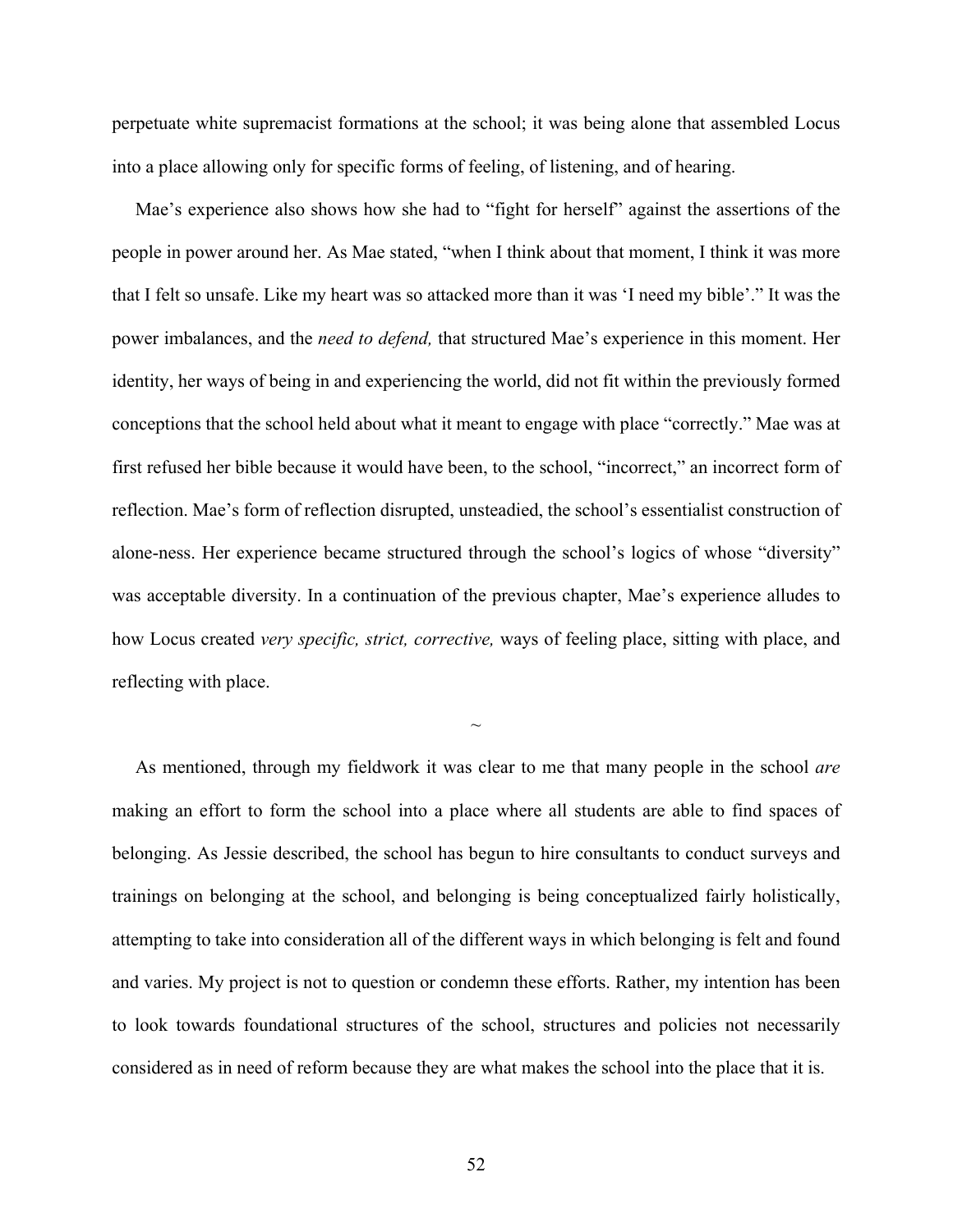perpetuate white supremacist formations at the school; it was being alone that assembled Locus into a place allowing only for specific forms of feeling, of listening, and of hearing.

Mae's experience also shows how she had to "fight for herself" against the assertions of the people in power around her. As Mae stated, "when I think about that moment, I think it was more that I felt so unsafe. Like my heart was so attacked more than it was 'I need my bible'." It was the power imbalances, and the *need to defend,* that structured Mae's experience in this moment. Her identity, her ways of being in and experiencing the world, did not fit within the previously formed conceptions that the school held about what it meant to engage with place "correctly." Mae was at first refused her bible because it would have been, to the school, "incorrect," an incorrect form of reflection. Mae's form of reflection disrupted, unsteadied, the school's essentialist construction of alone-ness. Her experience became structured through the school's logics of whose "diversity" was acceptable diversity. In a continuation of the previous chapter, Mae's experience alludes to how Locus created *very specific, strict, corrective,* ways of feeling place, sitting with place, and reflecting with place.

~

As mentioned, through my fieldwork it was clear to me that many people in the school *are* making an effort to form the school into a place where all students are able to find spaces of belonging. As Jessie described, the school has begun to hire consultants to conduct surveys and trainings on belonging at the school, and belonging is being conceptualized fairly holistically, attempting to take into consideration all of the different ways in which belonging is felt and found and varies. My project is not to question or condemn these efforts. Rather, my intention has been to look towards foundational structures of the school, structures and policies not necessarily considered as in need of reform because they are what makes the school into the place that it is.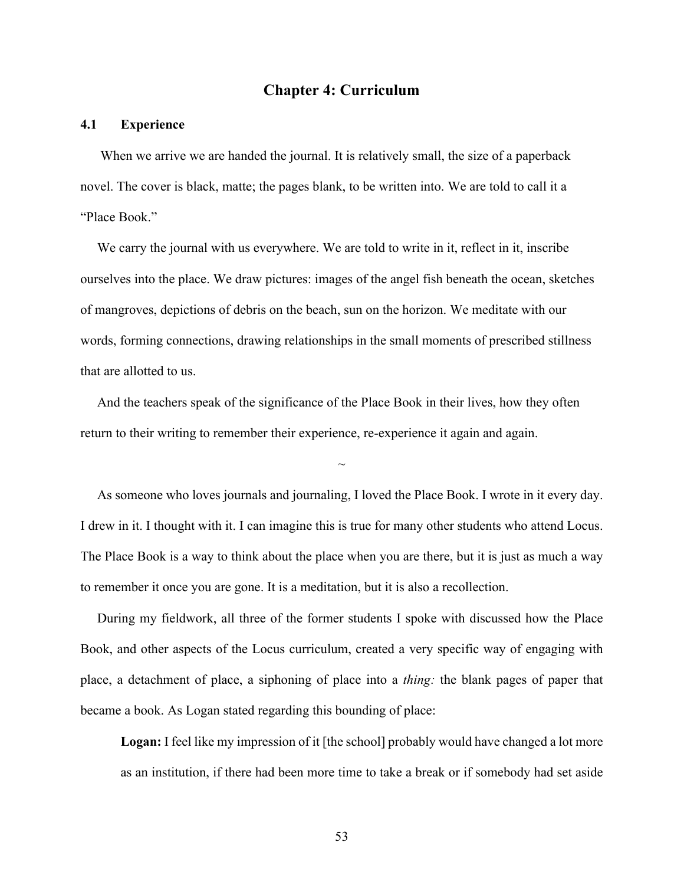# Chapter 4: Curriculum

## 4.1 Experience

When we arrive we are handed the journal. It is relatively small, the size of a paperback novel. The cover is black, matte; the pages blank, to be written into. We are told to call it a "Place Book."

We carry the journal with us everywhere. We are told to write in it, reflect in it, inscribe ourselves into the place. We draw pictures: images of the angel fish beneath the ocean, sketches of mangroves, depictions of debris on the beach, sun on the horizon. We meditate with our words, forming connections, drawing relationships in the small moments of prescribed stillness that are allotted to us.

And the teachers speak of the significance of the Place Book in their lives, how they often return to their writing to remember their experience, re-experience it again and again.

~

As someone who loves journals and journaling, I loved the Place Book. I wrote in it every day. I drew in it. I thought with it. I can imagine this is true for many other students who attend Locus. The Place Book is a way to think about the place when you are there, but it is just as much a way to remember it once you are gone. It is a meditation, but it is also a recollection.

During my fieldwork, all three of the former students I spoke with discussed how the Place Book, and other aspects of the Locus curriculum, created a very specific way of engaging with place, a detachment of place, a siphoning of place into a *thing:* the blank pages of paper that became a book. As Logan stated regarding this bounding of place:

> **Logan:** I feel like my impression of it [the school] probably would have changed a lot more as an institution, if there had been more time to take a break or if somebody had set aside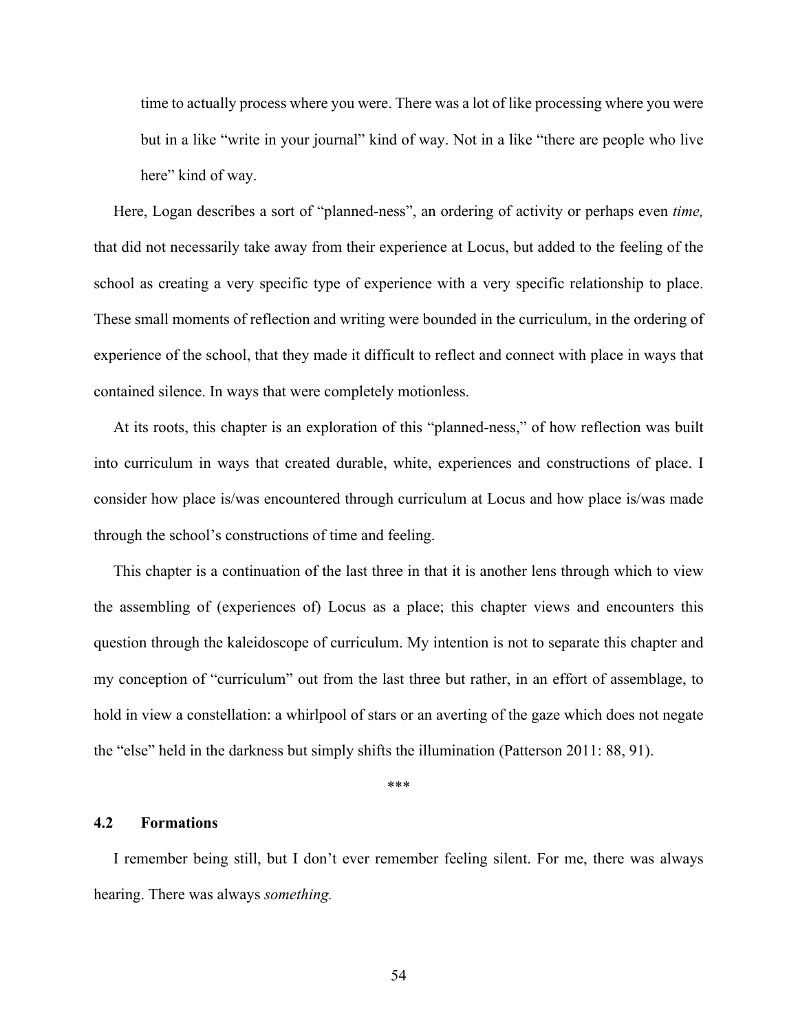> time to actually process where you were. There was a lot of like processing where you were but in a like "write in your journal" kind of way. Not in a like "there are people who live here" kind of way.

Here, Logan describes a sort of "planned-ness", an ordering of activity or perhaps even *time,* that did not necessarily take away from their experience at Locus, but added to the feeling of the school as creating a very specific type of experience with a very specific relationship to place. These small moments of reflection and writing were bounded in the curriculum, in the ordering of experience of the school, that they made it difficult to reflect and connect with place in ways that contained silence. In ways that were completely motionless.

At its roots, this chapter is an exploration of this "planned-ness," of how reflection was built into curriculum in ways that created durable, white, experiences and constructions of place. I consider how place is/was encountered through curriculum at Locus and how place is/was made through the school's constructions of time and feeling.

This chapter is a continuation of the last three in that it is another lens through which to view the assembling of (experiences of) Locus as a place; this chapter views and encounters this question through the kaleidoscope of curriculum. My intention is not to separate this chapter and my conception of "curriculum" out from the last three but rather, in an effort of assemblage, to hold in view a constellation: a whirlpool of stars or an averting of the gaze which does not negate the "else" held in the darkness but simply shifts the illumination (Patterson 2011: 88, 91).

\*\*\*

## 4.2 Formations

I remember being still, but I don't ever remember feeling silent. For me, there was always hearing. There was always *something.*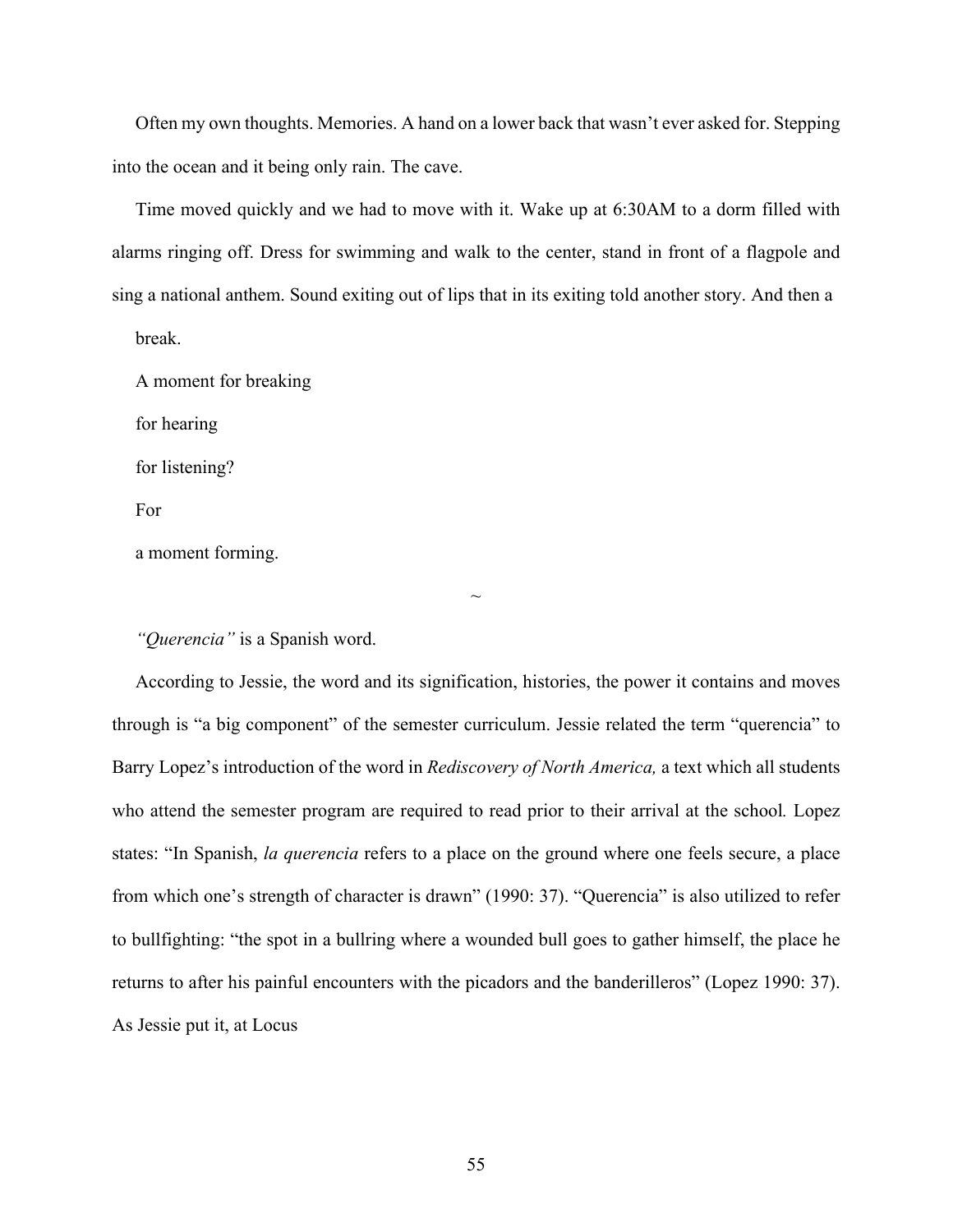Often my own thoughts. Memories. A hand on a lower back that wasn't ever asked for. Stepping into the ocean and it being only rain. The cave.

Time moved quickly and we had to move with it. Wake up at 6:30AM to a dorm filled with alarms ringing off. Dress for swimming and walk to the center, stand in front of a flagpole and sing a national anthem. Sound exiting out of lips that in its exiting told another story. And then a

break.

A moment for breaking

for hearing

for listening?

For

a moment forming.

~

*"Querencia"* is a Spanish word.

According to Jessie, the word and its signification, histories, the power it contains and moves through is "a big component" of the semester curriculum. Jessie related the term "querencia" to Barry Lopez's introduction of the word in *Rediscovery of North America,* a text which all students who attend the semester program are required to read prior to their arrival at the school. Lopez states: "In Spanish, *la querencia* refers to a place on the ground where one feels secure, a place from which one's strength of character is drawn" (1990: 37). "Querencia" is also utilized to refer to bullfighting: "the spot in a bullring where a wounded bull goes to gather himself, the place he returns to after his painful encounters with the picadors and the banderilleros" (Lopez 1990: 37). As Jessie put it, at Locus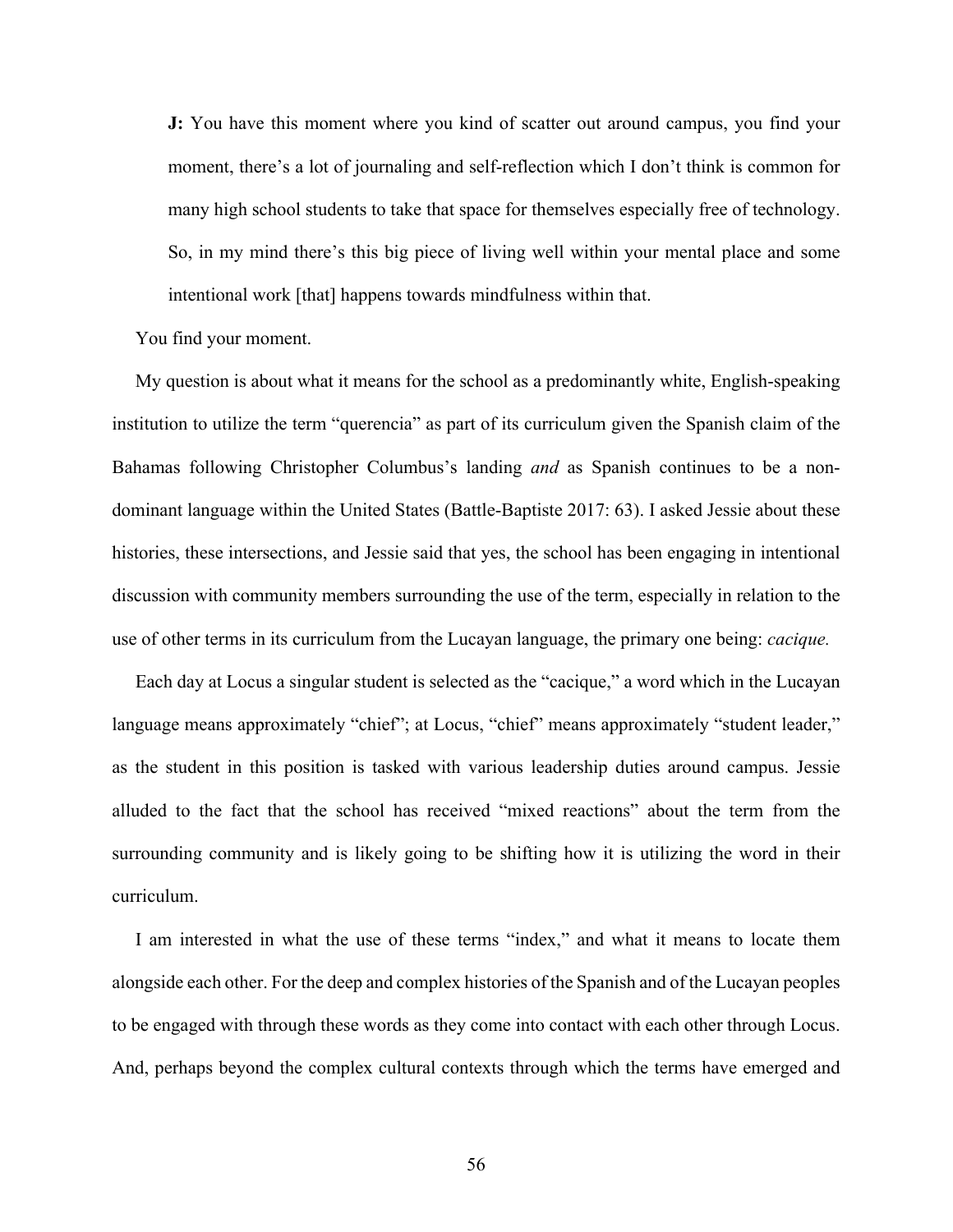> **J:** You have this moment where you kind of scatter out around campus, you find your moment, there's a lot of journaling and self-reflection which I don't think is common for many high school students to take that space for themselves especially free of technology. So, in my mind there's this big piece of living well within your mental place and some intentional work [that] happens towards mindfulness within that.

You find your moment.

My question is about what it means for the school as a predominantly white, English-speaking institution to utilize the term "querencia" as part of its curriculum given the Spanish claim of the Bahamas following Christopher Columbus's landing *and* as Spanish continues to be a non-dominant language within the United States (Battle-Baptiste 2017: 63). I asked Jessie about these histories, these intersections, and Jessie said that yes, the school has been engaging in intentional discussion with community members surrounding the use of the term, especially in relation to the use of other terms in its curriculum from the Lucayan language, the primary one being: *cacique.*

Each day at Locus a singular student is selected as the "cacique," a word which in the Lucayan language means approximately "chief"; at Locus, "chief" means approximately "student leader," as the student in this position is tasked with various leadership duties around campus. Jessie alluded to the fact that the school has received "mixed reactions" about the term from the surrounding community and is likely going to be shifting how it is utilizing the word in their curriculum.

I am interested in what the use of these terms "index," and what it means to locate them alongside each other. For the deep and complex histories of the Spanish and of the Lucayan peoples to be engaged with through these words as they come into contact with each other through Locus. And, perhaps beyond the complex cultural contexts through which the terms have emerged and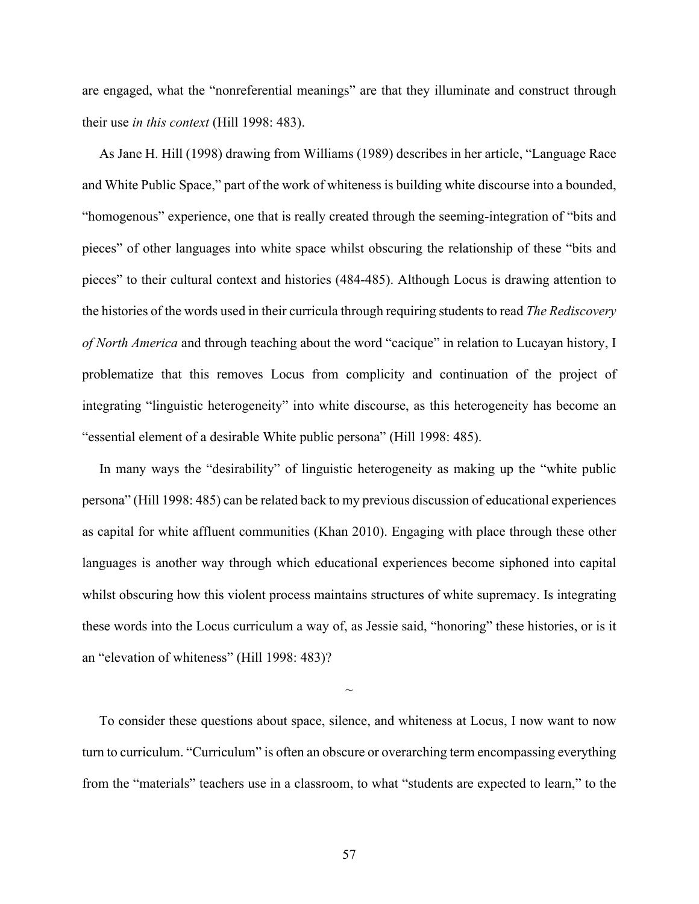are engaged, what the "nonreferential meanings" are that they illuminate and construct through their use *in this context* (Hill 1998: 483).

As Jane H. Hill (1998) drawing from Williams (1989) describes in her article, "Language Race and White Public Space," part of the work of whiteness is building white discourse into a bounded, "homogenous" experience, one that is really created through the seeming-integration of "bits and pieces" of other languages into white space whilst obscuring the relationship of these "bits and pieces" to their cultural context and histories (484-485). Although Locus is drawing attention to the histories of the words used in their curricula through requiring students to read *The Rediscovery of North America* and through teaching about the word "cacique" in relation to Lucayan history, I problematize that this removes Locus from complicity and continuation of the project of integrating "linguistic heterogeneity" into white discourse, as this heterogeneity has become an "essential element of a desirable White public persona" (Hill 1998: 485).

In many ways the "desirability" of linguistic heterogeneity as making up the "white public persona" (Hill 1998: 485) can be related back to my previous discussion of educational experiences as capital for white affluent communities (Khan 2010). Engaging with place through these other languages is another way through which educational experiences become siphoned into capital whilst obscuring how this violent process maintains structures of white supremacy. Is integrating these words into the Locus curriculum a way of, as Jessie said, "honoring" these histories, or is it an "elevation of whiteness" (Hill 1998: 483)?

~

To consider these questions about space, silence, and whiteness at Locus, I now want to now turn to curriculum. "Curriculum" is often an obscure or overarching term encompassing everything from the "materials" teachers use in a classroom, to what "students are expected to learn," to the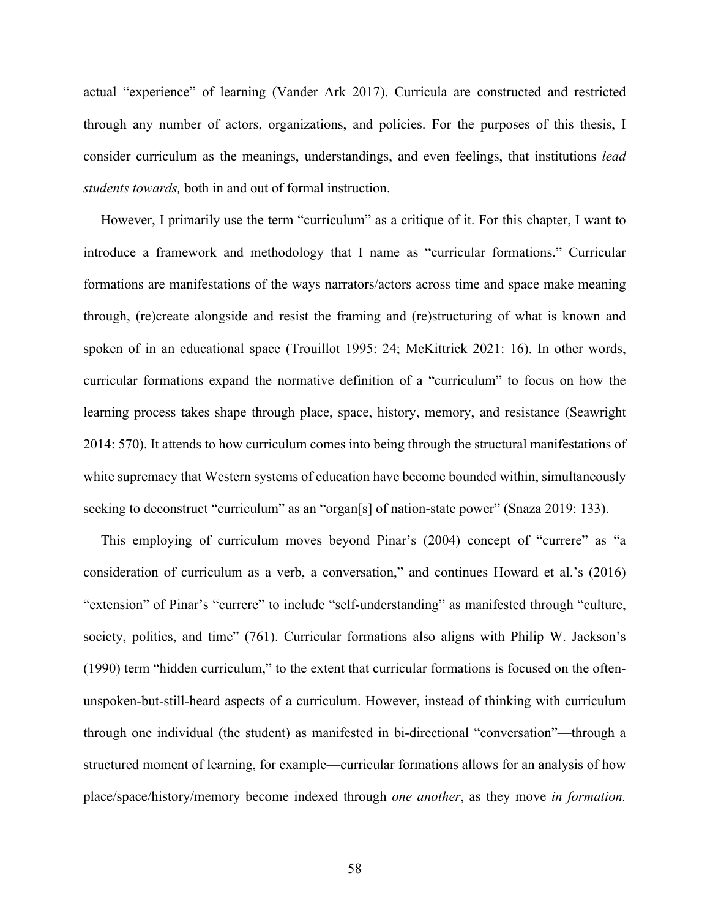actual "experience" of learning (Vander Ark 2017). Curricula are constructed and restricted through any number of actors, organizations, and policies. For the purposes of this thesis, I consider curriculum as the meanings, understandings, and even feelings, that institutions *lead students towards,* both in and out of formal instruction.

However, I primarily use the term "curriculum" as a critique of it. For this chapter, I want to introduce a framework and methodology that I name as "curricular formations." Curricular formations are manifestations of the ways narrators/actors across time and space make meaning through, (re)create alongside and resist the framing and (re)structuring of what is known and spoken of in an educational space (Trouillot 1995: 24; McKittrick 2021: 16). In other words, curricular formations expand the normative definition of a "curriculum" to focus on how the learning process takes shape through place, space, history, memory, and resistance (Seawright 2014: 570). It attends to how curriculum comes into being through the structural manifestations of white supremacy that Western systems of education have become bounded within, simultaneously seeking to deconstruct "curriculum" as an "organ[s] of nation-state power" (Snaza 2019: 133).

This employing of curriculum moves beyond Pinar's (2004) concept of "currere" as "a consideration of curriculum as a verb, a conversation," and continues Howard et al.'s (2016) "extension" of Pinar's "currere" to include "self-understanding" as manifested through "culture, society, politics, and time" (761). Curricular formations also aligns with Philip W. Jackson's (1990) term "hidden curriculum," to the extent that curricular formations is focused on the often-unspoken-but-still-heard aspects of a curriculum. However, instead of thinking with curriculum through one individual (the student) as manifested in bi-directional "conversation"—through a structured moment of learning, for example—curricular formations allows for an analysis of how place/space/history/memory become indexed through *one another*, as they move *in formation.*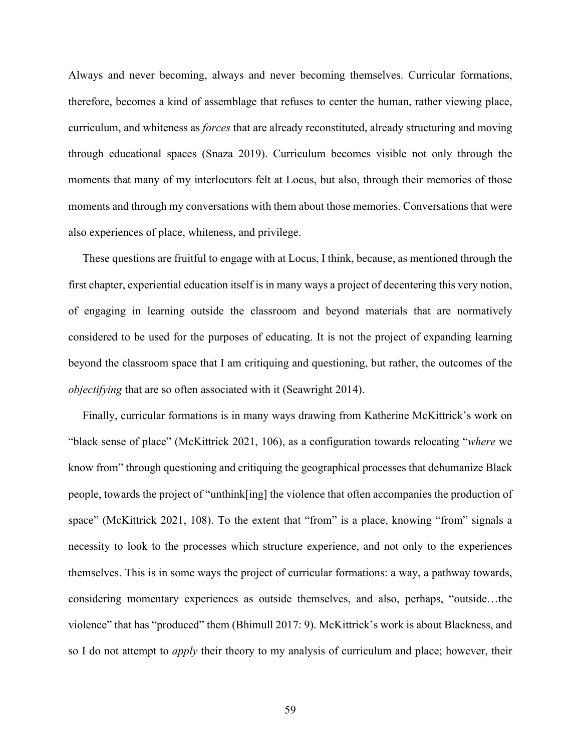Always and never becoming, always and never becoming themselves. Curricular formations, therefore, becomes a kind of assemblage that refuses to center the human, rather viewing place, curriculum, and whiteness as *forces* that are already reconstituted, already structuring and moving through educational spaces (Snaza 2019). Curriculum becomes visible not only through the moments that many of my interlocutors felt at Locus, but also, through their memories of those moments and through my conversations with them about those memories. Conversations that were also experiences of place, whiteness, and privilege.

These questions are fruitful to engage with at Locus, I think, because, as mentioned through the first chapter, experiential education itself is in many ways a project of decentering this very notion, of engaging in learning outside the classroom and beyond materials that are normatively considered to be used for the purposes of educating. It is not the project of expanding learning beyond the classroom space that I am critiquing and questioning, but rather, the outcomes of the *objectifying* that are so often associated with it (Seawright 2014).

Finally, curricular formations is in many ways drawing from Katherine McKittrick's work on "black sense of place" (McKittrick 2021, 106), as a configuration towards relocating "*where* we know from" through questioning and critiquing the geographical processes that dehumanize Black people, towards the project of "unthink[ing] the violence that often accompanies the production of space" (McKittrick 2021, 108). To the extent that "from" is a place, knowing "from" signals a necessity to look to the processes which structure experience, and not only to the experiences themselves. This is in some ways the project of curricular formations: a way, a pathway towards, considering momentary experiences as outside themselves, and also, perhaps, "outside…the violence" that has "produced" them (Bhimull 2017: 9). McKittrick's work is about Blackness, and so I do not attempt to *apply* their theory to my analysis of curriculum and place; however, their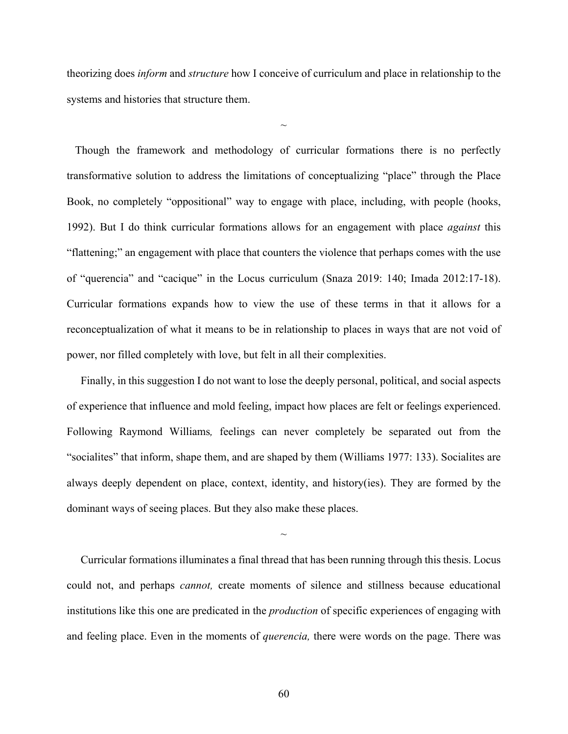theorizing does *inform* and *structure* how I conceive of curriculum and place in relationship to the systems and histories that structure them.

~

Though the framework and methodology of curricular formations there is no perfectly transformative solution to address the limitations of conceptualizing "place" through the Place Book, no completely "oppositional" way to engage with place, including, with people (hooks, 1992). But I do think curricular formations allows for an engagement with place *against* this "flattening;" an engagement with place that counters the violence that perhaps comes with the use of "querencia" and "cacique" in the Locus curriculum (Snaza 2019: 140; Imada 2012:17-18). Curricular formations expands how to view the use of these terms in that it allows for a reconceptualization of what it means to be in relationship to places in ways that are not void of power, nor filled completely with love, but felt in all their complexities.

Finally, in this suggestion I do not want to lose the deeply personal, political, and social aspects of experience that influence and mold feeling, impact how places are felt or feelings experienced. Following Raymond Williams*,* feelings can never completely be separated out from the "socialites" that inform, shape them, and are shaped by them (Williams 1977: 133). Socialites are always deeply dependent on place, context, identity, and history(ies). They are formed by the dominant ways of seeing places. But they also make these places.

~

Curricular formations illuminates a final thread that has been running through this thesis. Locus could not, and perhaps *cannot,* create moments of silence and stillness because educational institutions like this one are predicated in the *production* of specific experiences of engaging with and feeling place. Even in the moments of *querencia,* there were words on the page. There was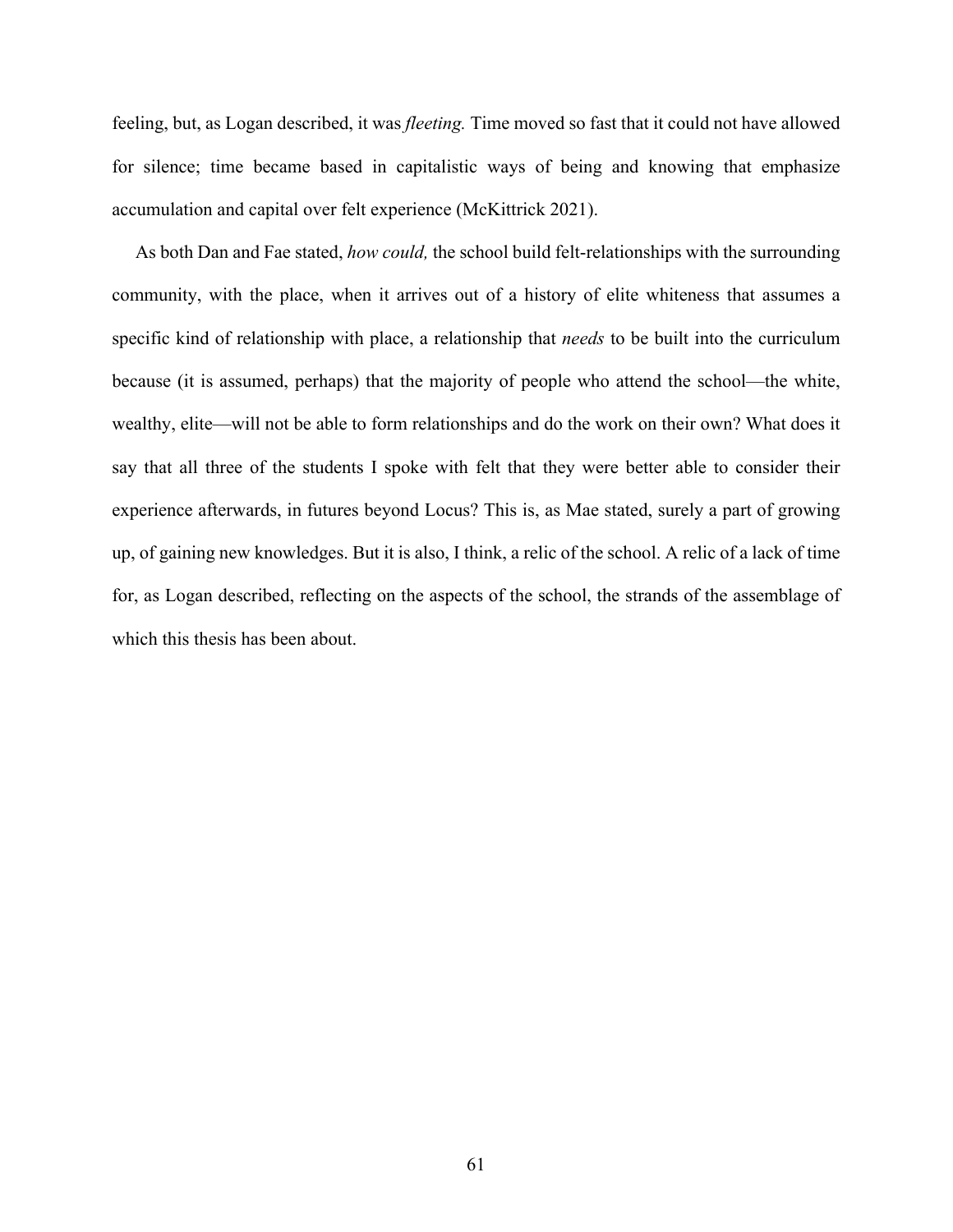feeling, but, as Logan described, it was *fleeting.* Time moved so fast that it could not have allowed for silence; time became based in capitalistic ways of being and knowing that emphasize accumulation and capital over felt experience (McKittrick 2021).

As both Dan and Fae stated, *how could,* the school build felt-relationships with the surrounding community, with the place, when it arrives out of a history of elite whiteness that assumes a specific kind of relationship with place, a relationship that *needs* to be built into the curriculum because (it is assumed, perhaps) that the majority of people who attend the school—the white, wealthy, elite—will not be able to form relationships and do the work on their own? What does it say that all three of the students I spoke with felt that they were better able to consider their experience afterwards, in futures beyond Locus? This is, as Mae stated, surely a part of growing up, of gaining new knowledges. But it is also, I think, a relic of the school. A relic of a lack of time for, as Logan described, reflecting on the aspects of the school, the strands of the assemblage of which this thesis has been about.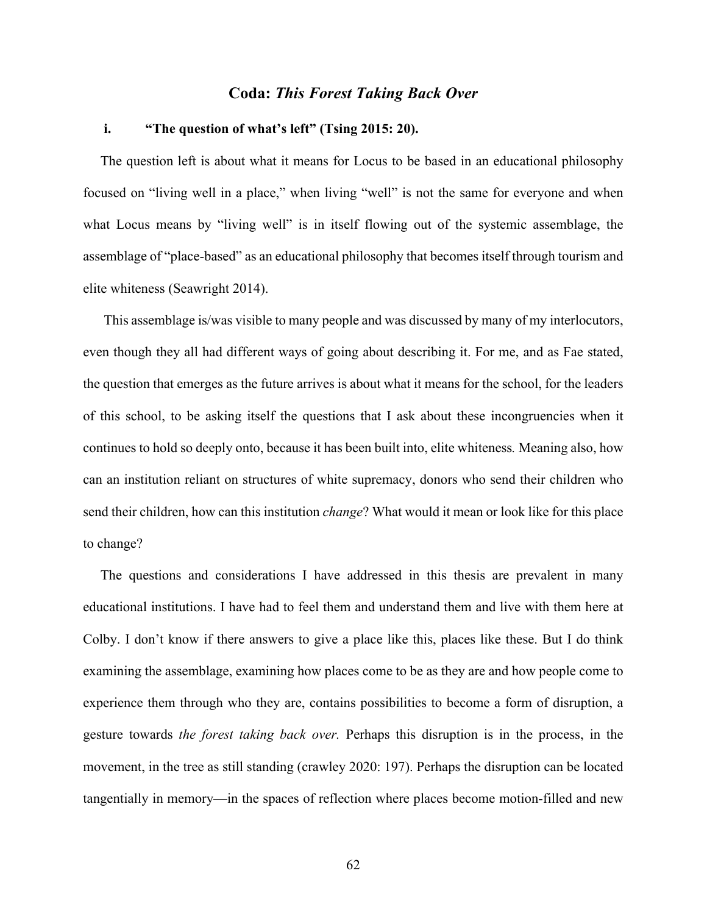## Coda: *This Forest Taking Back Over*

### i. "The question of what's left" (Tsing 2015: 20).

The question left is about what it means for Locus to be based in an educational philosophy focused on "living well in a place," when living "well" is not the same for everyone and when what Locus means by "living well" is in itself flowing out of the systemic assemblage, the assemblage of "place-based" as an educational philosophy that becomes itself through tourism and elite whiteness (Seawright 2014).

This assemblage is/was visible to many people and was discussed by many of my interlocutors, even though they all had different ways of going about describing it. For me, and as Fae stated, the question that emerges as the future arrives is about what it means for the school, for the leaders of this school, to be asking itself the questions that I ask about these incongruencies when it continues to hold so deeply onto, because it has been built into, elite whiteness*.* Meaning also, how can an institution reliant on structures of white supremacy, donors who send their children who send their children, how can this institution *change*? What would it mean or look like for this place to change?

The questions and considerations I have addressed in this thesis are prevalent in many educational institutions. I have had to feel them and understand them and live with them here at Colby. I don't know if there answers to give a place like this, places like these. But I do think examining the assemblage, examining how places come to be as they are and how people come to experience them through who they are, contains possibilities to become a form of disruption, a gesture towards *the forest taking back over.* Perhaps this disruption is in the process, in the movement, in the tree as still standing (crawley 2020: 197). Perhaps the disruption can be located tangentially in memory—in the spaces of reflection where places become motion-filled and new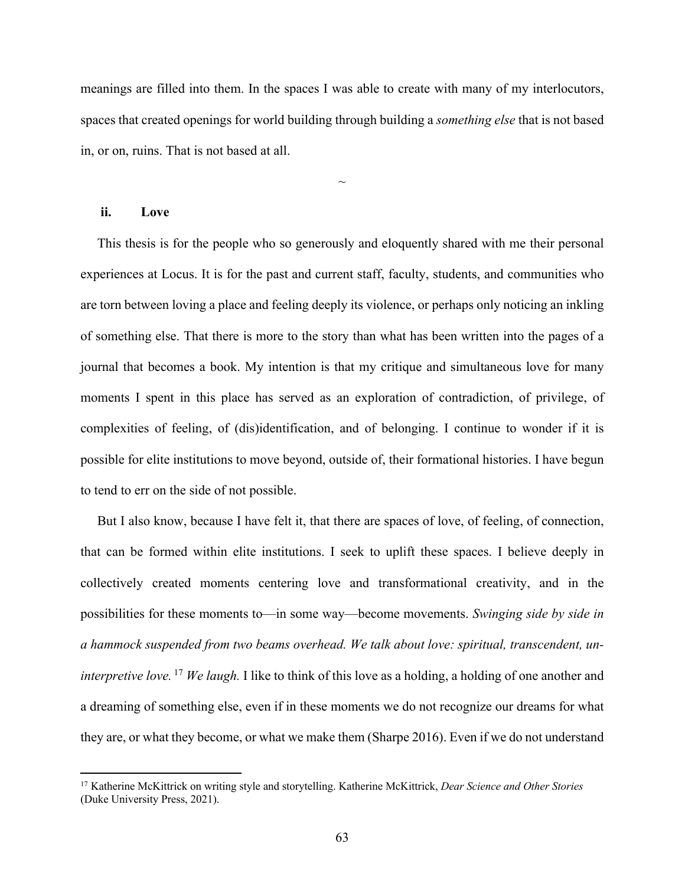meanings are filled into them. In the spaces I was able to create with many of my interlocutors, spaces that created openings for world building through building a *something else* that is not based in, or on, ruins. That is not based at all.

~

### ii. Love

This thesis is for the people who so generously and eloquently shared with me their personal experiences at Locus. It is for the past and current staff, faculty, students, and communities who are torn between loving a place and feeling deeply its violence, or perhaps only noticing an inkling of something else. That there is more to the story than what has been written into the pages of a journal that becomes a book. My intention is that my critique and simultaneous love for many moments I spent in this place has served as an exploration of contradiction, of privilege, of complexities of feeling, of (dis)identification, and of belonging. I continue to wonder if it is possible for elite institutions to move beyond, outside of, their formational histories. I have begun to tend to err on the side of not possible.

But I also know, because I have felt it, that there are spaces of love, of feeling, of connection, that can be formed within elite institutions. I seek to uplift these spaces. I believe deeply in collectively created moments centering love and transformational creativity, and in the possibilities for these moments to—in some way—become movements. *Swinging side by side in a hammock suspended from two beams overhead. We talk about love: spiritual, transcendent, un-interpretive love.*[17] *We laugh.* I like to think of this love as a holding, a holding of one another and a dreaming of something else, even if in these moments we do not recognize our dreams for what they are, or what they become, or what we make them (Sharpe 2016). Even if we do not understand

---

[17] Katherine McKittrick on writing style and storytelling. Katherine McKittrick, *Dear Science and Other Stories* (Duke University Press, 2021).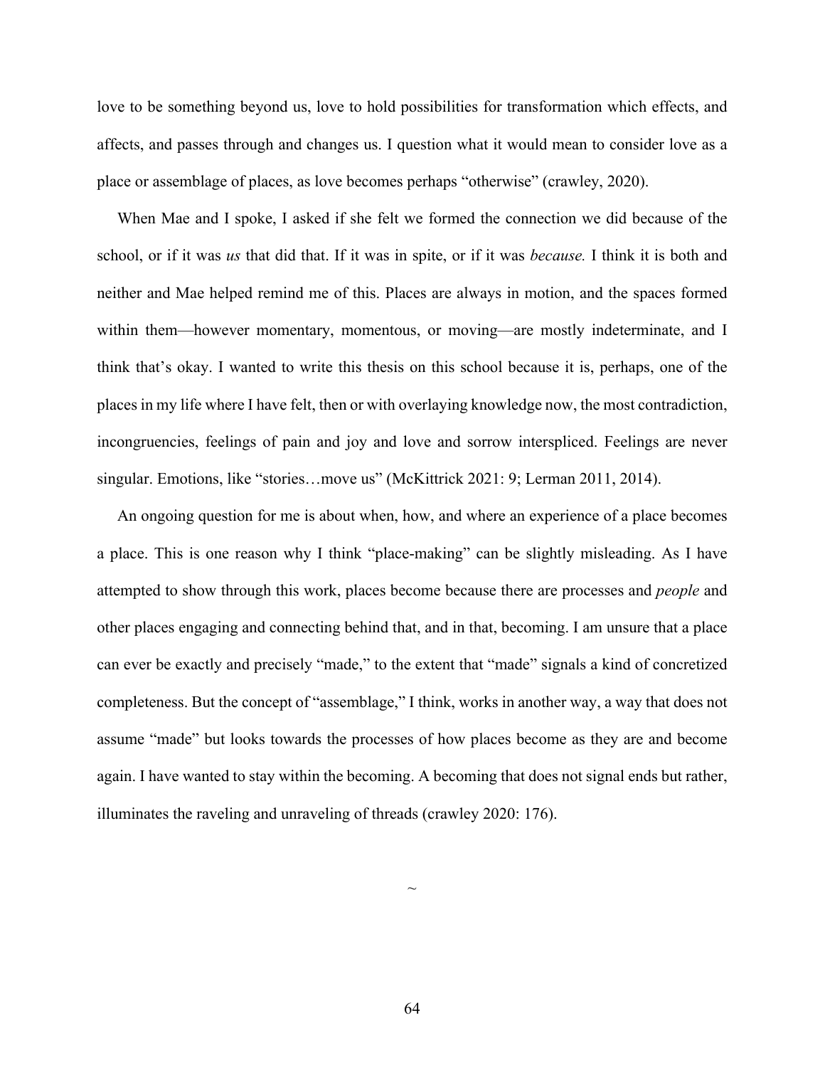love to be something beyond us, love to hold possibilities for transformation which effects, and affects, and passes through and changes us. I question what it would mean to consider love as a place or assemblage of places, as love becomes perhaps "otherwise" (crawley, 2020).

When Mae and I spoke, I asked if she felt we formed the connection we did because of the school, or if it was *us* that did that. If it was in spite, or if it was *because.* I think it is both and neither and Mae helped remind me of this. Places are always in motion, and the spaces formed within them—however momentary, momentous, or moving—are mostly indeterminate, and I think that's okay. I wanted to write this thesis on this school because it is, perhaps, one of the places in my life where I have felt, then or with overlaying knowledge now, the most contradiction, incongruencies, feelings of pain and joy and love and sorrow interspliced. Feelings are never singular. Emotions, like "stories…move us" (McKittrick 2021: 9; Lerman 2011, 2014).

An ongoing question for me is about when, how, and where an experience of a place becomes a place. This is one reason why I think "place-making" can be slightly misleading. As I have attempted to show through this work, places become because there are processes and *people* and other places engaging and connecting behind that, and in that, becoming. I am unsure that a place can ever be exactly and precisely "made," to the extent that "made" signals a kind of concretized completeness. But the concept of "assemblage," I think, works in another way, a way that does not assume "made" but looks towards the processes of how places become as they are and become again. I have wanted to stay within the becoming. A becoming that does not signal ends but rather, illuminates the raveling and unraveling of threads (crawley 2020: 176).

~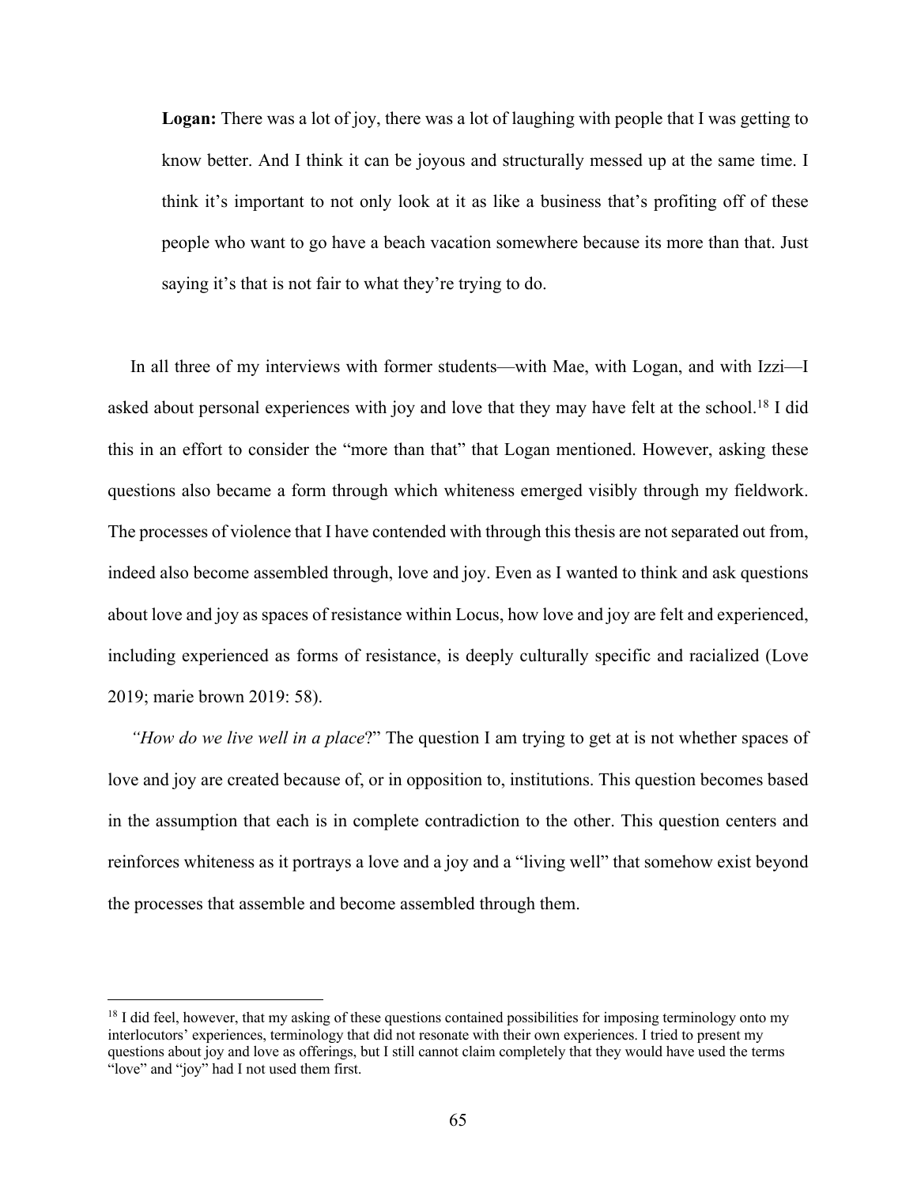> **Logan:** There was a lot of joy, there was a lot of laughing with people that I was getting to know better. And I think it can be joyous and structurally messed up at the same time. I think it's important to not only look at it as like a business that's profiting off of these people who want to go have a beach vacation somewhere because its more than that. Just saying it's that is not fair to what they're trying to do.

In all three of my interviews with former students—with Mae, with Logan, and with Izzi—I asked about personal experiences with joy and love that they may have felt at the school.[18] I did this in an effort to consider the "more than that" that Logan mentioned. However, asking these questions also became a form through which whiteness emerged visibly through my fieldwork. The processes of violence that I have contended with through this thesis are not separated out from, indeed also become assembled through, love and joy. Even as I wanted to think and ask questions about love and joy as spaces of resistance within Locus, how love and joy are felt and experienced, including experienced as forms of resistance, is deeply culturally specific and racialized (Love 2019; marie brown 2019: 58).

*"How do we live well in a place*?" The question I am trying to get at is not whether spaces of love and joy are created because of, or in opposition to, institutions. This question becomes based in the assumption that each is in complete contradiction to the other. This question centers and reinforces whiteness as it portrays a love and a joy and a "living well" that somehow exist beyond the processes that assemble and become assembled through them.

---

[18] I did feel, however, that my asking of these questions contained possibilities for imposing terminology onto my interlocutors' experiences, terminology that did not resonate with their own experiences. I tried to present my questions about joy and love as offerings, but I still cannot claim completely that they would have used the terms "love" and "joy" had I not used them first.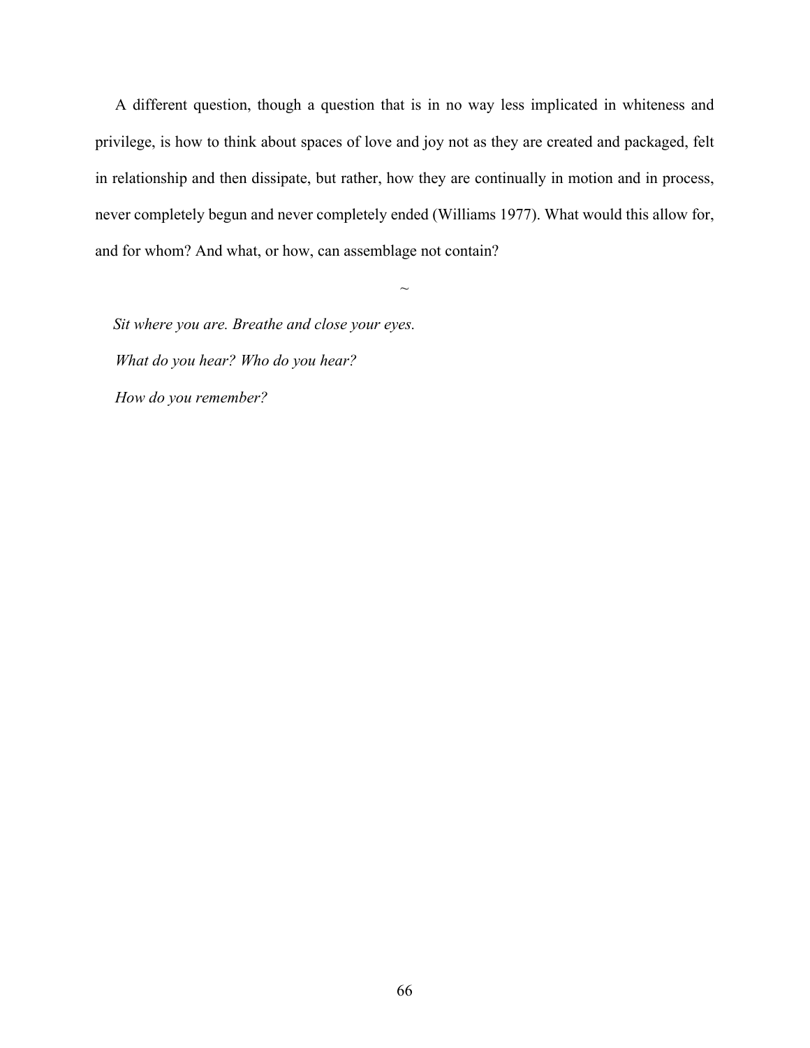A different question, though a question that is in no way less implicated in whiteness and privilege, is how to think about spaces of love and joy not as they are created and packaged, felt in relationship and then dissipate, but rather, how they are continually in motion and in process, never completely begun and never completely ended (Williams 1977). What would this allow for, and for whom? And what, or how, can assemblage not contain?

~

*Sit where you are. Breathe and close your eyes.*

*What do you hear? Who do you hear?*

*How do you remember?*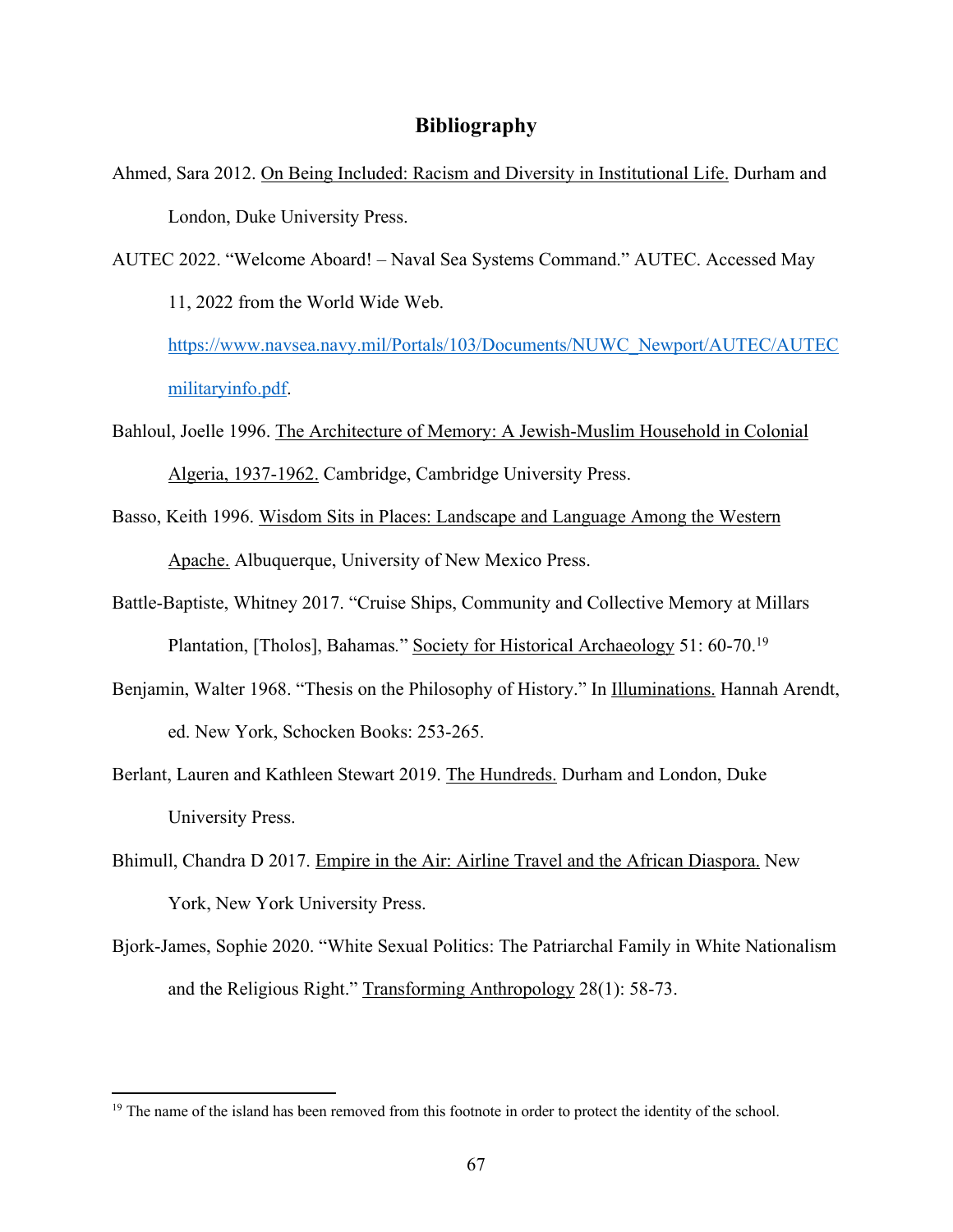## Bibliography

Ahmed, Sara 2012. On Being Included: Racism and Diversity in Institutional Life. Durham and London, Duke University Press.

AUTEC 2022. "Welcome Aboard! – Naval Sea Systems Command." AUTEC. Accessed May 11, 2022 from the World Wide Web. https://www.navsea.navy.mil/Portals/103/Documents/NUWC_Newport/AUTEC/AUTECmilitaryinfo.pdf.

Bahloul, Joelle 1996. The Architecture of Memory: A Jewish-Muslim Household in Colonial Algeria, 1937-1962. Cambridge, Cambridge University Press.

Basso, Keith 1996. Wisdom Sits in Places: Landscape and Language Among the Western Apache. Albuquerque, University of New Mexico Press.

Battle-Baptiste, Whitney 2017. "Cruise Ships, Community and Collective Memory at Millars Plantation, [Tholos], Bahamas." Society for Historical Archaeology 51: 60-70.[19]

Benjamin, Walter 1968. "Thesis on the Philosophy of History." In Illuminations. Hannah Arendt, ed. New York, Schocken Books: 253-265.

Berlant, Lauren and Kathleen Stewart 2019. The Hundreds. Durham and London, Duke University Press.

Bhimull, Chandra D 2017. Empire in the Air: Airline Travel and the African Diaspora. New York, New York University Press.

Bjork-James, Sophie 2020. "White Sexual Politics: The Patriarchal Family in White Nationalism and the Religious Right." Transforming Anthropology 28(1): 58-73.

---

[19] The name of the island has been removed from this footnote in order to protect the identity of the school.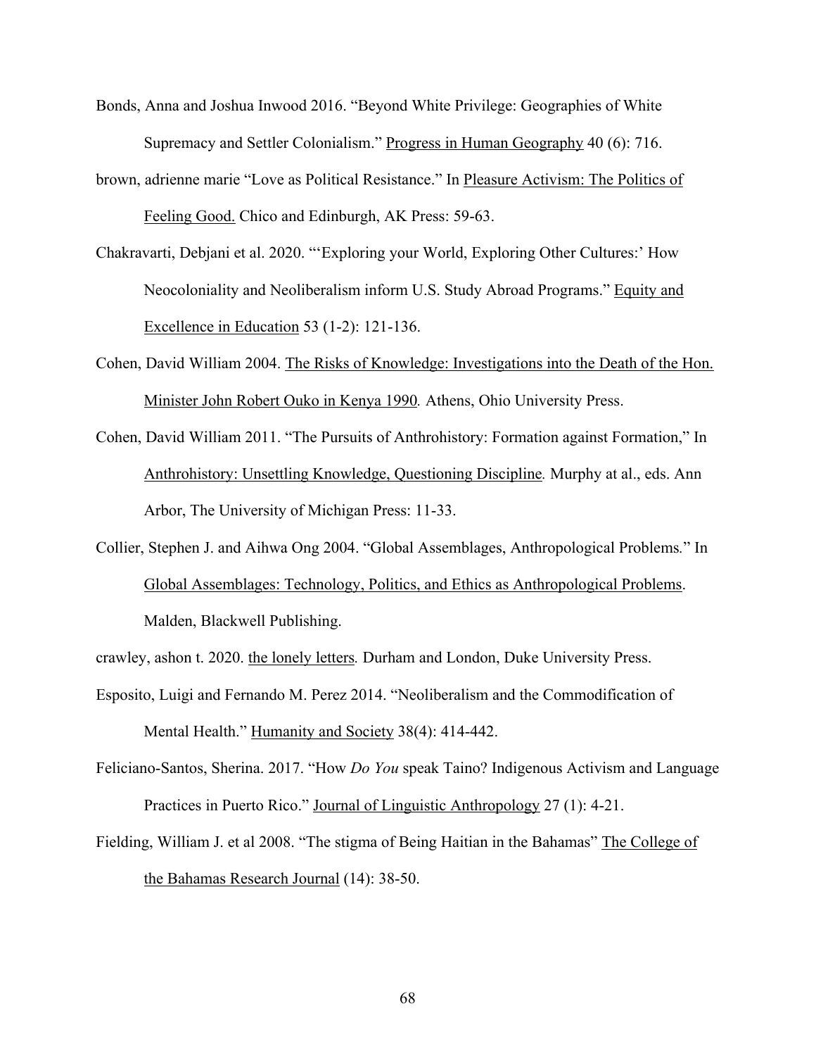Bonds, Anna and Joshua Inwood 2016. "Beyond White Privilege: Geographies of White Supremacy and Settler Colonialism." Progress in Human Geography 40 (6): 716.

brown, adrienne marie "Love as Political Resistance." In Pleasure Activism: The Politics of Feeling Good. Chico and Edinburgh, AK Press: 59-63.

Chakravarti, Debjani et al. 2020. "'Exploring your World, Exploring Other Cultures:' How Neocoloniality and Neoliberalism inform U.S. Study Abroad Programs." Equity and Excellence in Education 53 (1-2): 121-136.

Cohen, David William 2004. The Risks of Knowledge: Investigations into the Death of the Hon. Minister John Robert Ouko in Kenya 1990. Athens, Ohio University Press.

Cohen, David William 2011. "The Pursuits of Anthrohistory: Formation against Formation," In Anthrohistory: Unsettling Knowledge, Questioning Discipline. Murphy at al., eds. Ann Arbor, The University of Michigan Press: 11-33.

Collier, Stephen J. and Aihwa Ong 2004. "Global Assemblages, Anthropological Problems." In Global Assemblages: Technology, Politics, and Ethics as Anthropological Problems. Malden, Blackwell Publishing.

crawley, ashon t. 2020. the lonely letters. Durham and London, Duke University Press.

Esposito, Luigi and Fernando M. Perez 2014. "Neoliberalism and the Commodification of Mental Health." Humanity and Society 38(4): 414-442.

Feliciano-Santos, Sherina. 2017. "How *Do You* speak Taino? Indigenous Activism and Language Practices in Puerto Rico." Journal of Linguistic Anthropology 27 (1): 4-21.

Fielding, William J. et al 2008. "The stigma of Being Haitian in the Bahamas" The College of the Bahamas Research Journal (14): 38-50.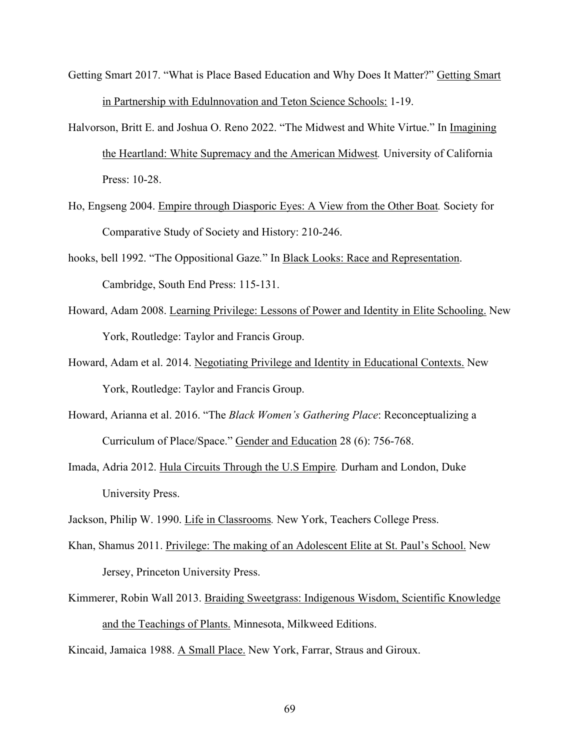Getting Smart 2017. "What is Place Based Education and Why Does It Matter?" <u>Getting Smart in Partnership with EduInnovation and Teton Science Schools:</u> 1-19.

Halvorson, Britt E. and Joshua O. Reno 2022. "The Midwest and White Virtue." In <u>Imagining the Heartland: White Supremacy and the American Midwest</u>*.* University of California Press: 10-28.

Ho, Engseng 2004. <u>Empire through Diasporic Eyes: A View from the Other Boat</u>*.* Society for Comparative Study of Society and History: 210-246.

hooks, bell 1992. "The Oppositional Gaze*.*" In <u>Black Looks: Race and Representation</u>. Cambridge, South End Press: 115-131.

Howard, Adam 2008. <u>Learning Privilege: Lessons of Power and Identity in Elite Schooling.</u> New York, Routledge: Taylor and Francis Group.

Howard, Adam et al. 2014. <u>Negotiating Privilege and Identity in Educational Contexts.</u> New York, Routledge: Taylor and Francis Group.

Howard, Arianna et al. 2016. "The *Black Women's Gathering Place*: Reconceptualizing a Curriculum of Place/Space." <u>Gender and Education</u> 28 (6): 756-768.

Imada, Adria 2012. <u>Hula Circuits Through the U.S Empire</u>*.* Durham and London, Duke University Press.

Jackson, Philip W. 1990. <u>Life in Classrooms</u>*.* New York, Teachers College Press.

Khan, Shamus 2011. <u>Privilege: The making of an Adolescent Elite at St. Paul's School.</u> New Jersey, Princeton University Press.

Kimmerer, Robin Wall 2013. <u>Braiding Sweetgrass: Indigenous Wisdom, Scientific Knowledge and the Teachings of Plants.</u> Minnesota, Milkweed Editions.

Kincaid, Jamaica 1988. <u>A Small Place.</u> New York, Farrar, Straus and Giroux.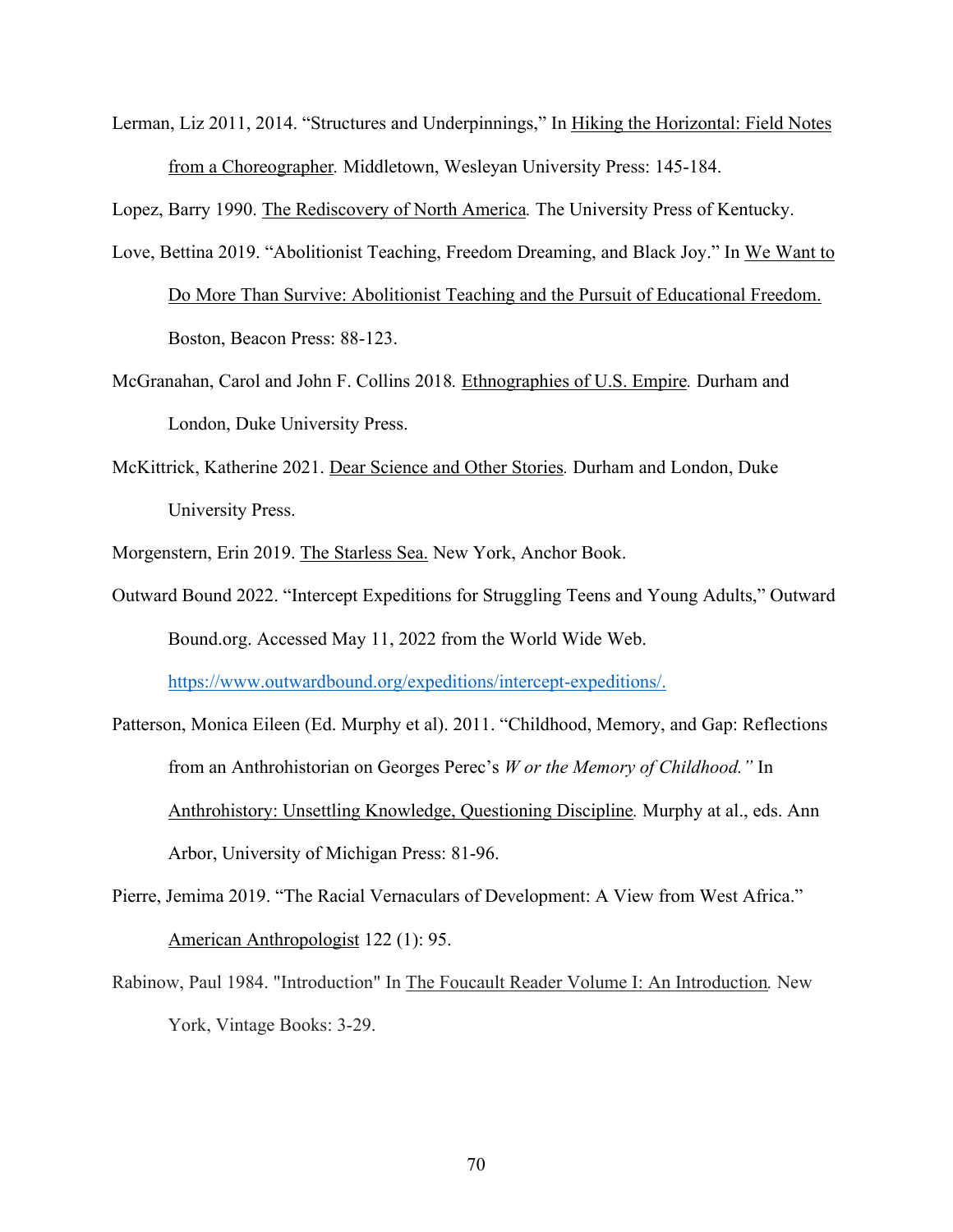Lerman, Liz 2011, 2014. "Structures and Underpinnings," In Hiking the Horizontal: Field Notes from a Choreographer*.* Middletown, Wesleyan University Press: 145-184.

Lopez, Barry 1990. The Rediscovery of North America*.* The University Press of Kentucky.

Love, Bettina 2019. "Abolitionist Teaching, Freedom Dreaming, and Black Joy." In We Want to Do More Than Survive: Abolitionist Teaching and the Pursuit of Educational Freedom. Boston, Beacon Press: 88-123.

McGranahan, Carol and John F. Collins 2018*.* Ethnographies of U.S. Empire*.* Durham and London, Duke University Press.

McKittrick, Katherine 2021. Dear Science and Other Stories*.* Durham and London, Duke University Press.

Morgenstern, Erin 2019. The Starless Sea. New York, Anchor Book.

Outward Bound 2022. "Intercept Expeditions for Struggling Teens and Young Adults," Outward Bound.org. Accessed May 11, 2022 from the World Wide Web. https://www.outwardbound.org/expeditions/intercept-expeditions/.

Patterson, Monica Eileen (Ed. Murphy et al). 2011. "Childhood, Memory, and Gap: Reflections from an Anthrohistorian on Georges Perec's *W or the Memory of Childhood."* In Anthrohistory: Unsettling Knowledge, Questioning Discipline*.* Murphy at al., eds. Ann Arbor, University of Michigan Press: 81-96.

Pierre, Jemima 2019. "The Racial Vernaculars of Development: A View from West Africa." American Anthropologist 122 (1): 95.

Rabinow, Paul 1984. "Introduction" In The Foucault Reader Volume I: An Introduction*.* New York, Vintage Books: 3-29.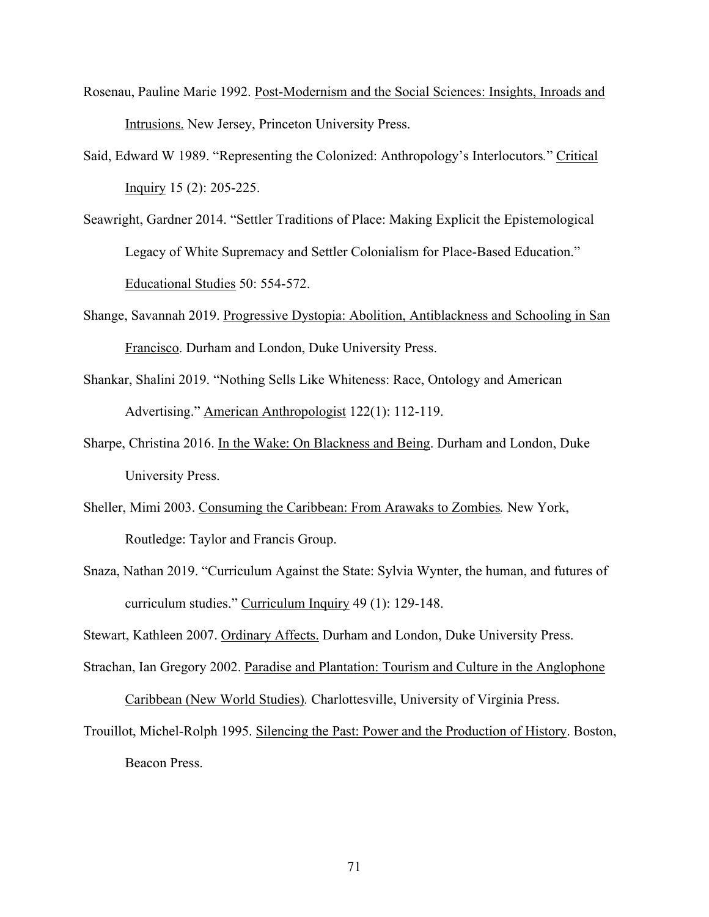Rosenau, Pauline Marie 1992. Post-Modernism and the Social Sciences: Insights, Inroads and Intrusions. New Jersey, Princeton University Press.

Said, Edward W 1989. "Representing the Colonized: Anthropology's Interlocutors." Critical Inquiry 15 (2): 205-225.

Seawright, Gardner 2014. "Settler Traditions of Place: Making Explicit the Epistemological Legacy of White Supremacy and Settler Colonialism for Place-Based Education." Educational Studies 50: 554-572.

Shange, Savannah 2019. Progressive Dystopia: Abolition, Antiblackness and Schooling in San Francisco. Durham and London, Duke University Press.

Shankar, Shalini 2019. "Nothing Sells Like Whiteness: Race, Ontology and American Advertising." American Anthropologist 122(1): 112-119.

Sharpe, Christina 2016. In the Wake: On Blackness and Being. Durham and London, Duke University Press.

Sheller, Mimi 2003. Consuming the Caribbean: From Arawaks to Zombies. New York, Routledge: Taylor and Francis Group.

Snaza, Nathan 2019. "Curriculum Against the State: Sylvia Wynter, the human, and futures of curriculum studies." Curriculum Inquiry 49 (1): 129-148.

Stewart, Kathleen 2007. Ordinary Affects. Durham and London, Duke University Press.

Strachan, Ian Gregory 2002. Paradise and Plantation: Tourism and Culture in the Anglophone Caribbean (New World Studies). Charlottesville, University of Virginia Press.

Trouillot, Michel-Rolph 1995. Silencing the Past: Power and the Production of History. Boston, Beacon Press.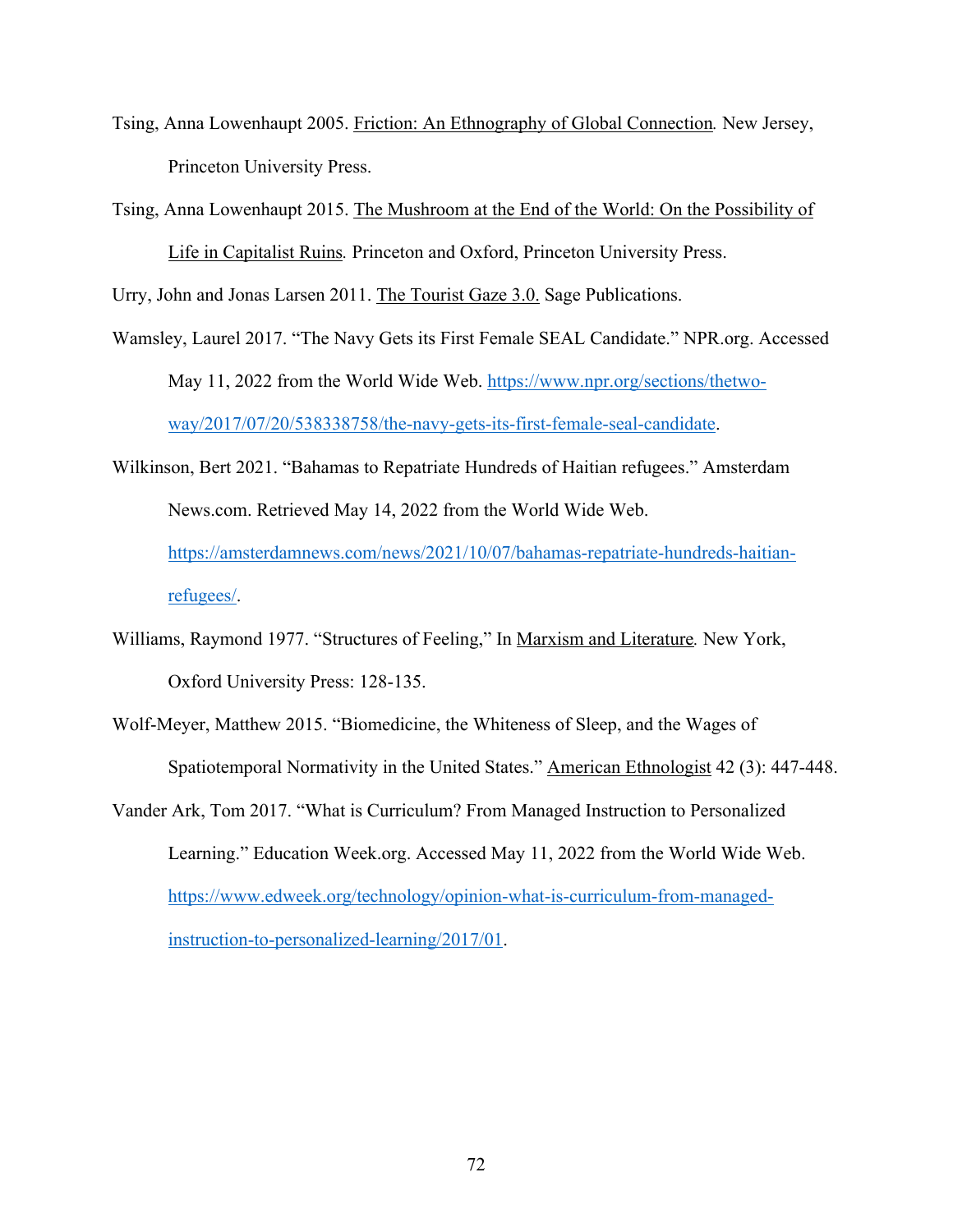Tsing, Anna Lowenhaupt 2005. Friction: An Ethnography of Global Connection. New Jersey, Princeton University Press.

Tsing, Anna Lowenhaupt 2015. The Mushroom at the End of the World: On the Possibility of Life in Capitalist Ruins. Princeton and Oxford, Princeton University Press.

Urry, John and Jonas Larsen 2011. The Tourist Gaze 3.0. Sage Publications.

Wamsley, Laurel 2017. "The Navy Gets its First Female SEAL Candidate." NPR.org. Accessed May 11, 2022 from the World Wide Web. https://www.npr.org/sections/thetwo-way/2017/07/20/538338758/the-navy-gets-its-first-female-seal-candidate.

Wilkinson, Bert 2021. "Bahamas to Repatriate Hundreds of Haitian refugees." Amsterdam News.com. Retrieved May 14, 2022 from the World Wide Web. https://amsterdamnews.com/news/2021/10/07/bahamas-repatriate-hundreds-haitian-refugees/.

Williams, Raymond 1977. "Structures of Feeling," In Marxism and Literature. New York, Oxford University Press: 128-135.

Wolf-Meyer, Matthew 2015. "Biomedicine, the Whiteness of Sleep, and the Wages of Spatiotemporal Normativity in the United States." American Ethnologist 42 (3): 447-448.

Vander Ark, Tom 2017. "What is Curriculum? From Managed Instruction to Personalized Learning." Education Week.org. Accessed May 11, 2022 from the World Wide Web. https://www.edweek.org/technology/opinion-what-is-curriculum-from-managed-instruction-to-personalized-learning/2017/01.